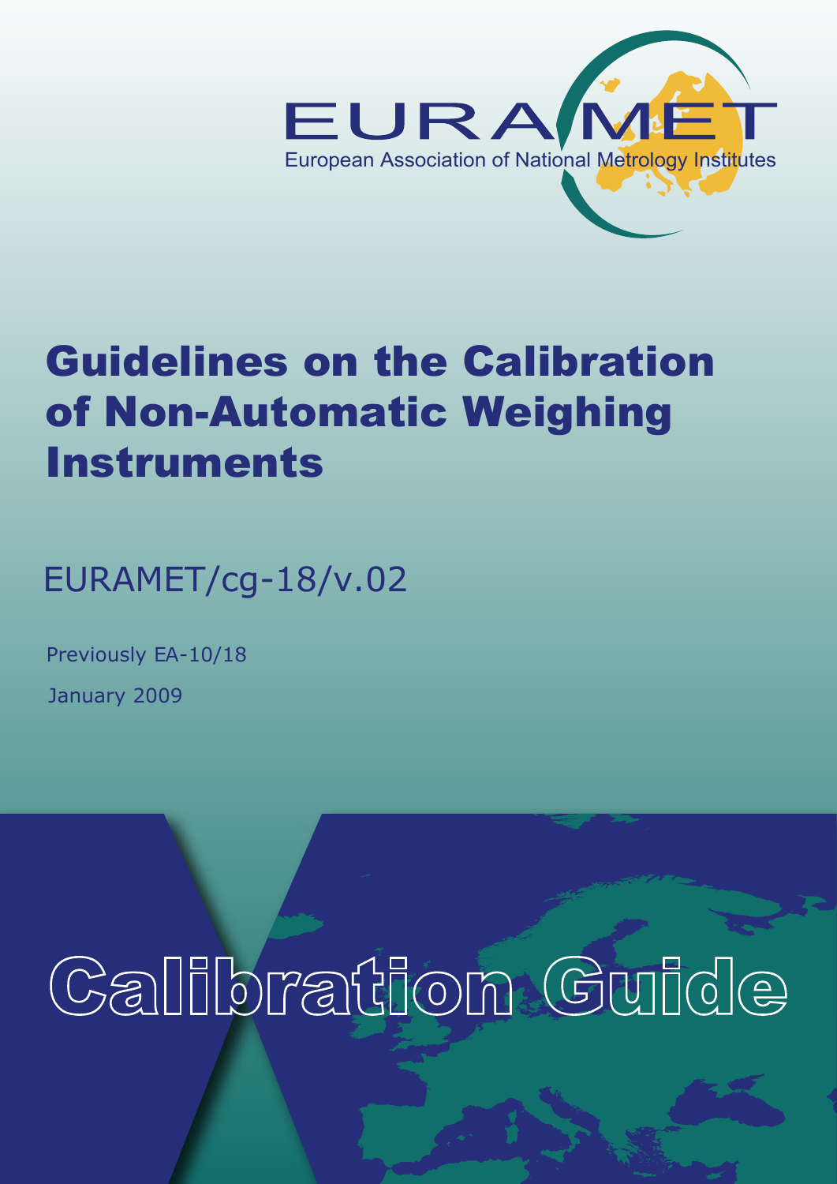EURAMET

European Association of National Metrology Institutes

# Guidelines on the Calibration of Non-Automatic Weighing Instruments

EURAMET/cg-18/v.02

Previously EA-10/18

January 2009

Calibration Guide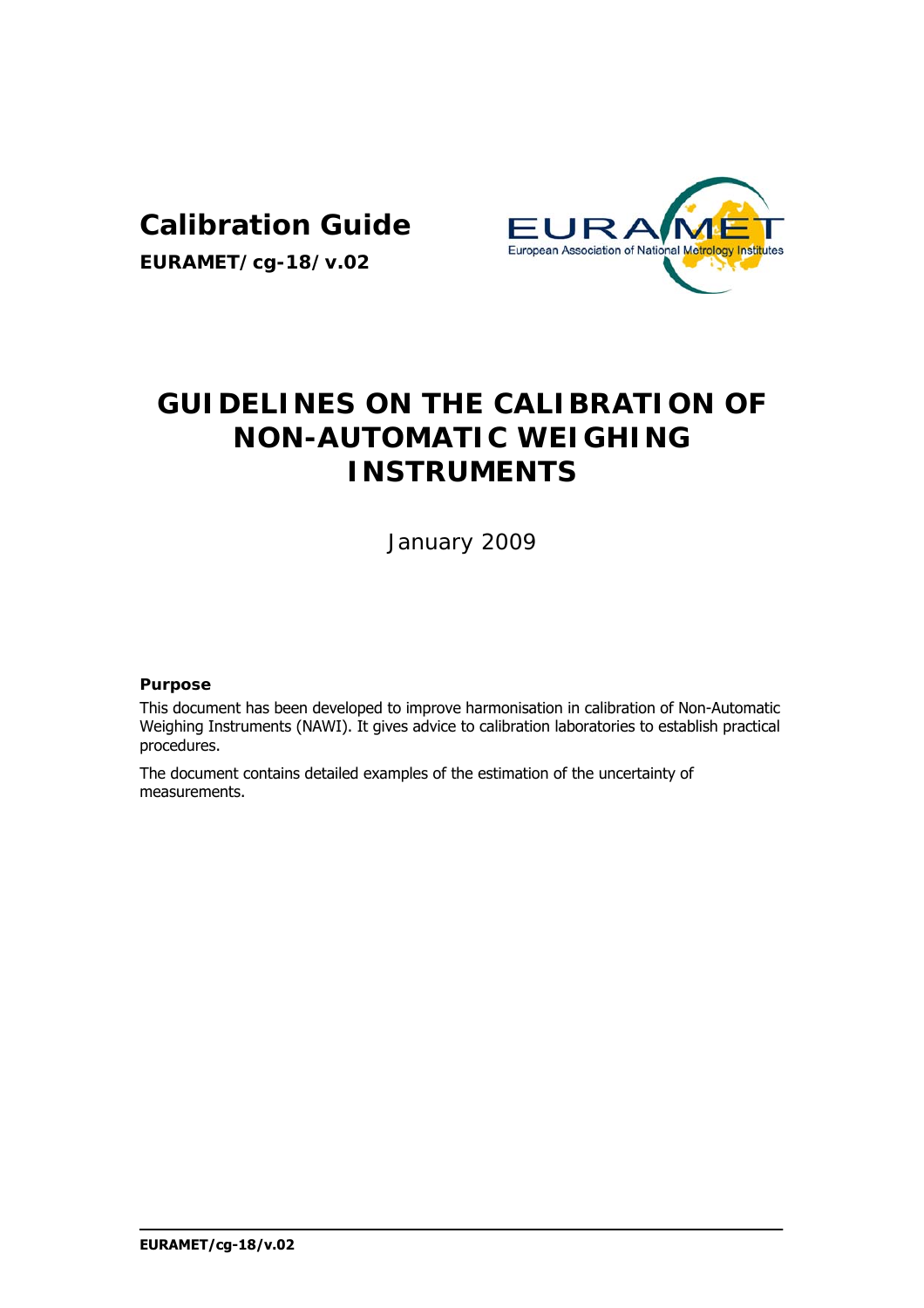**Calibration Guide**

**EURAMET/cg-18/v.02**

# GUIDELINES ON THE CALIBRATION OF NON-AUTOMATIC WEIGHING INSTRUMENTS

January 2009

**Purpose**

This document has been developed to improve harmonisation in calibration of Non-Automatic Weighing Instruments (NAWI). It gives advice to calibration laboratories to establish practical procedures.

The document contains detailed examples of the estimation of the uncertainty of measurements.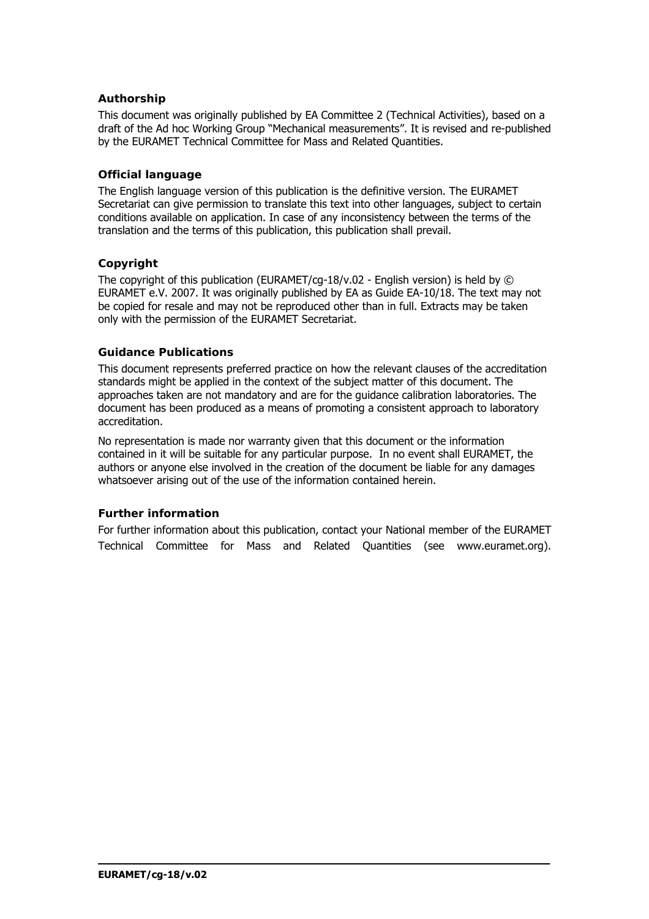### Authorship

This document was originally published by EA Committee 2 (Technical Activities), based on a draft of the Ad hoc Working Group "Mechanical measurements". It is revised and re-published by the EURAMET Technical Committee for Mass and Related Quantities.

### Official language

The English language version of this publication is the definitive version. The EURAMET Secretariat can give permission to translate this text into other languages, subject to certain conditions available on application. In case of any inconsistency between the terms of the translation and the terms of this publication, this publication shall prevail.

### Copyright

The copyright of this publication (EURAMET/cg-18/v.02 - English version) is held by © EURAMET e.V. 2007. It was originally published by EA as Guide EA-10/18. The text may not be copied for resale and may not be reproduced other than in full. Extracts may be taken only with the permission of the EURAMET Secretariat.

### Guidance Publications

This document represents preferred practice on how the relevant clauses of the accreditation standards might be applied in the context of the subject matter of this document. The approaches taken are not mandatory and are for the guidance calibration laboratories. The document has been produced as a means of promoting a consistent approach to laboratory accreditation.

No representation is made nor warranty given that this document or the information contained in it will be suitable for any particular purpose. In no event shall EURAMET, the authors or anyone else involved in the creation of the document be liable for any damages whatsoever arising out of the use of the information contained herein.

### Further information

For further information about this publication, contact your National member of the EURAMET Technical Committee for Mass and Related Quantities (see www.euramet.org).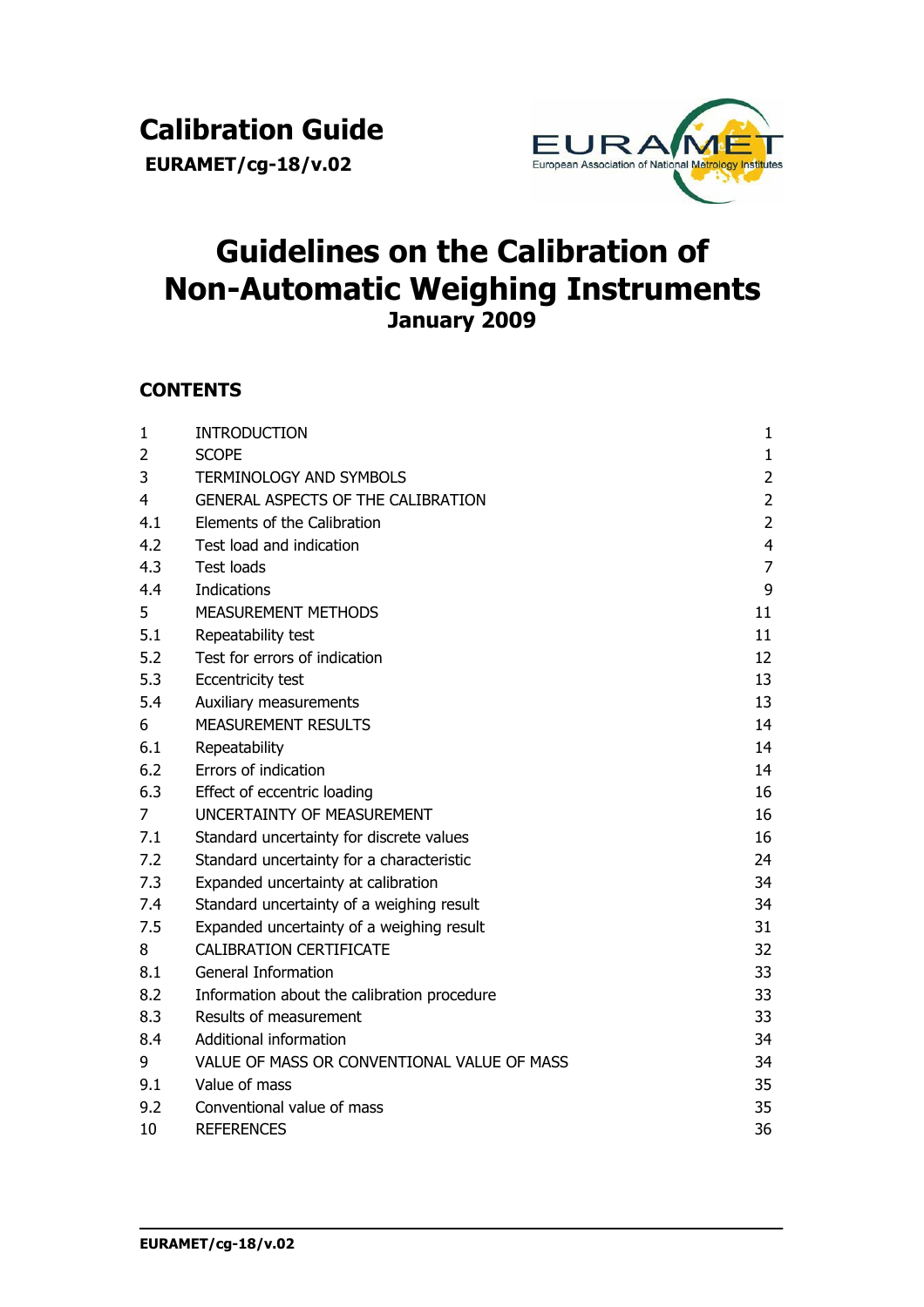# Calibration Guide

**EURAMET/cg-18/v.02**

# Guidelines on the Calibration of Non-Automatic Weighing Instruments

**January 2009**

## CONTENTS

| | | |
|---|---|---|
| 1 | INTRODUCTION | 1 |
| 2 | SCOPE | 1 |
| 3 | TERMINOLOGY AND SYMBOLS | 2 |
| 4 | GENERAL ASPECTS OF THE CALIBRATION | 2 |
| 4.1 | Elements of the Calibration | 2 |
| 4.2 | Test load and indication | 4 |
| 4.3 | Test loads | 7 |
| 4.4 | Indications | 9 |
| 5 | MEASUREMENT METHODS | 11 |
| 5.1 | Repeatability test | 11 |
| 5.2 | Test for errors of indication | 12 |
| 5.3 | Eccentricity test | 13 |
| 5.4 | Auxiliary measurements | 13 |
| 6 | MEASUREMENT RESULTS | 14 |
| 6.1 | Repeatability | 14 |
| 6.2 | Errors of indication | 14 |
| 6.3 | Effect of eccentric loading | 16 |
| 7 | UNCERTAINTY OF MEASUREMENT | 16 |
| 7.1 | Standard uncertainty for discrete values | 16 |
| 7.2 | Standard uncertainty for a characteristic | 24 |
| 7.3 | Expanded uncertainty at calibration | 34 |
| 7.4 | Standard uncertainty of a weighing result | 34 |
| 7.5 | Expanded uncertainty of a weighing result | 31 |
| 8 | CALIBRATION CERTIFICATE | 32 |
| 8.1 | General Information | 33 |
| 8.2 | Information about the calibration procedure | 33 |
| 8.3 | Results of measurement | 33 |
| 8.4 | Additional information | 34 |
| 9 | VALUE OF MASS OR CONVENTIONAL VALUE OF MASS | 34 |
| 9.1 | Value of mass | 35 |
| 9.2 | Conventional value of mass | 35 |
| 10 | REFERENCES | 36 |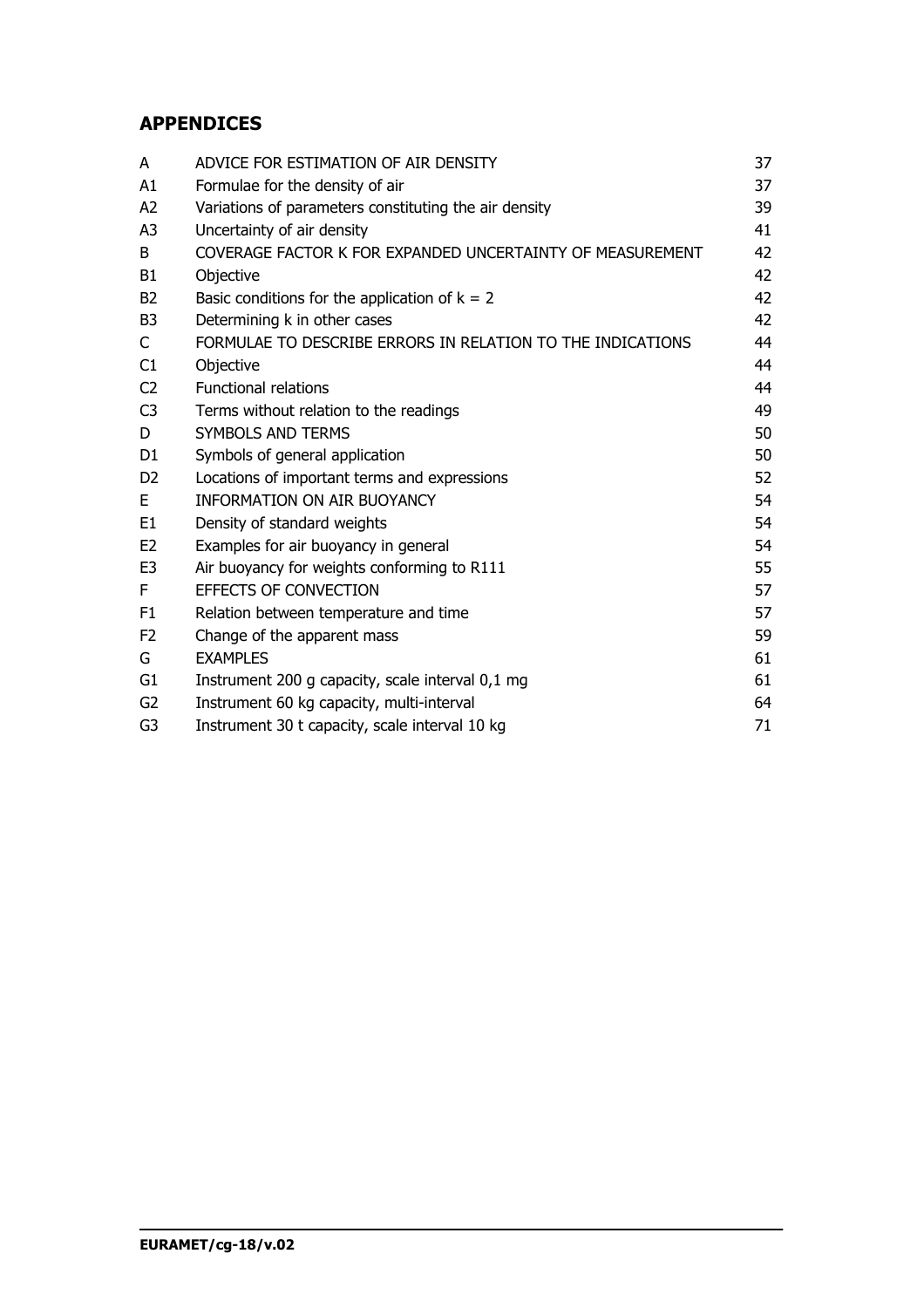## APPENDICES

| | | |
|---|---|---|
| A | ADVICE FOR ESTIMATION OF AIR DENSITY | 37 |
| A1 | Formulae for the density of air | 37 |
| A2 | Variations of parameters constituting the air density | 39 |
| A3 | Uncertainty of air density | 41 |
| B | COVERAGE FACTOR K FOR EXPANDED UNCERTAINTY OF MEASUREMENT | 42 |
| B1 | Objective | 42 |
| B2 | Basic conditions for the application of $k = 2$ | 42 |
| B3 | Determining k in other cases | 42 |
| C | FORMULAE TO DESCRIBE ERRORS IN RELATION TO THE INDICATIONS | 44 |
| C1 | Objective | 44 |
| C2 | Functional relations | 44 |
| C3 | Terms without relation to the readings | 49 |
| D | SYMBOLS AND TERMS | 50 |
| D1 | Symbols of general application | 50 |
| D2 | Locations of important terms and expressions | 52 |
| E | INFORMATION ON AIR BUOYANCY | 54 |
| E1 | Density of standard weights | 54 |
| E2 | Examples for air buoyancy in general | 54 |
| E3 | Air buoyancy for weights conforming to R111 | 55 |
| F | EFFECTS OF CONVECTION | 57 |
| F1 | Relation between temperature and time | 57 |
| F2 | Change of the apparent mass | 59 |
| G | EXAMPLES | 61 |
| G1 | Instrument 200 g capacity, scale interval 0,1 mg | 61 |
| G2 | Instrument 60 kg capacity, multi-interval | 64 |
| G3 | Instrument 30 t capacity, scale interval 10 kg | 71 |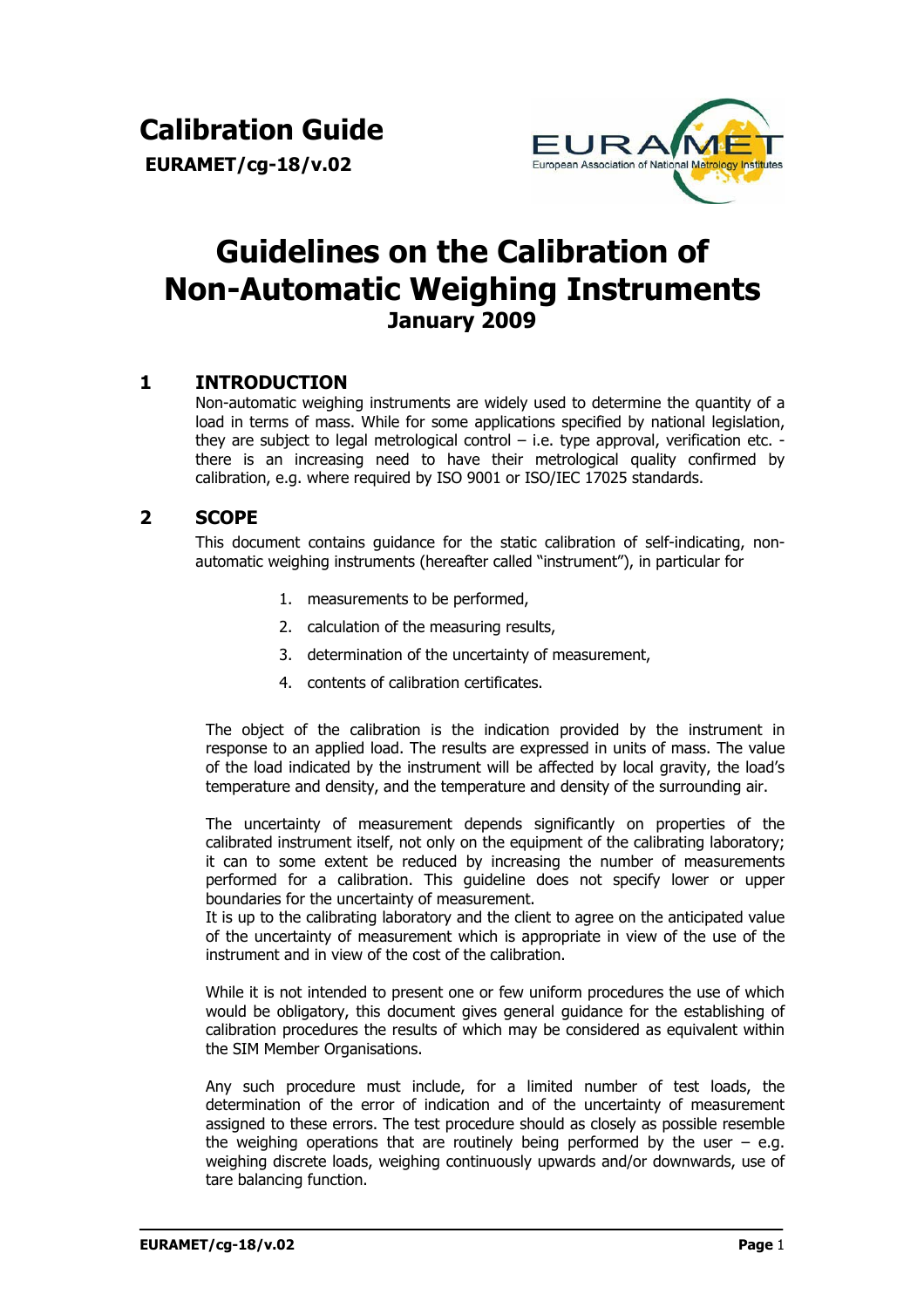# Calibration Guide

**EURAMET/cg-18/v.02**

# Guidelines on the Calibration of Non-Automatic Weighing Instruments

**January 2009**

## 1 INTRODUCTION

Non-automatic weighing instruments are widely used to determine the quantity of a load in terms of mass. While for some applications specified by national legislation, they are subject to legal metrological control – i.e. type approval, verification etc. - there is an increasing need to have their metrological quality confirmed by calibration, e.g. where required by ISO 9001 or ISO/IEC 17025 standards.

## 2 SCOPE

This document contains guidance for the static calibration of self-indicating, non-automatic weighing instruments (hereafter called "instrument"), in particular for

1. measurements to be performed,
2. calculation of the measuring results,
3. determination of the uncertainty of measurement,
4. contents of calibration certificates.

The object of the calibration is the indication provided by the instrument in response to an applied load. The results are expressed in units of mass. The value of the load indicated by the instrument will be affected by local gravity, the load's temperature and density, and the temperature and density of the surrounding air.

The uncertainty of measurement depends significantly on properties of the calibrated instrument itself, not only on the equipment of the calibrating laboratory; it can to some extent be reduced by increasing the number of measurements performed for a calibration. This guideline does not specify lower or upper boundaries for the uncertainty of measurement.
It is up to the calibrating laboratory and the client to agree on the anticipated value of the uncertainty of measurement which is appropriate in view of the use of the instrument and in view of the cost of the calibration.

While it is not intended to present one or few uniform procedures the use of which would be obligatory, this document gives general guidance for the establishing of calibration procedures the results of which may be considered as equivalent within the SIM Member Organisations.

Any such procedure must include, for a limited number of test loads, the determination of the error of indication and of the uncertainty of measurement assigned to these errors. The test procedure should as closely as possible resemble the weighing operations that are routinely being performed by the user – e.g. weighing discrete loads, weighing continuously upwards and/or downwards, use of tare balancing function.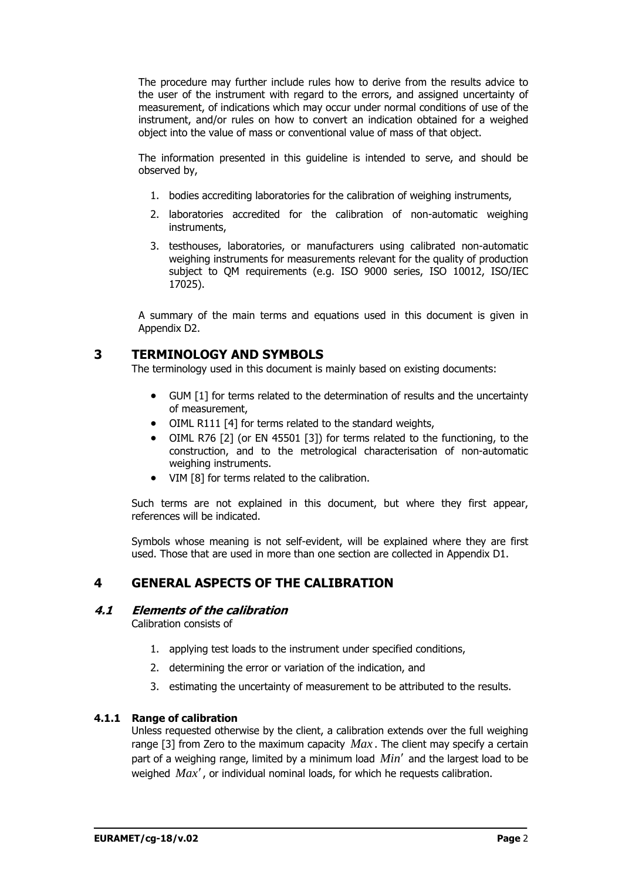The procedure may further include rules how to derive from the results advice to the user of the instrument with regard to the errors, and assigned uncertainty of measurement, of indications which may occur under normal conditions of use of the instrument, and/or rules on how to convert an indication obtained for a weighed object into the value of mass or conventional value of mass of that object.

The information presented in this guideline is intended to serve, and should be observed by,

1. bodies accrediting laboratories for the calibration of weighing instruments,
2. laboratories accredited for the calibration of non-automatic weighing instruments,
3. testhouses, laboratories, or manufacturers using calibrated non-automatic weighing instruments for measurements relevant for the quality of production subject to QM requirements (e.g. ISO 9000 series, ISO 10012, ISO/IEC 17025).

A summary of the main terms and equations used in this document is given in Appendix D2.

# 3 TERMINOLOGY AND SYMBOLS

The terminology used in this document is mainly based on existing documents:

- GUM [1] for terms related to the determination of results and the uncertainty of measurement,
- OIML R111 [4] for terms related to the standard weights,
- OIML R76 [2] (or EN 45501 [3]) for terms related to the functioning, to the construction, and to the metrological characterisation of non-automatic weighing instruments.
- VIM [8] for terms related to the calibration.

Such terms are not explained in this document, but where they first appear, references will be indicated.

Symbols whose meaning is not self-evident, will be explained where they are first used. Those that are used in more than one section are collected in Appendix D1.

# 4 GENERAL ASPECTS OF THE CALIBRATION

## 4.1 *Elements of the calibration*

Calibration consists of

1. applying test loads to the instrument under specified conditions,
2. determining the error or variation of the indication, and
3. estimating the uncertainty of measurement to be attributed to the results.

### 4.1.1 Range of calibration

Unless requested otherwise by the client, a calibration extends over the full weighing range [3] from Zero to the maximum capacity $Max$. The client may specify a certain part of a weighing range, limited by a minimum load $Min'$ and the largest load to be weighed $Max'$, or individual nominal loads, for which he requests calibration.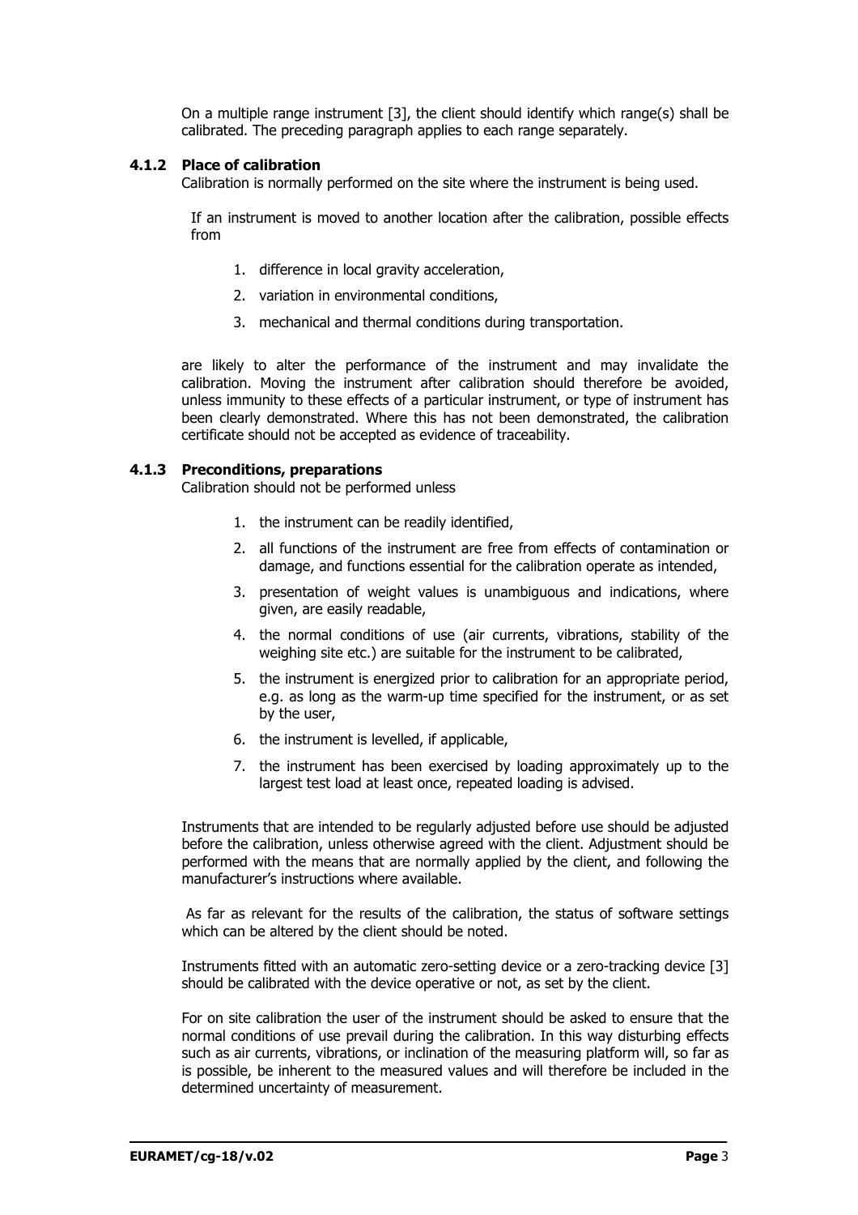On a multiple range instrument [3], the client should identify which range(s) shall be calibrated. The preceding paragraph applies to each range separately.

### 4.1.2 Place of calibration

Calibration is normally performed on the site where the instrument is being used.

If an instrument is moved to another location after the calibration, possible effects from

1. difference in local gravity acceleration,
2. variation in environmental conditions,
3. mechanical and thermal conditions during transportation.

are likely to alter the performance of the instrument and may invalidate the calibration. Moving the instrument after calibration should therefore be avoided, unless immunity to these effects of a particular instrument, or type of instrument has been clearly demonstrated. Where this has not been demonstrated, the calibration certificate should not be accepted as evidence of traceability.

### 4.1.3 Preconditions, preparations

Calibration should not be performed unless

1. the instrument can be readily identified,
2. all functions of the instrument are free from effects of contamination or damage, and functions essential for the calibration operate as intended,
3. presentation of weight values is unambiguous and indications, where given, are easily readable,
4. the normal conditions of use (air currents, vibrations, stability of the weighing site etc.) are suitable for the instrument to be calibrated,
5. the instrument is energized prior to calibration for an appropriate period, e.g. as long as the warm-up time specified for the instrument, or as set by the user,
6. the instrument is levelled, if applicable,
7. the instrument has been exercised by loading approximately up to the largest test load at least once, repeated loading is advised.

Instruments that are intended to be regularly adjusted before use should be adjusted before the calibration, unless otherwise agreed with the client. Adjustment should be performed with the means that are normally applied by the client, and following the manufacturer's instructions where available.

As far as relevant for the results of the calibration, the status of software settings which can be altered by the client should be noted.

Instruments fitted with an automatic zero-setting device or a zero-tracking device [3] should be calibrated with the device operative or not, as set by the client.

For on site calibration the user of the instrument should be asked to ensure that the normal conditions of use prevail during the calibration. In this way disturbing effects such as air currents, vibrations, or inclination of the measuring platform will, so far as is possible, be inherent to the measured values and will therefore be included in the determined uncertainty of measurement.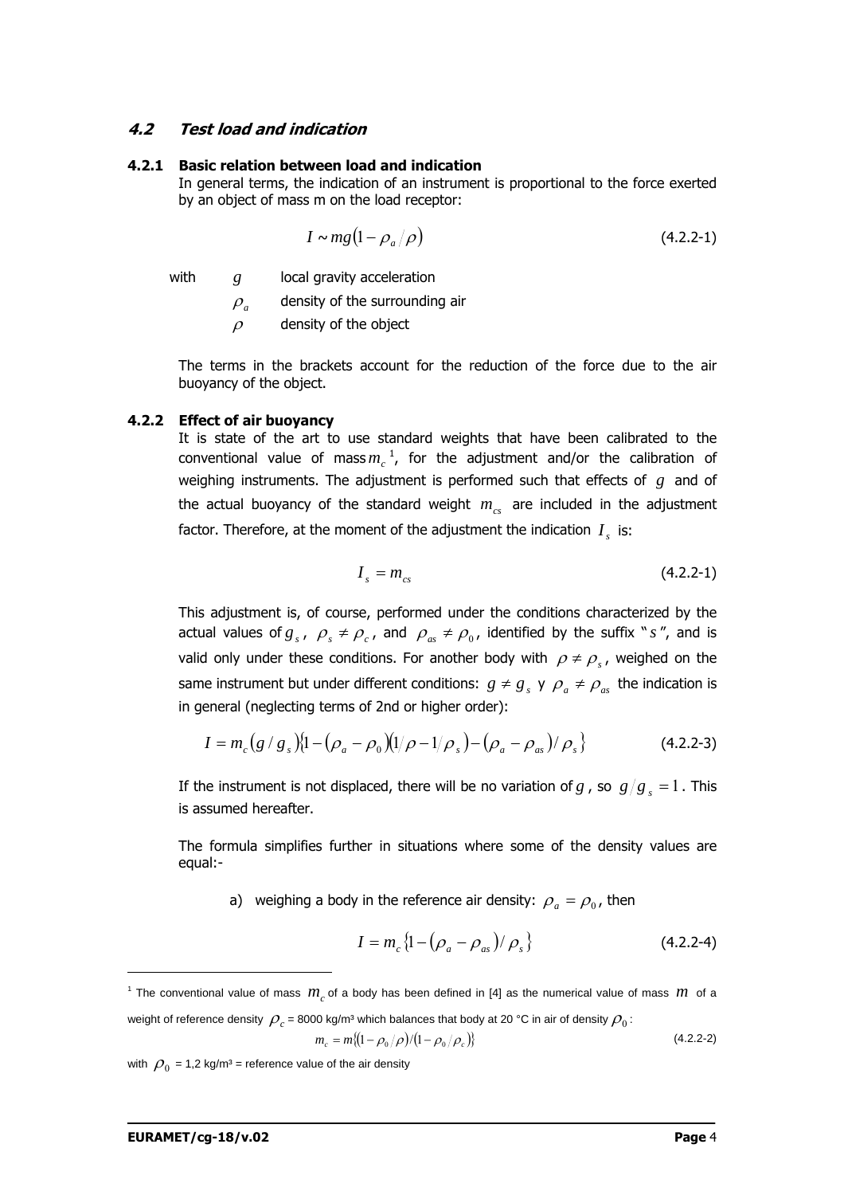### 4.2 Test load and indication

#### 4.2.1 Basic relation between load and indication

In general terms, the indication of an instrument is proportional to the force exerted by an object of mass m on the load receptor:

$$I \sim mg(1 - \rho_a/\rho) \tag{4.2.2-1}$$

with $g$ local gravity acceleration

$\rho_a$ density of the surrounding air

$\rho$ density of the object

The terms in the brackets account for the reduction of the force due to the air buoyancy of the object.

#### 4.2.2 Effect of air buoyancy

It is state of the art to use standard weights that have been calibrated to the conventional value of mass $m_c$ [1], for the adjustment and/or the calibration of weighing instruments. The adjustment is performed such that effects of $g$ and of the actual buoyancy of the standard weight $m_{cs}$ are included in the adjustment factor. Therefore, at the moment of the adjustment the indication $I_s$ is:

$$I_s = m_{cs} \tag{4.2.2-1}$$

This adjustment is, of course, performed under the conditions characterized by the actual values of $g_s$, $\rho_s \neq \rho_c$, and $\rho_{as} \neq \rho_0$, identified by the suffix "$s$", and is valid only under these conditions. For another body with $\rho \neq \rho_s$, weighed on the same instrument but under different conditions: $g \neq g_s$ y $\rho_a \neq \rho_{as}$ the indication is in general (neglecting terms of 2nd or higher order):

$$I = m_c(g/g_s)\{1 - (\rho_a - \rho_0)(1/\rho - 1/\rho_s) - (\rho_a - \rho_{as})/\rho_s\} \tag{4.2.2-3}$$

If the instrument is not displaced, there will be no variation of $g$, so $g/g_s = 1$. This is assumed hereafter.

The formula simplifies further in situations where some of the density values are equal:-

a) weighing a body in the reference air density: $\rho_a = \rho_0$, then

$$I = m_c\{1 - (\rho_a - \rho_{as})/\rho_s\} \tag{4.2.2-4}$$

---

[1] The conventional value of mass $m_c$ of a body has been defined in [4] as the numerical value of mass $m$ of a weight of reference density $\rho_c$ = 8000 kg/m³ which balances that body at 20 °C in air of density $\rho_0$:

$$m_c = m\{(1 - \rho_0/\rho)/(1 - \rho_0/\rho_c)\} \tag{4.2.2-2}$$

with $\rho_0$ = 1,2 kg/m³ = reference value of the air density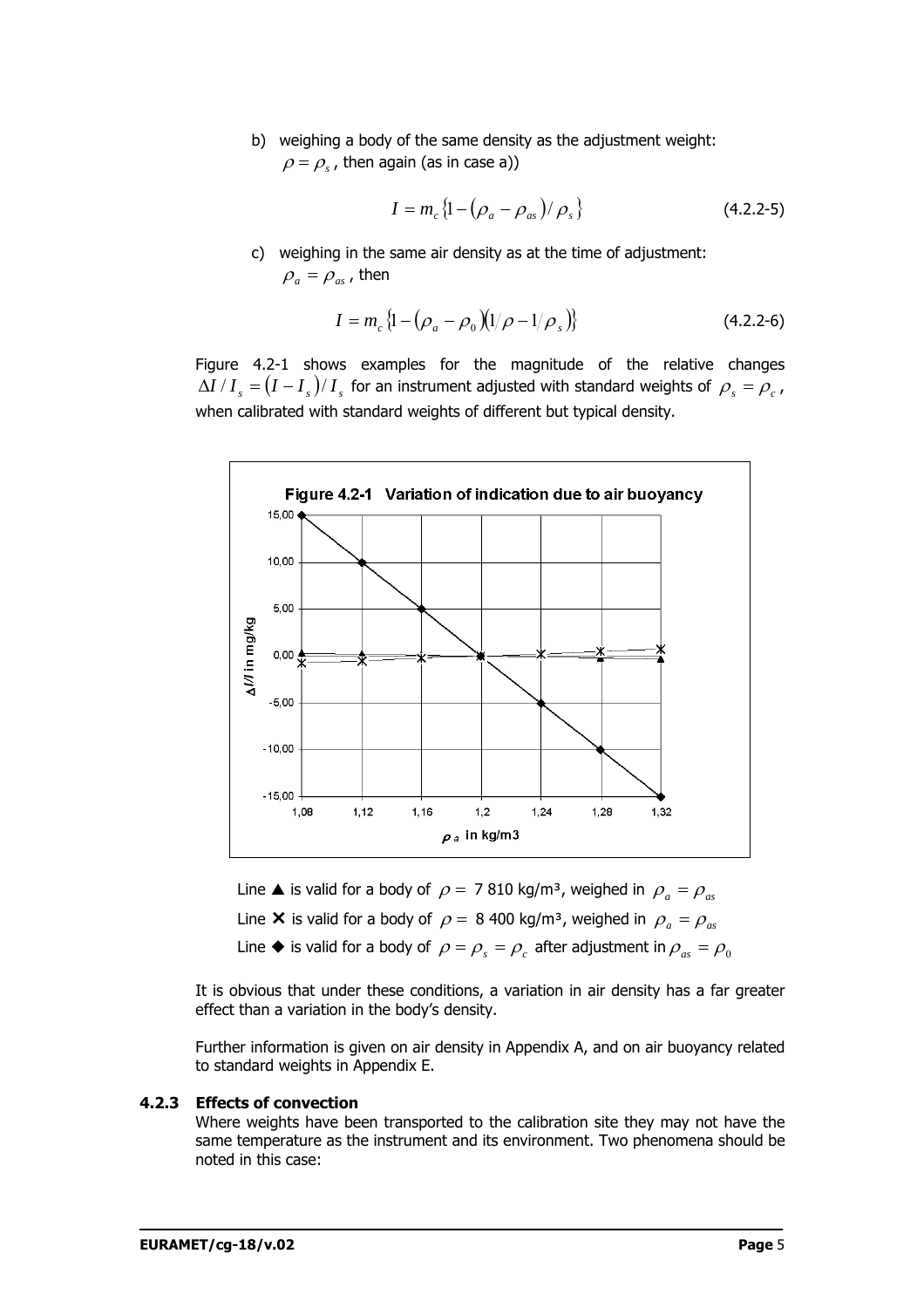b) weighing a body of the same density as the adjustment weight: $\rho = \rho_s$ , then again (as in case a))

$$I = m_c \{1 - (\rho_a - \rho_{as}) / \rho_s\} \tag{4.2.2-5}$$

c) weighing in the same air density as at the time of adjustment: $\rho_a = \rho_{as}$ , then

$$I = m_c \{1 - (\rho_a - \rho_0)(1/\rho - 1/\rho_s)\} \tag{4.2.2-6}$$

Figure 4.2-1 shows examples for the magnitude of the relative changes $\Delta I / I_s = (I - I_s) / I_s$ for an instrument adjusted with standard weights of $\rho_s = \rho_c$ , when calibrated with standard weights of different but typical density.

**Figure 4.2-1 Variation of indication due to air buoyancy**

Line ▲ is valid for a body of $\rho =$ 7 810 kg/m³, weighed in $\rho_a = \rho_{as}$

Line **X** is valid for a body of $\rho =$ 8 400 kg/m³, weighed in $\rho_a = \rho_{as}$

Line ◆ is valid for a body of $\rho = \rho_s = \rho_c$ after adjustment in $\rho_{as} = \rho_0$

It is obvious that under these conditions, a variation in air density has a far greater effect than a variation in the body's density.

Further information is given on air density in Appendix A, and on air buoyancy related to standard weights in Appendix E.

### 4.2.3 Effects of convection

Where weights have been transported to the calibration site they may not have the same temperature as the instrument and its environment. Two phenomena should be noted in this case: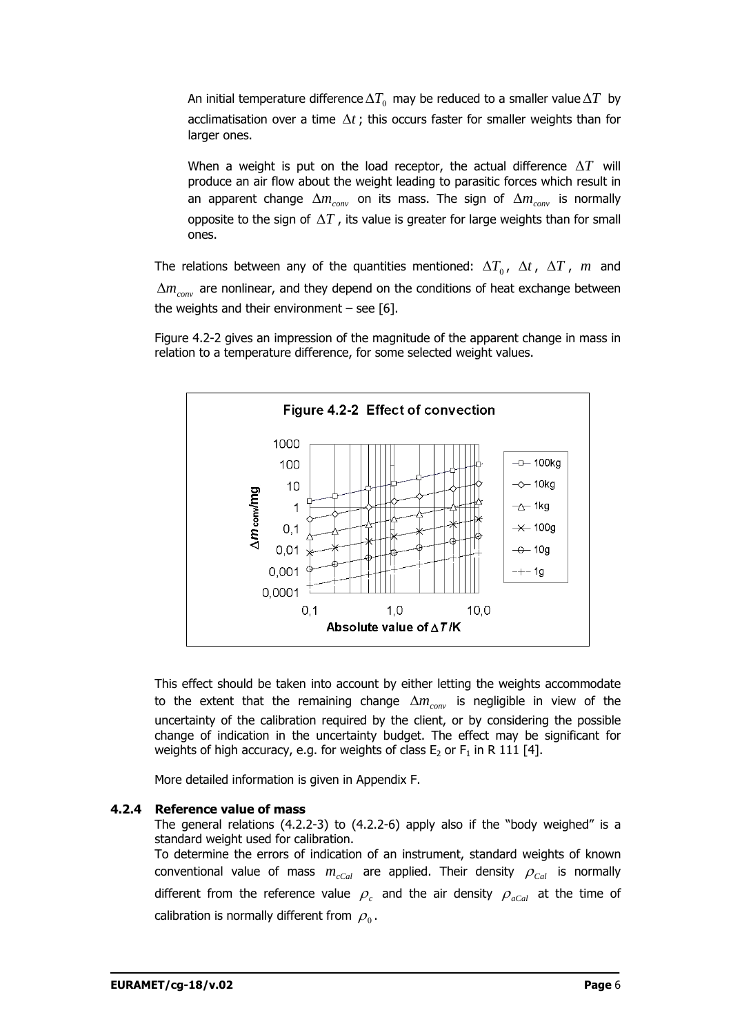An initial temperature difference $\Delta T_0$ may be reduced to a smaller value $\Delta T$ by acclimatisation over a time $\Delta t$; this occurs faster for smaller weights than for larger ones.

When a weight is put on the load receptor, the actual difference $\Delta T$ will produce an air flow about the weight leading to parasitic forces which result in an apparent change $\Delta m_{conv}$ on its mass. The sign of $\Delta m_{conv}$ is normally opposite to the sign of $\Delta T$, its value is greater for large weights than for small ones.

The relations between any of the quantities mentioned: $\Delta T_0$, $\Delta t$, $\Delta T$, $m$ and $\Delta m_{conv}$ are nonlinear, and they depend on the conditions of heat exchange between the weights and their environment – see [6].

Figure 4.2-2 gives an impression of the magnitude of the apparent change in mass in relation to a temperature difference, for some selected weight values.

Figure 4.2-2 Effect of convection

This effect should be taken into account by either letting the weights accommodate to the extent that the remaining change $\Delta m_{conv}$ is negligible in view of the uncertainty of the calibration required by the client, or by considering the possible change of indication in the uncertainty budget. The effect may be significant for weights of high accuracy, e.g. for weights of class $E_2$ or $F_1$ in R 111 [4].

More detailed information is given in Appendix F.

### 4.2.4 Reference value of mass

The general relations (4.2.2-3) to (4.2.2-6) apply also if the "body weighed" is a standard weight used for calibration.

To determine the errors of indication of an instrument, standard weights of known conventional value of mass $m_{cCal}$ are applied. Their density $\rho_{Cal}$ is normally different from the reference value $\rho_c$ and the air density $\rho_{aCal}$ at the time of calibration is normally different from $\rho_0$.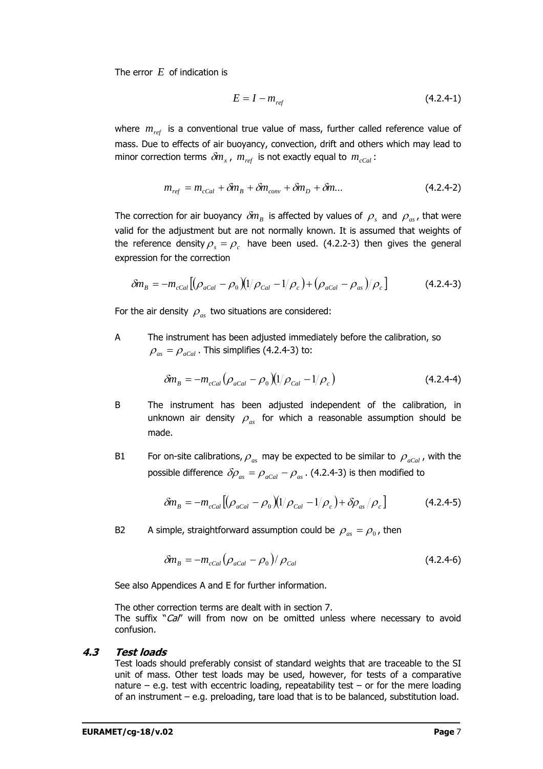The error $E$ of indication is

$$E = I - m_{ref} \tag{4.2.4-1}$$

where $m_{ref}$ is a conventional true value of mass, further called reference value of mass. Due to effects of air buoyancy, convection, drift and others which may lead to minor correction terms $\delta m_x$, $m_{ref}$ is not exactly equal to $m_{cCal}$:

$$m_{ref} = m_{cCal} + \delta m_B + \delta m_{conv} + \delta m_D + \delta m ... \tag{4.2.4-2}$$

The correction for air buoyancy $\delta m_B$ is affected by values of $\rho_s$ and $\rho_{as}$, that were valid for the adjustment but are not normally known. It is assumed that weights of the reference density $\rho_s = \rho_c$ have been used. (4.2.2-3) then gives the general expression for the correction

$$\delta m_B = -m_{cCal}\left[(\rho_{aCal} - \rho_0)(1/\rho_{Cal} - 1/\rho_c) + (\rho_{aCal} - \rho_{as})/\rho_c\right] \tag{4.2.4-3}$$

For the air density $\rho_{as}$ two situations are considered:

A The instrument has been adjusted immediately before the calibration, so $\rho_{as} = \rho_{aCal}$. This simplifies (4.2.4-3) to:

$$\delta m_B = -m_{cCal}(\rho_{aCal} - \rho_0)(1/\rho_{Cal} - 1/\rho_c) \tag{4.2.4-4}$$

B The instrument has been adjusted independent of the calibration, in unknown air density $\rho_{as}$ for which a reasonable assumption should be made.

B1 For on-site calibrations, $\rho_{as}$ may be expected to be similar to $\rho_{aCal}$, with the possible difference $\delta\rho_{as} = \rho_{aCal} - \rho_{as}$. (4.2.4-3) is then modified to

$$\delta m_B = -m_{cCal}\left[(\rho_{aCal} - \rho_0)(1/\rho_{Cal} - 1/\rho_c) + \delta\rho_{as}/\rho_c\right] \tag{4.2.4-5}$$

B2 A simple, straightforward assumption could be $\rho_{as} = \rho_0$, then

$$\delta m_B = -m_{cCal}(\rho_{aCal} - \rho_0)/\rho_{Cal} \tag{4.2.4-6}$$

See also Appendices A and E for further information.

The other correction terms are dealt with in section 7.
The suffix "*Cal*" will from now on be omitted unless where necessary to avoid confusion.

## 4.3 Test loads

Test loads should preferably consist of standard weights that are traceable to the SI unit of mass. Other test loads may be used, however, for tests of a comparative nature – e.g. test with eccentric loading, repeatability test – or for the mere loading of an instrument – e.g. preloading, tare load that is to be balanced, substitution load.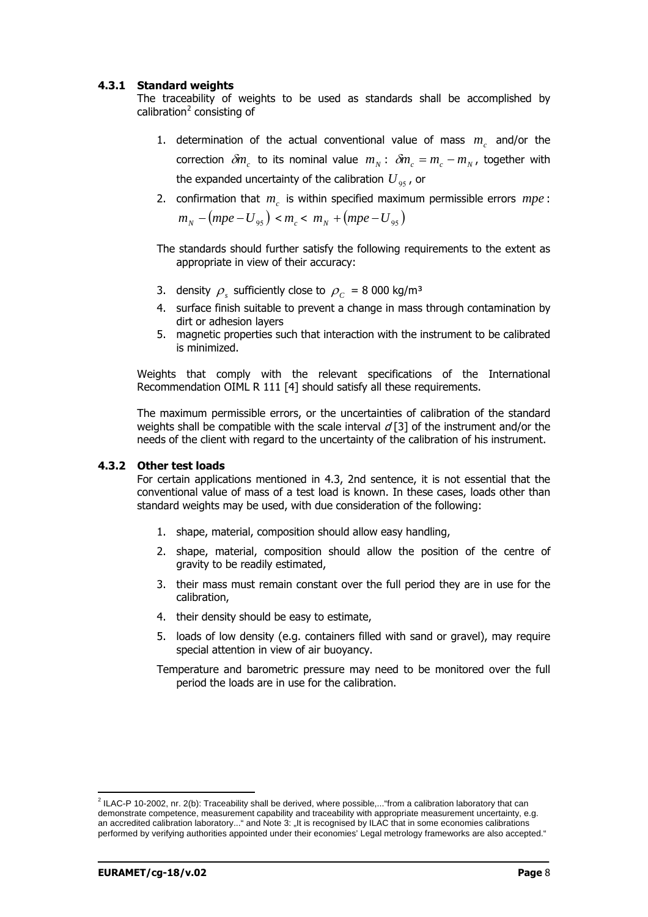### 4.3.1 Standard weights

The traceability of weights to be used as standards shall be accomplished by calibration[2] consisting of

1. determination of the actual conventional value of mass $m_c$ and/or the correction $\delta m_c$ to its nominal value $m_N$ : $\delta m_c = m_c - m_N$, together with the expanded uncertainty of the calibration $U_{95}$, or
2. confirmation that $m_c$ is within specified maximum permissible errors $mpe$ : $m_N - (mpe - U_{95}) < m_c < m_N + (mpe - U_{95})$

The standards should further satisfy the following requirements to the extent as appropriate in view of their accuracy:

3. density $\rho_s$ sufficiently close to $\rho_C$ = 8 000 kg/m³
4. surface finish suitable to prevent a change in mass through contamination by dirt or adhesion layers
5. magnetic properties such that interaction with the instrument to be calibrated is minimized.

Weights that comply with the relevant specifications of the International Recommendation OIML R 111 [4] should satisfy all these requirements.

The maximum permissible errors, or the uncertainties of calibration of the standard weights shall be compatible with the scale interval *d* [3] of the instrument and/or the needs of the client with regard to the uncertainty of the calibration of his instrument.

### 4.3.2 Other test loads

For certain applications mentioned in 4.3, 2nd sentence, it is not essential that the conventional value of mass of a test load is known. In these cases, loads other than standard weights may be used, with due consideration of the following:

1. shape, material, composition should allow easy handling,
2. shape, material, composition should allow the position of the centre of gravity to be readily estimated,
3. their mass must remain constant over the full period they are in use for the calibration,
4. their density should be easy to estimate,
5. loads of low density (e.g. containers filled with sand or gravel), may require special attention in view of air buoyancy.

Temperature and barometric pressure may need to be monitored over the full period the loads are in use for the calibration.

---

[2] ILAC-P 10-2002, nr. 2(b): Traceability shall be derived, where possible,..."from a calibration laboratory that can demonstrate competence, measurement capability and traceability with appropriate measurement uncertainty, e.g. an accredited calibration laboratory..." and Note 3: „It is recognised by ILAC that in some economies calibrations performed by verifying authorities appointed under their economies' Legal metrology frameworks are also accepted."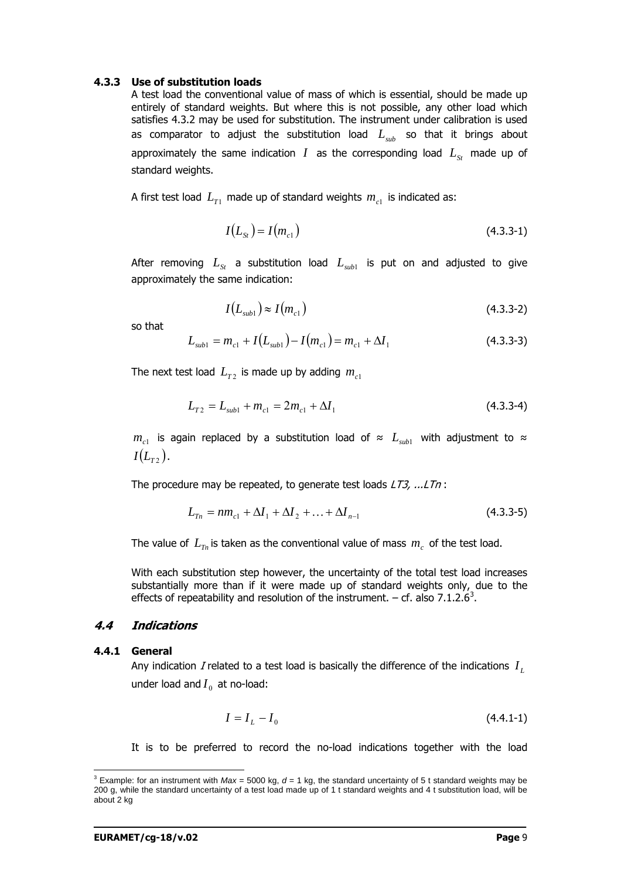#### 4.3.3 Use of substitution loads

A test load the conventional value of mass of which is essential, should be made up entirely of standard weights. But where this is not possible, any other load which satisfies 4.3.2 may be used for substitution. The instrument under calibration is used as comparator to adjust the substitution load $L_{sub}$ so that it brings about approximately the same indication $I$ as the corresponding load $L_{St}$ made up of standard weights.

A first test load $L_{T1}$ made up of standard weights $m_{c1}$ is indicated as:

$$I(L_{St}) = I(m_{c1}) \tag{4.3.3-1}$$

After removing $L_{St}$ a substitution load $L_{sub1}$ is put on and adjusted to give approximately the same indication:

$$I(L_{sub1}) \approx I(m_{c1}) \tag{4.3.3-2}$$

so that

$$L_{sub1} = m_{c1} + I(L_{sub1}) - I(m_{c1}) = m_{c1} + \Delta I_1 \tag{4.3.3-3}$$

The next test load $L_{T2}$ is made up by adding $m_{c1}$

$$L_{T2} = L_{sub1} + m_{c1} = 2m_{c1} + \Delta I_1 \tag{4.3.3-4}$$

$m_{c1}$ is again replaced by a substitution load of ≈ $L_{sub1}$ with adjustment to ≈ $I(L_{T2})$.

The procedure may be repeated, to generate test loads *LT3, ...LTn* :

$$L_{Tn} = nm_{c1} + \Delta I_1 + \Delta I_2 + \ldots + \Delta I_{n-1} \tag{4.3.3-5}$$

The value of $L_{Tn}$ is taken as the conventional value of mass $m_c$ of the test load.

With each substitution step however, the uncertainty of the total test load increases substantially more than if it were made up of standard weights only, due to the effects of repeatability and resolution of the instrument. – cf. also 7.1.2.6[3].

### *4.4 Indications*

#### 4.4.1 General

Any indication $I$ related to a test load is basically the difference of the indications $I_L$ under load and $I_0$ at no-load:

$$I = I_L - I_0 \tag{4.4.1-1}$$

It is to be preferred to record the no-load indications together with the load

[3] Example: for an instrument with *Max* = 5000 kg, *d* = 1 kg, the standard uncertainty of 5 t standard weights may be 200 g, while the standard uncertainty of a test load made up of 1 t standard weights and 4 t substitution load, will be about 2 kg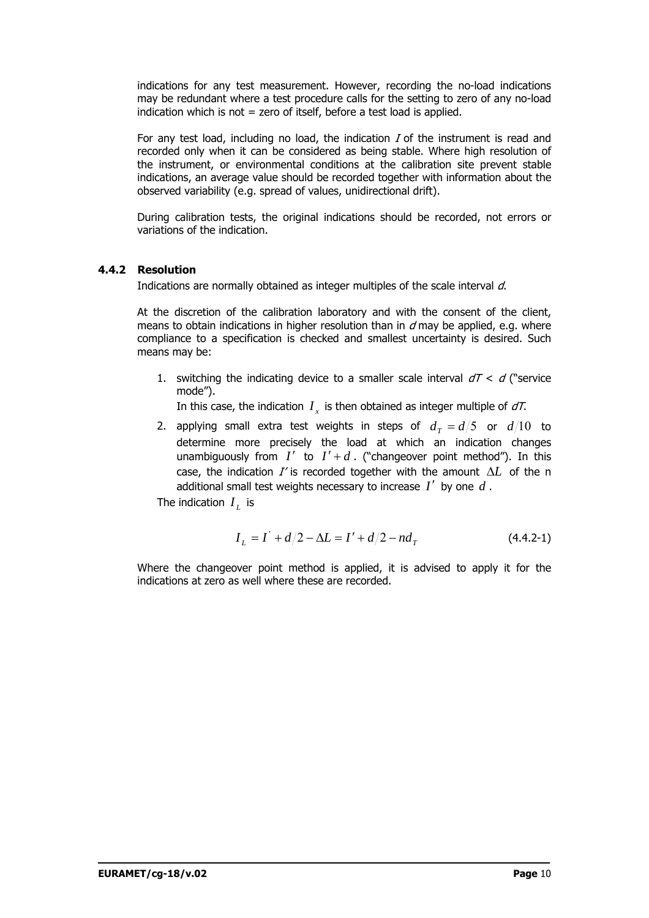indications for any test measurement. However, recording the no-load indications may be redundant where a test procedure calls for the setting to zero of any no-load indication which is not = zero of itself, before a test load is applied.

For any test load, including no load, the indication $I$ of the instrument is read and recorded only when it can be considered as being stable. Where high resolution of the instrument, or environmental conditions at the calibration site prevent stable indications, an average value should be recorded together with information about the observed variability (e.g. spread of values, unidirectional drift).

During calibration tests, the original indications should be recorded, not errors or variations of the indication.

### 4.4.2 Resolution

Indications are normally obtained as integer multiples of the scale interval $d$.

At the discretion of the calibration laboratory and with the consent of the client, means to obtain indications in higher resolution than in $d$ may be applied, e.g. where compliance to a specification is checked and smallest uncertainty is desired. Such means may be:

1. switching the indicating device to a smaller scale interval $dT < d$ ("service mode").
   In this case, the indication $I_x$ is then obtained as integer multiple of $dT$.
2. applying small extra test weights in steps of $d_T = d/5$ or $d/10$ to determine more precisely the load at which an indication changes unambiguously from $I'$ to $I'+d$. ("changeover point method"). In this case, the indication $I'$ is recorded together with the amount $\Delta L$ of the n additional small test weights necessary to increase $I'$ by one $d$.

The indication $I_L$ is

$$I_L = I' + d/2 - \Delta L = I' + d/2 - nd_T \tag{4.4.2-1}$$

Where the changeover point method is applied, it is advised to apply it for the indications at zero as well where these are recorded.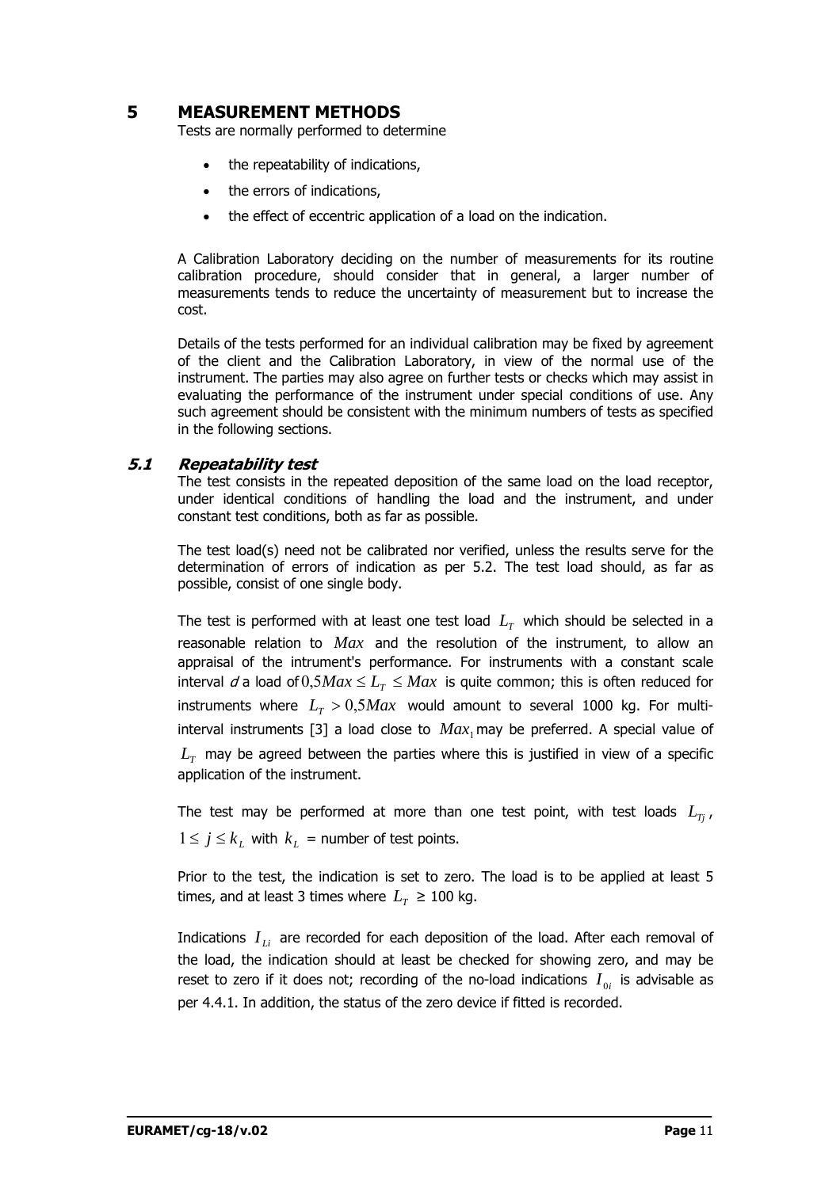# 5 MEASUREMENT METHODS

Tests are normally performed to determine

- the repeatability of indications,
- the errors of indications,
- the effect of eccentric application of a load on the indication.

A Calibration Laboratory deciding on the number of measurements for its routine calibration procedure, should consider that in general, a larger number of measurements tends to reduce the uncertainty of measurement but to increase the cost.

Details of the tests performed for an individual calibration may be fixed by agreement of the client and the Calibration Laboratory, in view of the normal use of the instrument. The parties may also agree on further tests or checks which may assist in evaluating the performance of the instrument under special conditions of use. Any such agreement should be consistent with the minimum numbers of tests as specified in the following sections.

## *5.1 Repeatability test*

The test consists in the repeated deposition of the same load on the load receptor, under identical conditions of handling the load and the instrument, and under constant test conditions, both as far as possible.

The test load(s) need not be calibrated nor verified, unless the results serve for the determination of errors of indication as per 5.2. The test load should, as far as possible, consist of one single body.

The test is performed with at least one test load $L_T$ which should be selected in a reasonable relation to $Max$ and the resolution of the instrument, to allow an appraisal of the intrument's performance. For instruments with a constant scale interval *d* a load of $0{,}5Max \le L_T \le Max$ is quite common; this is often reduced for instruments where $L_T > 0{,}5Max$ would amount to several 1000 kg. For multi-interval instruments [3] a load close to $Max_1$ may be preferred. A special value of $L_T$ may be agreed between the parties where this is justified in view of a specific application of the instrument.

The test may be performed at more than one test point, with test loads $L_{Tj}$, $1 \le j \le k_L$ with $k_L$ = number of test points.

Prior to the test, the indication is set to zero. The load is to be applied at least 5 times, and at least 3 times where $L_T \geq 100$ kg.

Indications $I_{Li}$ are recorded for each deposition of the load. After each removal of the load, the indication should at least be checked for showing zero, and may be reset to zero if it does not; recording of the no-load indications $I_{0i}$ is advisable as per 4.4.1. In addition, the status of the zero device if fitted is recorded.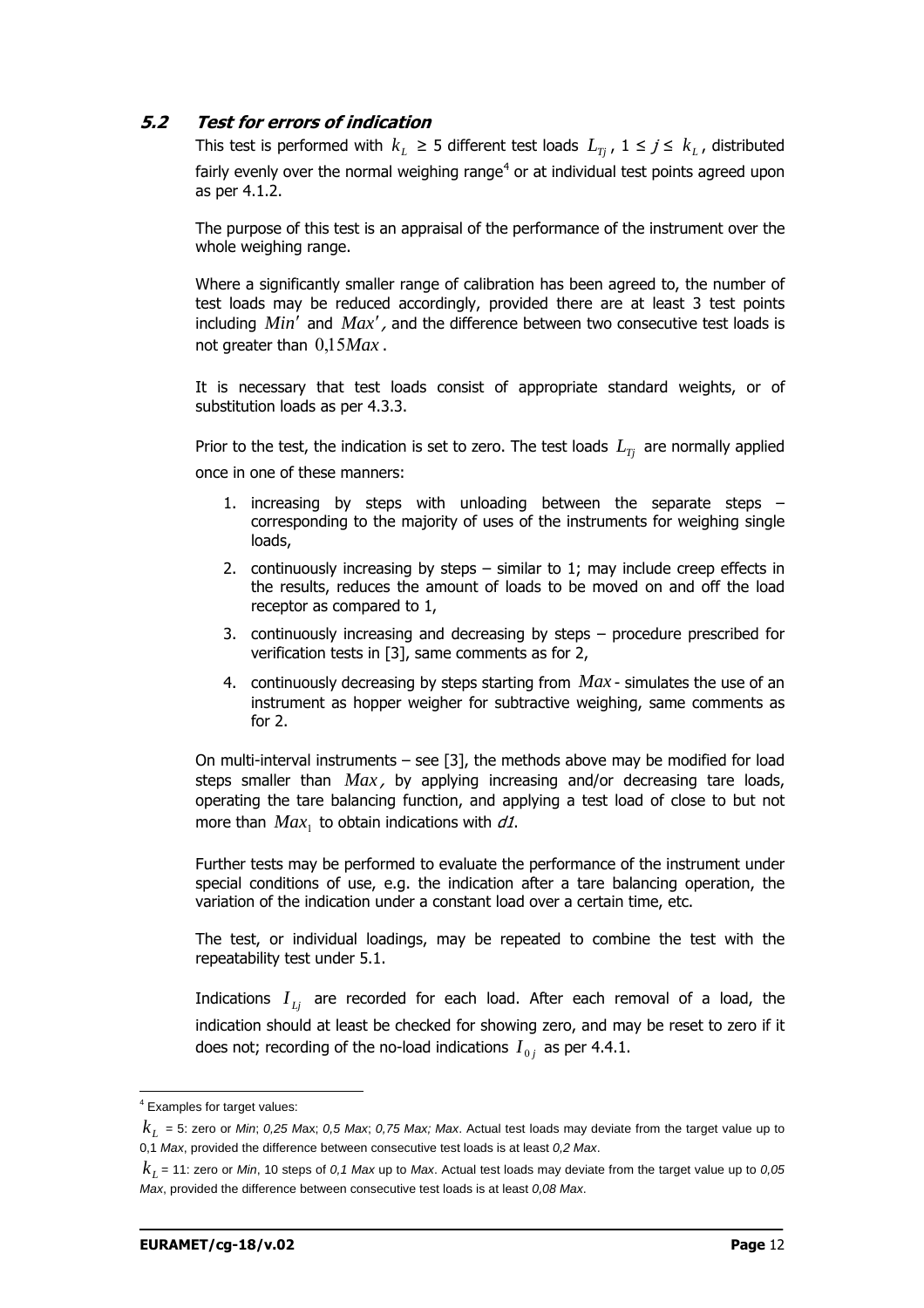## 5.2 *Test for errors of indication*

This test is performed with $k_L \geq 5$ different test loads $L_{Tj}$, $1 \leq j \leq k_L$, distributed fairly evenly over the normal weighing range[4] or at individual test points agreed upon as per 4.1.2.

The purpose of this test is an appraisal of the performance of the instrument over the whole weighing range.

Where a significantly smaller range of calibration has been agreed to, the number of test loads may be reduced accordingly, provided there are at least 3 test points including $Min'$ and $Max'$, and the difference between two consecutive test loads is not greater than $0{,}15Max$.

It is necessary that test loads consist of appropriate standard weights, or of substitution loads as per 4.3.3.

Prior to the test, the indication is set to zero. The test loads $L_{Tj}$ are normally applied once in one of these manners:

1. increasing by steps with unloading between the separate steps – corresponding to the majority of uses of the instruments for weighing single loads,
2. continuously increasing by steps – similar to 1; may include creep effects in the results, reduces the amount of loads to be moved on and off the load receptor as compared to 1,
3. continuously increasing and decreasing by steps – procedure prescribed for verification tests in [3], same comments as for 2,
4. continuously decreasing by steps starting from $Max$ - simulates the use of an instrument as hopper weigher for subtractive weighing, same comments as for 2.

On multi-interval instruments – see [3], the methods above may be modified for load steps smaller than $Max$, by applying increasing and/or decreasing tare loads, operating the tare balancing function, and applying a test load of close to but not more than $Max_1$ to obtain indications with *d1*.

Further tests may be performed to evaluate the performance of the instrument under special conditions of use, e.g. the indication after a tare balancing operation, the variation of the indication under a constant load over a certain time, etc.

The test, or individual loadings, may be repeated to combine the test with the repeatability test under 5.1.

Indications $I_{Lj}$ are recorded for each load. After each removal of a load, the indication should at least be checked for showing zero, and may be reset to zero if it does not; recording of the no-load indications $I_{0j}$ as per 4.4.1.

---

[4] Examples for target values:

$k_L$ = 5: zero or *Min*; *0,25 Max*; *0,5 Max*; *0,75 Max; Max*. Actual test loads may deviate from the target value up to 0,1 *Max*, provided the difference between consecutive test loads is at least *0,2 Max*.

$k_L$ = 11: zero or *Min*, 10 steps of *0,1 Max* up to *Max*. Actual test loads may deviate from the target value up to *0,05 Max*, provided the difference between consecutive test loads is at least *0,08 Max*.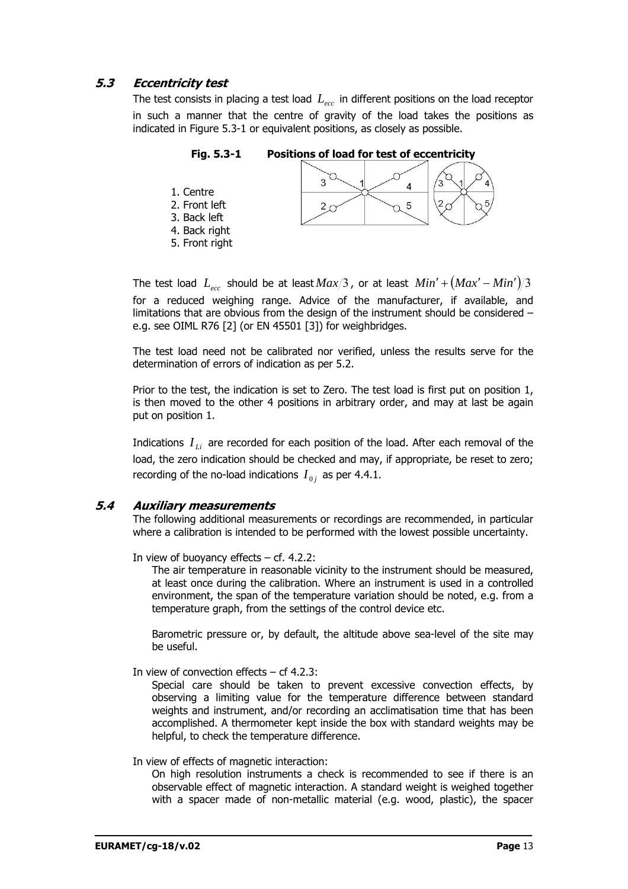### 5.3 *Eccentricity test*

The test consists in placing a test load $L_{ecc}$ in different positions on the load receptor in such a manner that the centre of gravity of the load takes the positions as indicated in Figure 5.3-1 or equivalent positions, as closely as possible.

**Fig. 5.3-1 Positions of load for test of eccentricity**

1. Centre
2. Front left
3. Back left
4. Back right
5. Front right

The test load $L_{ecc}$ should be at least $Max/3$, or at least $Min' + (Max' - Min')/3$ for a reduced weighing range. Advice of the manufacturer, if available, and limitations that are obvious from the design of the instrument should be considered – e.g. see OIML R76 [2] (or EN 45501 [3]) for weighbridges.

The test load need not be calibrated nor verified, unless the results serve for the determination of errors of indication as per 5.2.

Prior to the test, the indication is set to Zero. The test load is first put on position 1, is then moved to the other 4 positions in arbitrary order, and may at last be again put on position 1.

Indications $I_{Li}$ are recorded for each position of the load. After each removal of the load, the zero indication should be checked and may, if appropriate, be reset to zero; recording of the no-load indications $I_{0j}$ as per 4.4.1.

### 5.4 *Auxiliary measurements*

The following additional measurements or recordings are recommended, in particular where a calibration is intended to be performed with the lowest possible uncertainty.

In view of buoyancy effects – cf. 4.2.2:

The air temperature in reasonable vicinity to the instrument should be measured, at least once during the calibration. Where an instrument is used in a controlled environment, the span of the temperature variation should be noted, e.g. from a temperature graph, from the settings of the control device etc.

Barometric pressure or, by default, the altitude above sea-level of the site may be useful.

In view of convection effects – cf 4.2.3:

Special care should be taken to prevent excessive convection effects, by observing a limiting value for the temperature difference between standard weights and instrument, and/or recording an acclimatisation time that has been accomplished. A thermometer kept inside the box with standard weights may be helpful, to check the temperature difference.

In view of effects of magnetic interaction:

On high resolution instruments a check is recommended to see if there is an observable effect of magnetic interaction. A standard weight is weighed together with a spacer made of non-metallic material (e.g. wood, plastic), the spacer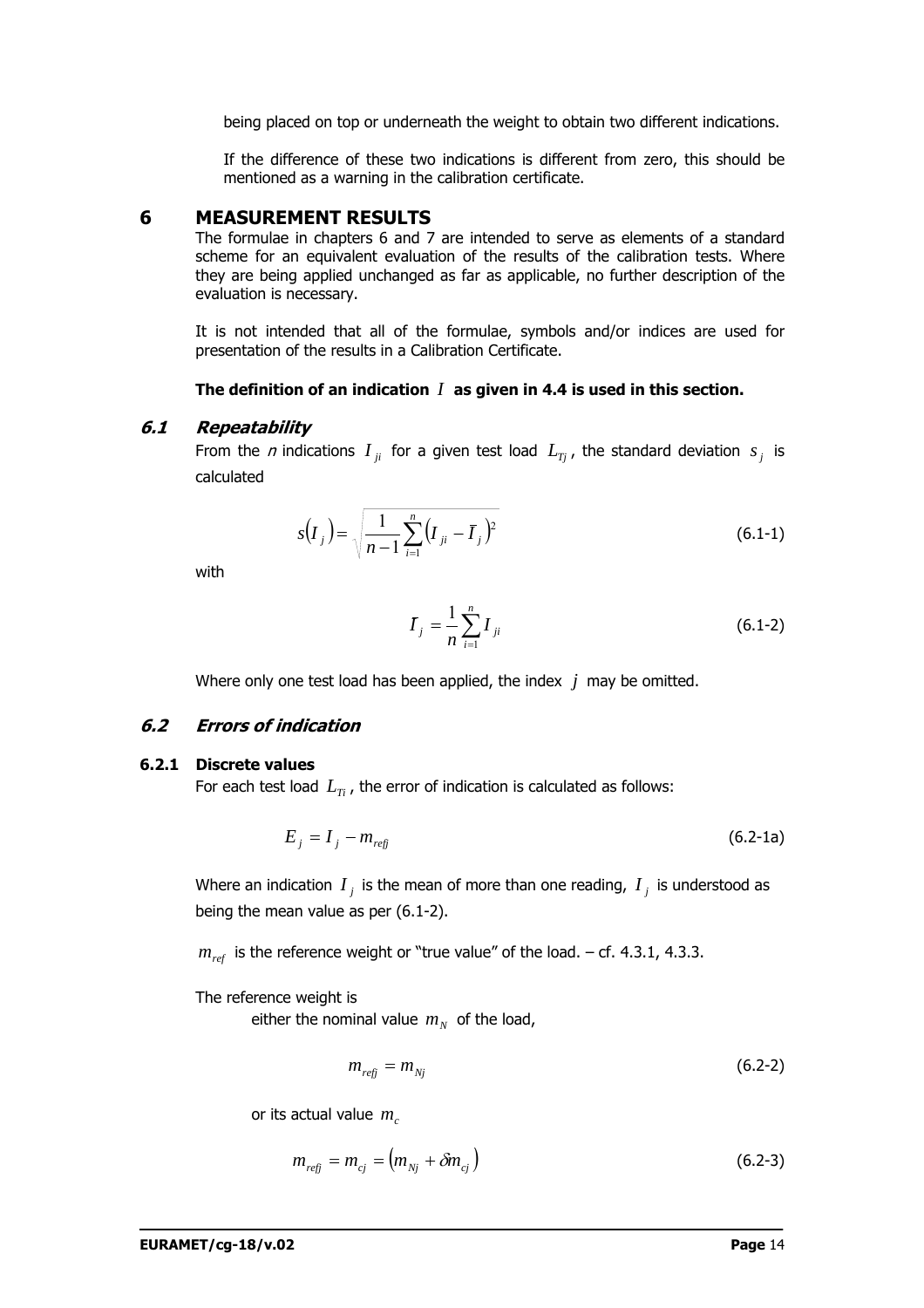being placed on top or underneath the weight to obtain two different indications.

If the difference of these two indications is different from zero, this should be mentioned as a warning in the calibration certificate.

# 6 MEASUREMENT RESULTS

The formulae in chapters 6 and 7 are intended to serve as elements of a standard scheme for an equivalent evaluation of the results of the calibration tests. Where they are being applied unchanged as far as applicable, no further description of the evaluation is necessary.

It is not intended that all of the formulae, symbols and/or indices are used for presentation of the results in a Calibration Certificate.

**The definition of an indication $I$ as given in 4.4 is used in this section.**

## *6.1 Repeatability*

From the *n* indications $I_{ji}$ for a given test load $L_{Tj}$, the standard deviation $s_j$ is calculated

$$s(I_j) = \sqrt{\frac{1}{n-1}\sum_{i=1}^{n}\left(I_{ji} - \bar{I}_j\right)^2} \tag{6.1-1}$$

with

$$\bar{I}_j = \frac{1}{n}\sum_{i=1}^{n} I_{ji} \tag{6.1-2}$$

Where only one test load has been applied, the index $j$ may be omitted.

## *6.2 Errors of indication*

### 6.2.1 Discrete values

For each test load $L_{Ti}$, the error of indication is calculated as follows:

$$E_j = I_j - m_{refj} \tag{6.2-1a}$$

Where an indication $I_j$ is the mean of more than one reading, $I_j$ is understood as being the mean value as per (6.1-2).

$m_{ref}$ is the reference weight or "true value" of the load. – cf. 4.3.1, 4.3.3.

The reference weight is

either the nominal value $m_N$ of the load,

$$m_{refj} = m_{Nj} \tag{6.2-2}$$

or its actual value $m_c$

$$m_{refj} = m_{cj} = \left(m_{Nj} + \delta m_{cj}\right) \tag{6.2-3}$$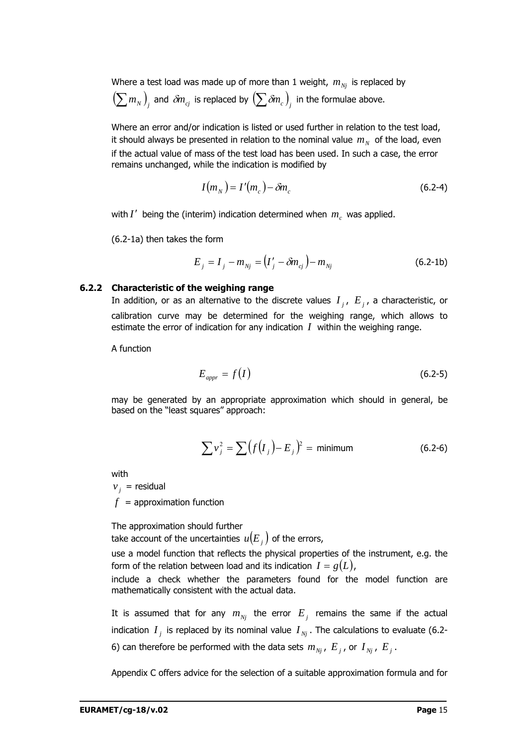Where a test load was made up of more than 1 weight, $m_{Nj}$ is replaced by $\left(\sum m_N\right)_j$ and $\delta m_{cj}$ is replaced by $\left(\sum \delta m_c\right)_j$ in the formulae above.

Where an error and/or indication is listed or used further in relation to the test load, it should always be presented in relation to the nominal value $m_N$ of the load, even if the actual value of mass of the test load has been used. In such a case, the error remains unchanged, while the indication is modified by

$$I(m_N) = I'(m_c) - \delta m_c \tag{6.2-4}$$

with $I'$ being the (interim) indication determined when $m_c$ was applied.

(6.2-1a) then takes the form

$$E_j = I_j - m_{Nj} = \left(I'_j - \delta m_{cj}\right) - m_{Nj} \tag{6.2-1b}$$

### 6.2.2 Characteristic of the weighing range

In addition, or as an alternative to the discrete values $I_j$, $E_j$, a characteristic, or calibration curve may be determined for the weighing range, which allows to estimate the error of indication for any indication $I$ within the weighing range.

A function

$$E_{appr} = f(I) \tag{6.2-5}$$

may be generated by an appropriate approximation which should in general, be based on the "least squares" approach:

$$\sum v_j^2 = \sum \left(f(I_j) - E_j\right)^2 = \text{minimum} \tag{6.2-6}$$

with

$v_j$ = residual

$f$ = approximation function

The approximation should further

take account of the uncertainties $u(E_j)$ of the errors,

use a model function that reflects the physical properties of the instrument, e.g. the form of the relation between load and its indication $I = g(L)$,

include a check whether the parameters found for the model function are mathematically consistent with the actual data.

It is assumed that for any $m_{Nj}$ the error $E_j$ remains the same if the actual indication $I_j$ is replaced by its nominal value $I_{Nj}$. The calculations to evaluate (6.2-6) can therefore be performed with the data sets $m_{Nj}$, $E_j$, or $I_{Nj}$, $E_j$.

Appendix C offers advice for the selection of a suitable approximation formula and for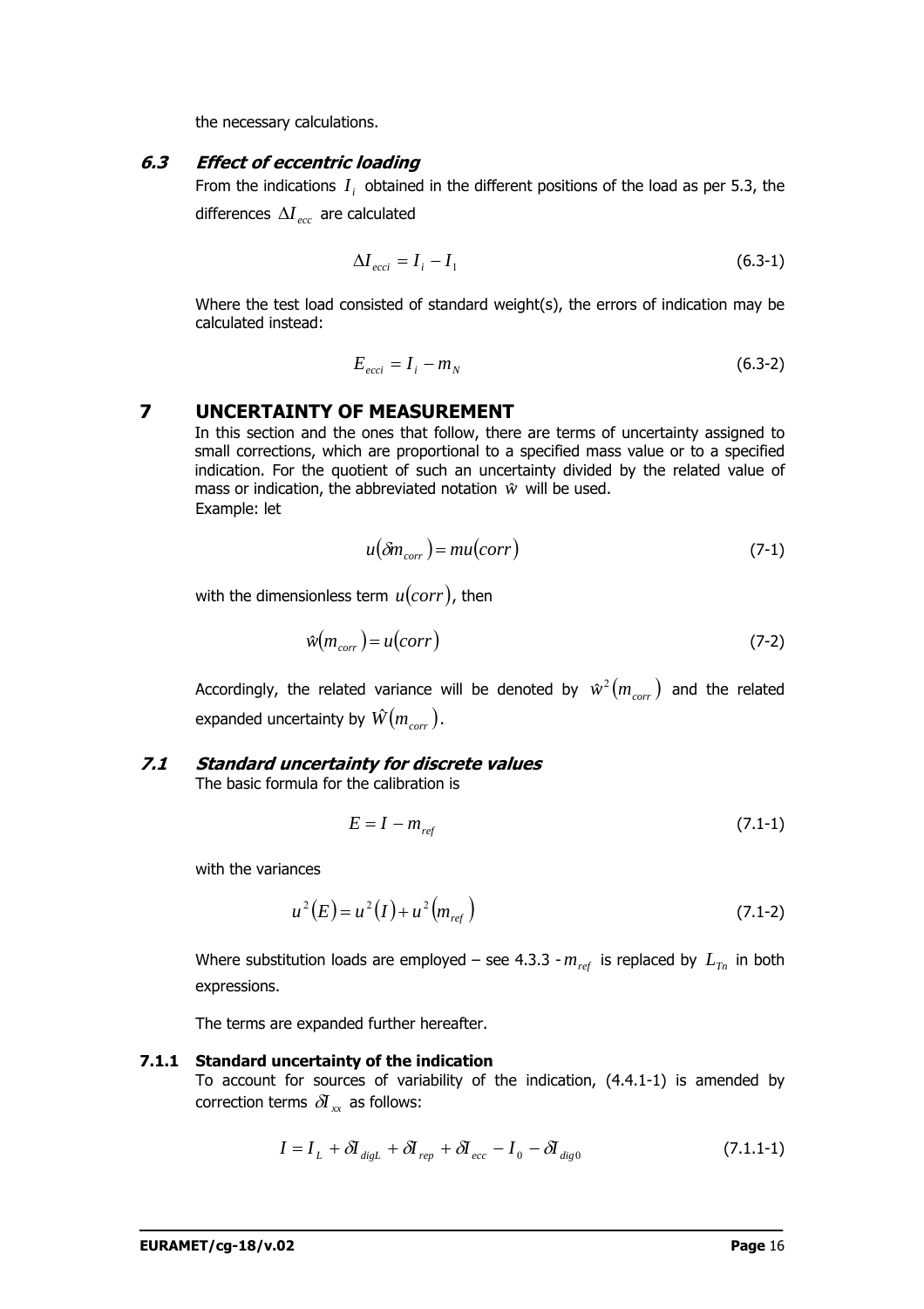the necessary calculations.

### *6.3 Effect of eccentric loading*

From the indications $I_i$ obtained in the different positions of the load as per 5.3, the differences $\Delta I_{ecc}$ are calculated

$$\Delta I_{ecci} = I_i - I_1 \tag{6.3-1}$$

Where the test load consisted of standard weight(s), the errors of indication may be calculated instead:

$$E_{ecci} = I_i - m_N \tag{6.3-2}$$

# 7 UNCERTAINTY OF MEASUREMENT

In this section and the ones that follow, there are terms of uncertainty assigned to small corrections, which are proportional to a specified mass value or to a specified indication. For the quotient of such an uncertainty divided by the related value of mass or indication, the abbreviated notation $\hat{w}$ will be used.
Example: let

$$u(\delta m_{corr}) = mu(corr) \tag{7-1}$$

with the dimensionless term $u(corr)$, then

$$\hat{w}(m_{corr}) = u(corr) \tag{7-2}$$

Accordingly, the related variance will be denoted by $\hat{w}^2(m_{corr})$ and the related expanded uncertainty by $\hat{W}(m_{corr})$.

## *7.1 Standard uncertainty for discrete values*

The basic formula for the calibration is

$$E = I - m_{ref} \tag{7.1-1}$$

with the variances

$$u^2(E) = u^2(I) + u^2(m_{ref}) \tag{7.1-2}$$

Where substitution loads are employed – see 4.3.3 - $m_{ref}$ is replaced by $L_{Tn}$ in both expressions.

The terms are expanded further hereafter.

### 7.1.1 Standard uncertainty of the indication

To account for sources of variability of the indication, (4.4.1-1) is amended by correction terms $\delta I_{xx}$ as follows:

$$I = I_L + \delta I_{digL} + \delta I_{rep} + \delta I_{ecc} - I_0 - \delta I_{dig0} \tag{7.1.1-1}$$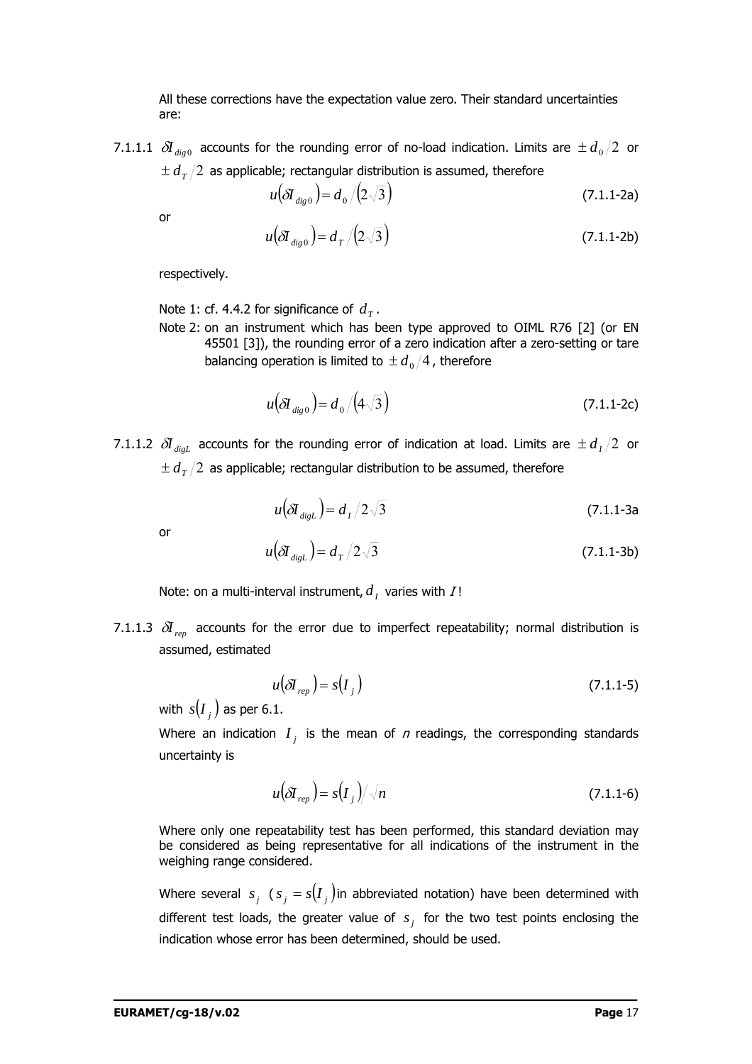All these corrections have the expectation value zero. Their standard uncertainties are:

7.1.1.1 $\delta I_{dig0}$ accounts for the rounding error of no-load indication. Limits are $\pm d_0/2$ or $\pm d_T/2$ as applicable; rectangular distribution is assumed, therefore

$$u(\delta I_{dig0}) = d_0/(2\sqrt{3}) \tag{7.1.1-2a}$$

or

$$u(\delta I_{dig0}) = d_T/(2\sqrt{3}) \tag{7.1.1-2b}$$

respectively.

Note 1: cf. 4.4.2 for significance of $d_T$.

Note 2: on an instrument which has been type approved to OIML R76 [2] (or EN 45501 [3]), the rounding error of a zero indication after a zero-setting or tare balancing operation is limited to $\pm d_0/4$, therefore

$$u(\delta I_{dig0}) = d_0/(4\sqrt{3}) \tag{7.1.1-2c}$$

7.1.1.2 $\delta I_{digL}$ accounts for the rounding error of indication at load. Limits are $\pm d_I/2$ or $\pm d_T/2$ as applicable; rectangular distribution to be assumed, therefore

$$u(\delta I_{digL}) = d_I/2\sqrt{3} \tag{7.1.1-3a}$$

or

$$u(\delta I_{digL}) = d_T/2\sqrt{3} \tag{7.1.1-3b}$$

Note: on a multi-interval instrument, $d_I$ varies with $I$!

7.1.1.3 $\delta I_{rep}$ accounts for the error due to imperfect repeatability; normal distribution is assumed, estimated

$$u(\delta I_{rep}) = s(I_j) \tag{7.1.1-5}$$

with $s(I_j)$ as per 6.1.

Where an indication $I_j$ is the mean of *n* readings, the corresponding standards uncertainty is

$$u(\delta I_{rep}) = s(I_j)/\sqrt{n} \tag{7.1.1-6}$$

Where only one repeatability test has been performed, this standard deviation may be considered as being representative for all indications of the instrument in the weighing range considered.

Where several $s_j$ ($s_j = s(I_j)$ in abbreviated notation) have been determined with different test loads, the greater value of $s_j$ for the two test points enclosing the indication whose error has been determined, should be used.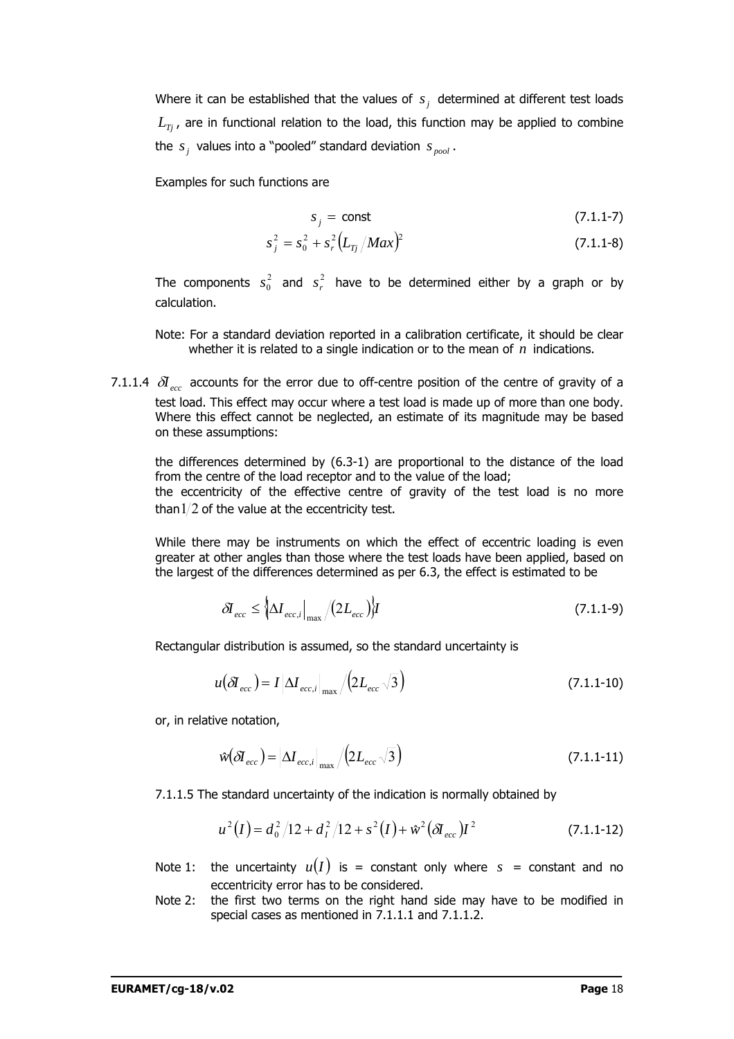Where it can be established that the values of $s_j$ determined at different test loads $L_{Tj}$, are in functional relation to the load, this function may be applied to combine the $s_j$ values into a "pooled" standard deviation $s_{pool}$.

Examples for such functions are

$$s_j = \text{const} \tag{7.1.1-7}$$

$$s_j^2 = s_0^2 + s_r^2 \left(L_{Tj} / Max\right)^2 \tag{7.1.1-8}$$

The components $s_0^2$ and $s_r^2$ have to be determined either by a graph or by calculation.

Note: For a standard deviation reported in a calibration certificate, it should be clear whether it is related to a single indication or to the mean of $n$ indications.

7.1.1.4 $\delta I_{ecc}$ accounts for the error due to off-centre position of the centre of gravity of a test load. This effect may occur where a test load is made up of more than one body. Where this effect cannot be neglected, an estimate of its magnitude may be based on these assumptions:

the differences determined by (6.3-1) are proportional to the distance of the load from the centre of the load receptor and to the value of the load;
the eccentricity of the effective centre of gravity of the test load is no more than $1/2$ of the value at the eccentricity test.

While there may be instruments on which the effect of eccentric loading is even greater at other angles than those where the test loads have been applied, based on the largest of the differences determined as per 6.3, the effect is estimated to be

$$\delta I_{ecc} \leq \left\{ \left| \Delta I_{ecc,i} \right|_{\max} / \left(2 L_{ecc}\right) \right\} I \tag{7.1.1-9}$$

Rectangular distribution is assumed, so the standard uncertainty is

$$u\left(\delta I_{ecc}\right) = I \left| \Delta I_{ecc,i} \right|_{\max} / \left(2 L_{ecc} \sqrt{3}\right) \tag{7.1.1-10}$$

or, in relative notation,

$$\hat{w}\left(\delta I_{ecc}\right) = \left| \Delta I_{ecc,i} \right|_{\max} / \left(2 L_{ecc} \sqrt{3}\right) \tag{7.1.1-11}$$

7.1.1.5 The standard uncertainty of the indication is normally obtained by

$$u^2(I) = d_0^2 / 12 + d_I^2 / 12 + s^2(I) + \hat{w}^2\left(\delta I_{ecc}\right) I^2 \tag{7.1.1-12}$$

Note 1: the uncertainty $u(I)$ is = constant only where $s$ = constant and no eccentricity error has to be considered.

Note 2: the first two terms on the right hand side may have to be modified in special cases as mentioned in 7.1.1.1 and 7.1.1.2.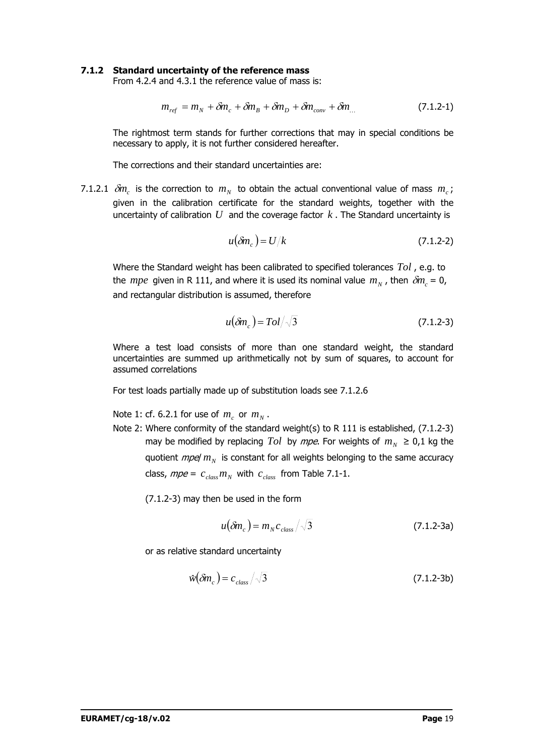### 7.1.2 Standard uncertainty of the reference mass

From 4.2.4 and 4.3.1 the reference value of mass is:

$$m_{ref} = m_N + \delta m_c + \delta m_B + \delta m_D + \delta m_{conv} + \delta m_{...} \tag{7.1.2-1}$$

The rightmost term stands for further corrections that may in special conditions be necessary to apply, it is not further considered hereafter.

The corrections and their standard uncertainties are:

7.1.2.1 $\delta m_c$ is the correction to $m_N$ to obtain the actual conventional value of mass $m_c$; given in the calibration certificate for the standard weights, together with the uncertainty of calibration $U$ and the coverage factor $k$. The Standard uncertainty is

$$u(\delta m_c) = U/k \tag{7.1.2-2}$$

Where the Standard weight has been calibrated to specified tolerances $Tol$, e.g. to the $mpe$ given in R 111, and where it is used its nominal value $m_N$, then $\delta m_c$ = 0, and rectangular distribution is assumed, therefore

$$u(\delta m_c) = Tol/\sqrt{3} \tag{7.1.2-3}$$

Where a test load consists of more than one standard weight, the standard uncertainties are summed up arithmetically not by sum of squares, to account for assumed correlations

For test loads partially made up of substitution loads see 7.1.2.6

Note 1: cf. 6.2.1 for use of $m_c$ or $m_N$.

Note 2: Where conformity of the standard weight(s) to R 111 is established, (7.1.2-3) may be modified by replacing $Tol$ by *mpe*. For weights of $m_N$ ≥ 0,1 kg the quotient *mpe*/ $m_N$ is constant for all weights belonging to the same accuracy class, *mpe* = $c_{class} m_N$ with $c_{class}$ from Table 7.1-1.

(7.1.2-3) may then be used in the form

$$u(\delta m_c) = m_N c_{class}/\sqrt{3} \tag{7.1.2-3a}$$

or as relative standard uncertainty

$$\hat{w}(\delta m_c) = c_{class}/\sqrt{3} \tag{7.1.2-3b}$$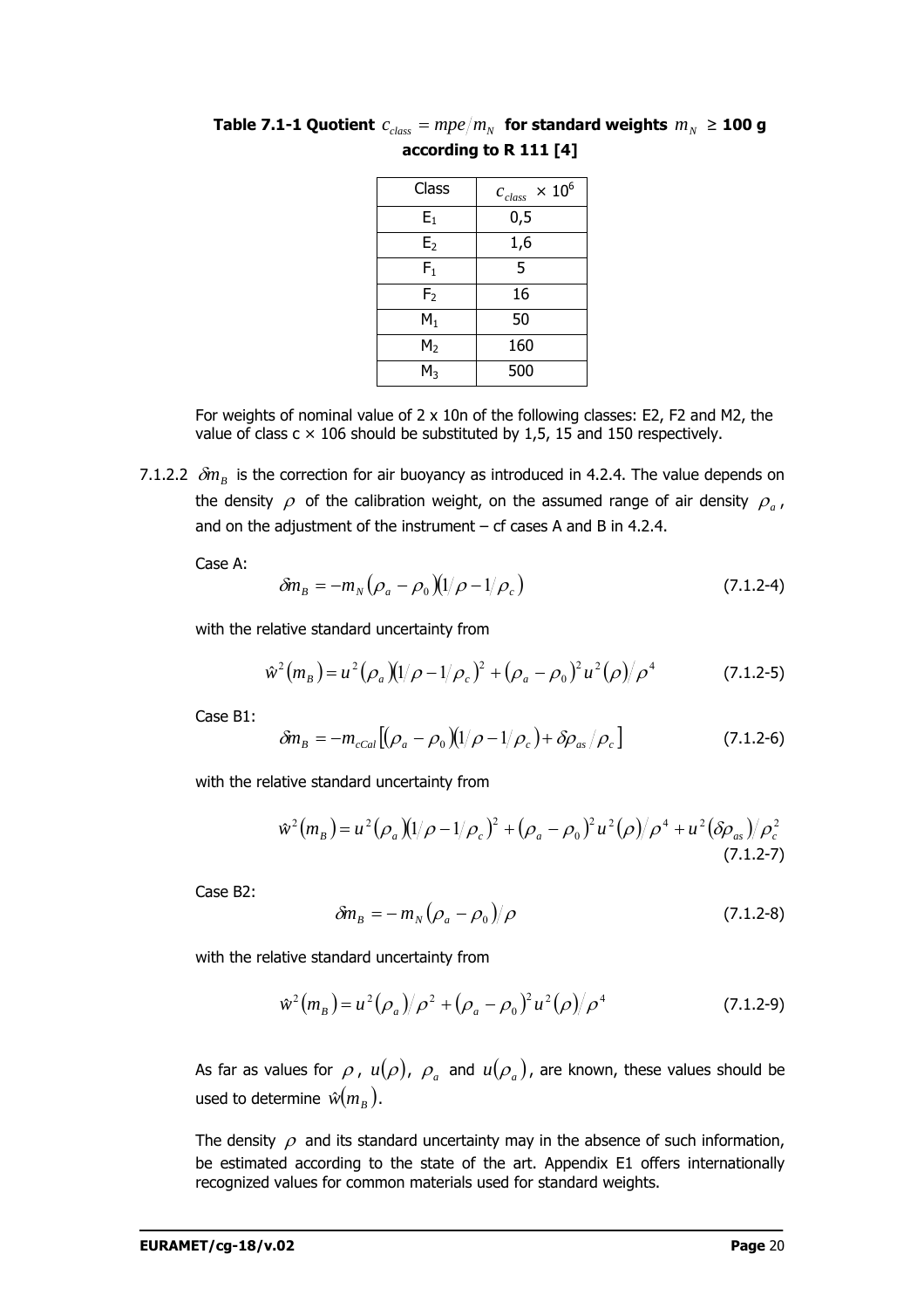**Table 7.1-1 Quotient $c_{class} = mpe/m_N$ for standard weights $m_N$ ≥ 100 g according to R 111 [4]**

| Class | $c_{class}$ × $10^6$ |
|---|---|
| $E_1$ | 0,5 |
| $E_2$ | 1,6 |
| $F_1$ | 5 |
| $F_2$ | 16 |
| $M_1$ | 50 |
| $M_2$ | 160 |
| $M_3$ | 500 |

For weights of nominal value of 2 x 10n of the following classes: E2, F2 and M2, the value of class c × 106 should be substituted by 1,5, 15 and 150 respectively.

7.1.2.2 $\delta m_B$ is the correction for air buoyancy as introduced in 4.2.4. The value depends on the density $\rho$ of the calibration weight, on the assumed range of air density $\rho_a$, and on the adjustment of the instrument – cf cases A and B in 4.2.4.

Case A:

$$\delta m_B = -m_N(\rho_a - \rho_0)(1/\rho - 1/\rho_c) \tag{7.1.2-4}$$

with the relative standard uncertainty from

$$\hat{w}^2(m_B) = u^2(\rho_a)(1/\rho - 1/\rho_c)^2 + (\rho_a - \rho_0)^2 u^2(\rho)/\rho^4 \tag{7.1.2-5}$$

Case B1:

$$\delta m_B = -m_{cCal}\left[(\rho_a - \rho_0)(1/\rho - 1/\rho_c) + \delta\rho_{as}/\rho_c\right] \tag{7.1.2-6}$$

with the relative standard uncertainty from

$$\hat{w}^2(m_B) = u^2(\rho_a)(1/\rho - 1/\rho_c)^2 + (\rho_a - \rho_0)^2 u^2(\rho)/\rho^4 + u^2(\delta\rho_{as})/\rho_c^2 \tag{7.1.2-7}$$

Case B2:

$$\delta m_B = -m_N(\rho_a - \rho_0)/\rho \tag{7.1.2-8}$$

with the relative standard uncertainty from

$$\hat{w}^2(m_B) = u^2(\rho_a)/\rho^2 + (\rho_a - \rho_0)^2 u^2(\rho)/\rho^4 \tag{7.1.2-9}$$

As far as values for $\rho$, $u(\rho)$, $\rho_a$ and $u(\rho_a)$, are known, these values should be used to determine $\hat{w}(m_B)$.

The density $\rho$ and its standard uncertainty may in the absence of such information, be estimated according to the state of the art. Appendix E1 offers internationally recognized values for common materials used for standard weights.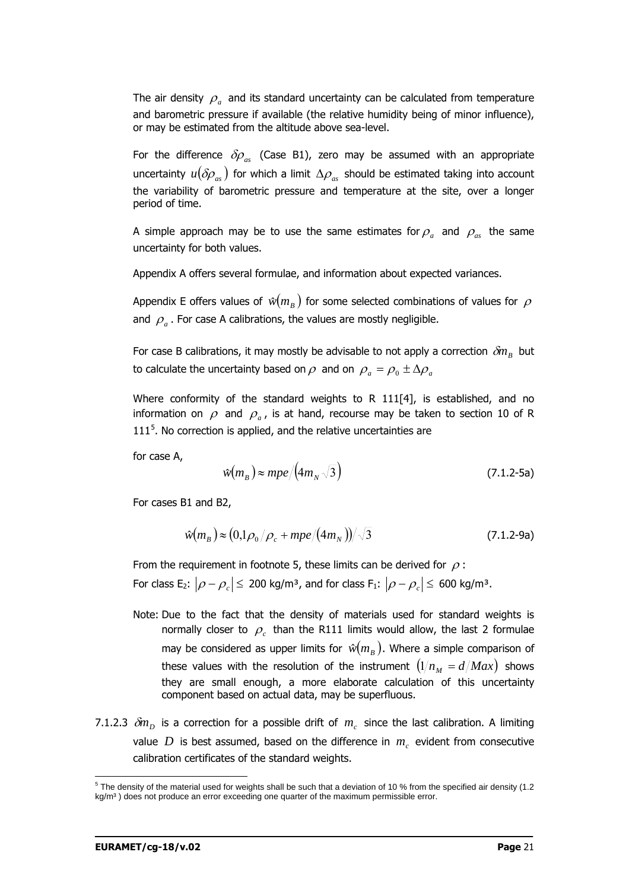The air density $\rho_a$ and its standard uncertainty can be calculated from temperature and barometric pressure if available (the relative humidity being of minor influence), or may be estimated from the altitude above sea-level.

For the difference $\delta\rho_{as}$ (Case B1), zero may be assumed with an appropriate uncertainty $u(\delta\rho_{as})$ for which a limit $\Delta\rho_{as}$ should be estimated taking into account the variability of barometric pressure and temperature at the site, over a longer period of time.

A simple approach may be to use the same estimates for $\rho_a$ and $\rho_{as}$ the same uncertainty for both values.

Appendix A offers several formulae, and information about expected variances.

Appendix E offers values of $\hat{w}(m_B)$ for some selected combinations of values for $\rho$ and $\rho_a$. For case A calibrations, the values are mostly negligible.

For case B calibrations, it may mostly be advisable to not apply a correction $\delta m_B$ but to calculate the uncertainty based on $\rho$ and on $\rho_a = \rho_0 \pm \Delta\rho_a$

Where conformity of the standard weights to R 111[4], is established, and no information on $\rho$ and $\rho_a$, is at hand, recourse may be taken to section 10 of R 111[5]. No correction is applied, and the relative uncertainties are

for case A,

$$\hat{w}(m_B) \approx mpe / \left(4m_N \sqrt{3}\right) \tag{7.1.2-5a}$$

For cases B1 and B2,

$$\hat{w}(m_B) \approx \left(0{,}1\rho_0 / \rho_c + mpe / (4m_N)\right) / \sqrt{3} \tag{7.1.2-9a}$$

From the requirement in footnote 5, these limits can be derived for $\rho$:

For class $E_2$: $|\rho - \rho_c| \leq$ 200 kg/m³, and for class $F_1$: $|\rho - \rho_c| \leq$ 600 kg/m³.

Note: Due to the fact that the density of materials used for standard weights is normally closer to $\rho_c$ than the R111 limits would allow, the last 2 formulae may be considered as upper limits for $\hat{w}(m_B)$. Where a simple comparison of these values with the resolution of the instrument $(1/n_M = d/Max)$ shows they are small enough, a more elaborate calculation of this uncertainty component based on actual data, may be superfluous.

7.1.2.3 $\delta m_D$ is a correction for a possible drift of $m_c$ since the last calibration. A limiting value $D$ is best assumed, based on the difference in $m_c$ evident from consecutive calibration certificates of the standard weights.

---

[5] The density of the material used for weights shall be such that a deviation of 10 % from the specified air density (1.2 kg/m³ ) does not produce an error exceeding one quarter of the maximum permissible error.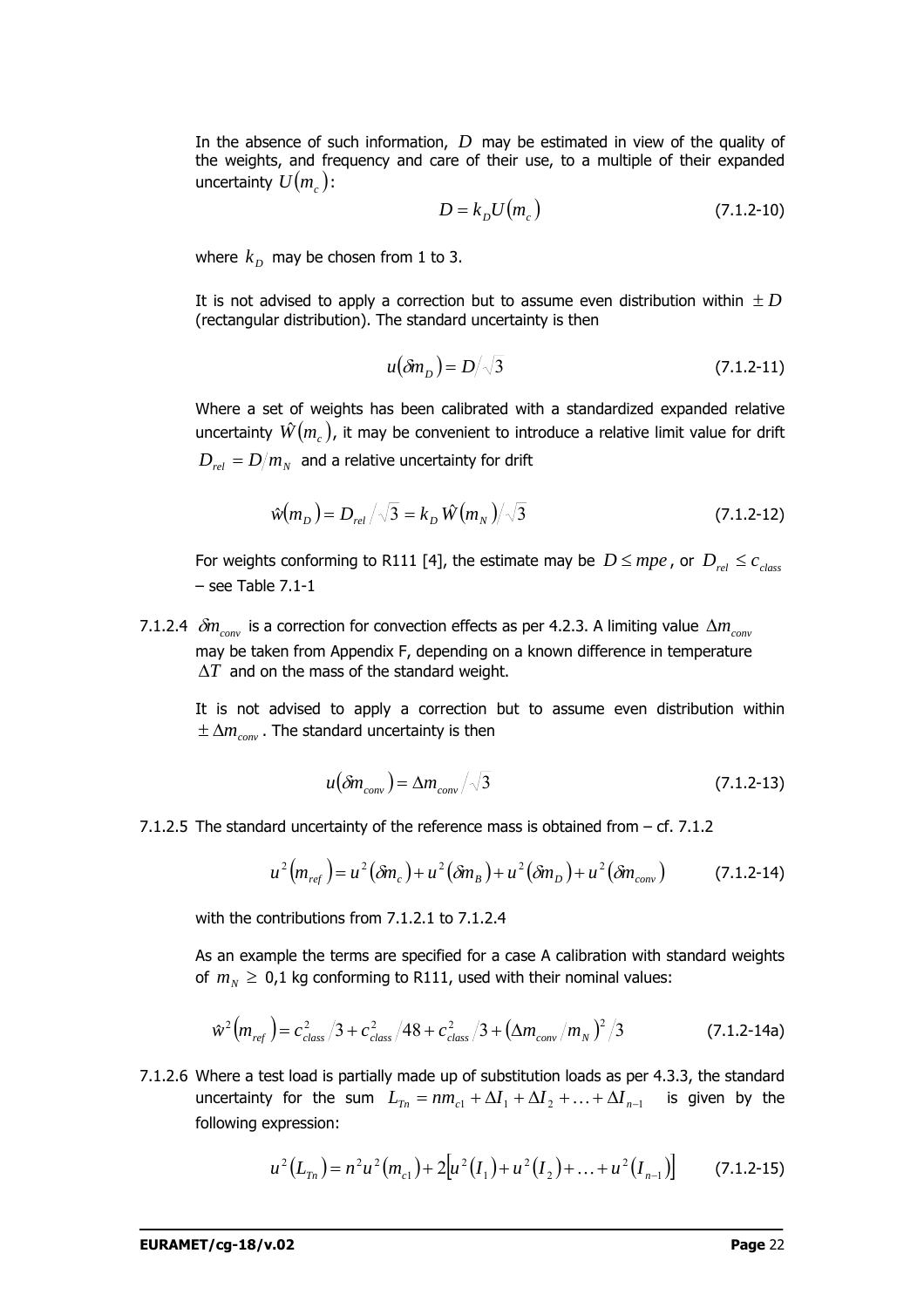In the absence of such information, $D$ may be estimated in view of the quality of the weights, and frequency and care of their use, to a multiple of their expanded uncertainty $U(m_c)$:

$$D = k_D U(m_c) \tag{7.1.2-10}$$

where $k_D$ may be chosen from 1 to 3.

It is not advised to apply a correction but to assume even distribution within $\pm D$ (rectangular distribution). The standard uncertainty is then

$$u(\delta m_D) = D/\sqrt{3} \tag{7.1.2-11}$$

Where a set of weights has been calibrated with a standardized expanded relative uncertainty $\hat{W}(m_c)$, it may be convenient to introduce a relative limit value for drift $D_{rel} = D/m_N$ and a relative uncertainty for drift

$$\hat{w}(m_D) = D_{rel}/\sqrt{3} = k_D \hat{W}(m_N)/\sqrt{3} \tag{7.1.2-12}$$

For weights conforming to R111 [4], the estimate may be $D \leq mpe$, or $D_{rel} \leq c_{class}$ – see Table 7.1-1

7.1.2.4 $\delta m_{conv}$ is a correction for convection effects as per 4.2.3. A limiting value $\Delta m_{conv}$ may be taken from Appendix F, depending on a known difference in temperature $\Delta T$ and on the mass of the standard weight.

It is not advised to apply a correction but to assume even distribution within $\pm \Delta m_{conv}$. The standard uncertainty is then

$$u(\delta m_{conv}) = \Delta m_{conv}/\sqrt{3} \tag{7.1.2-13}$$

7.1.2.5 The standard uncertainty of the reference mass is obtained from – cf. 7.1.2

$$u^2(m_{ref}) = u^2(\delta m_c) + u^2(\delta m_B) + u^2(\delta m_D) + u^2(\delta m_{conv}) \tag{7.1.2-14}$$

with the contributions from 7.1.2.1 to 7.1.2.4

As an example the terms are specified for a case A calibration with standard weights of $m_N \geq$ 0,1 kg conforming to R111, used with their nominal values:

$$\hat{w}^2(m_{ref}) = c_{class}^2/3 + c_{class}^2/48 + c_{class}^2/3 + (\Delta m_{conv}/m_N)^2/3 \tag{7.1.2-14a}$$

7.1.2.6 Where a test load is partially made up of substitution loads as per 4.3.3, the standard uncertainty for the sum $L_{Tn} = nm_{c1} + \Delta I_1 + \Delta I_2 + \ldots + \Delta I_{n-1}$ is given by the following expression:

$$u^2(L_{Tn}) = n^2 u^2(m_{c1}) + 2\left[u^2(I_1) + u^2(I_2) + \ldots + u^2(I_{n-1})\right] \tag{7.1.2-15}$$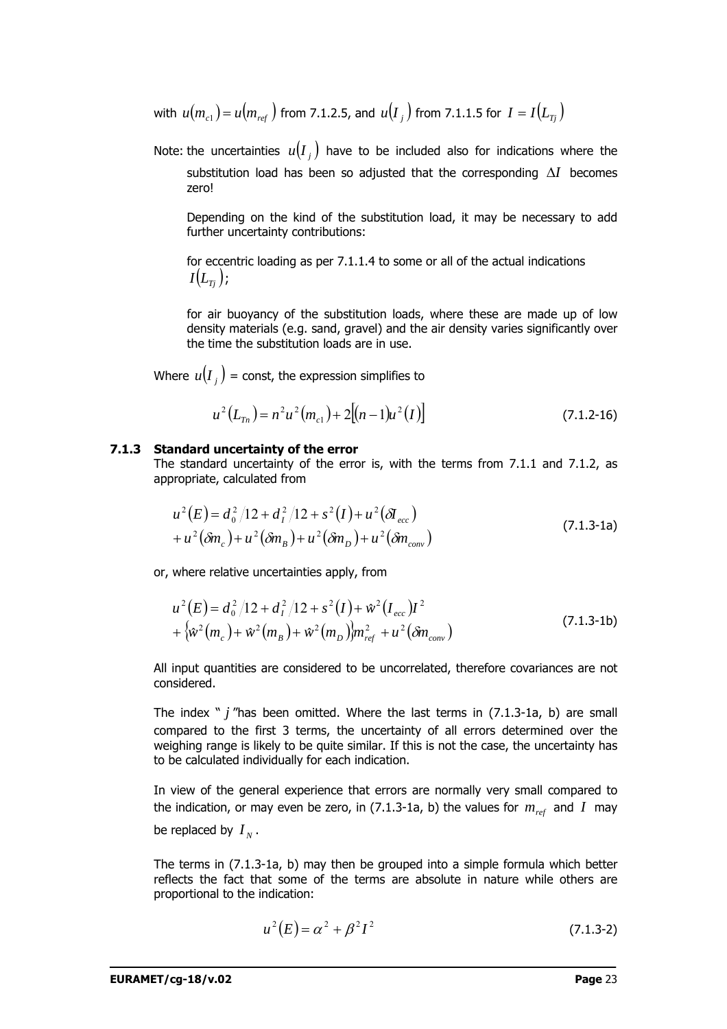with $u(m_{c1}) = u(m_{ref})$ from 7.1.2.5, and $u(I_j)$ from 7.1.1.5 for $I = I(L_{Tj})$

Note: the uncertainties $u(I_j)$ have to be included also for indications where the substitution load has been so adjusted that the corresponding $\Delta I$ becomes zero!

Depending on the kind of the substitution load, it may be necessary to add further uncertainty contributions:

for eccentric loading as per 7.1.1.4 to some or all of the actual indications $I(L_{Tj})$;

for air buoyancy of the substitution loads, where these are made up of low density materials (e.g. sand, gravel) and the air density varies significantly over the time the substitution loads are in use.

Where $u(I_j)$ = const, the expression simplifies to

$$u^2(L_{Tn}) = n^2 u^2(m_{c1}) + 2[(n-1)u^2(I)] \tag{7.1.2-16}$$

### 7.1.3 Standard uncertainty of the error

The standard uncertainty of the error is, with the terms from 7.1.1 and 7.1.2, as appropriate, calculated from

$$\begin{aligned} u^2(E) &= d_0^2/12 + d_I^2/12 + s^2(I) + u^2(\delta I_{ecc}) \\ &+ u^2(\delta m_c) + u^2(\delta m_B) + u^2(\delta m_D) + u^2(\delta m_{conv}) \end{aligned} \tag{7.1.3-1a}$$

or, where relative uncertainties apply, from

$$\begin{aligned} u^2(E) &= d_0^2/12 + d_I^2/12 + s^2(I) + \hat{w}^2(I_{ecc})I^2 \\ &+ \{\hat{w}^2(m_c) + \hat{w}^2(m_B) + \hat{w}^2(m_D)\}m_{ref}^2 + u^2(\delta m_{conv}) \end{aligned} \tag{7.1.3-1b}$$

All input quantities are considered to be uncorrelated, therefore covariances are not considered.

The index "$j$"has been omitted. Where the last terms in (7.1.3-1a, b) are small compared to the first 3 terms, the uncertainty of all errors determined over the weighing range is likely to be quite similar. If this is not the case, the uncertainty has to be calculated individually for each indication.

In view of the general experience that errors are normally very small compared to the indication, or may even be zero, in (7.1.3-1a, b) the values for $m_{ref}$ and $I$ may be replaced by $I_N$.

The terms in (7.1.3-1a, b) may then be grouped into a simple formula which better reflects the fact that some of the terms are absolute in nature while others are proportional to the indication:

$$u^2(E) = \alpha^2 + \beta^2 I^2 \tag{7.1.3-2}$$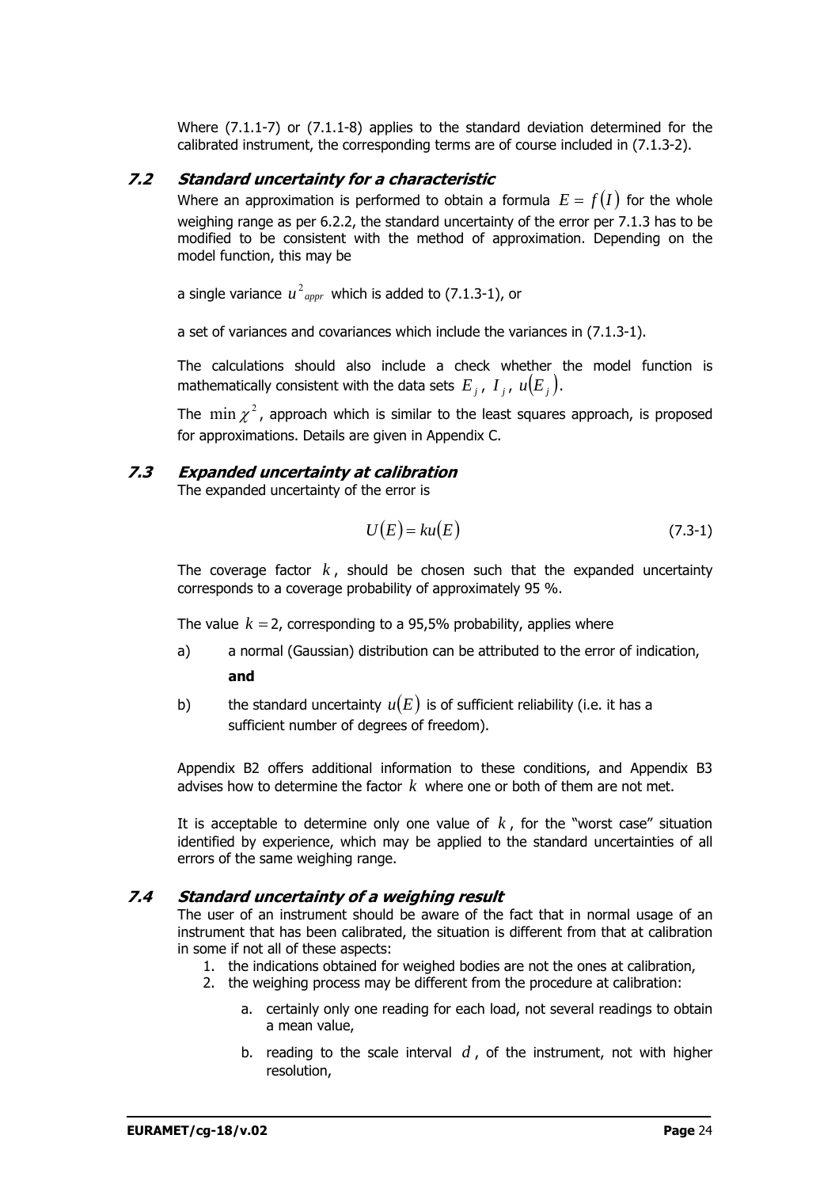Where (7.1.1-7) or (7.1.1-8) applies to the standard deviation determined for the calibrated instrument, the corresponding terms are of course included in (7.1.3-2).

### *7.2 Standard uncertainty for a characteristic*

Where an approximation is performed to obtain a formula $E = f(I)$ for the whole weighing range as per 6.2.2, the standard uncertainty of the error per 7.1.3 has to be modified to be consistent with the method of approximation. Depending on the model function, this may be

a single variance $u^2_{appr}$ which is added to (7.1.3-1), or

a set of variances and covariances which include the variances in (7.1.3-1).

The calculations should also include a check whether the model function is mathematically consistent with the data sets $E_j$, $I_j$, $u(E_j)$.

The $\min \chi^2$, approach which is similar to the least squares approach, is proposed for approximations. Details are given in Appendix C.

### *7.3 Expanded uncertainty at calibration*

The expanded uncertainty of the error is

$$U(E) = ku(E) \tag{7.3-1}$$

The coverage factor $k$, should be chosen such that the expanded uncertainty corresponds to a coverage probability of approximately 95 %.

The value $k = 2$, corresponding to a 95,5% probability, applies where

a) a normal (Gaussian) distribution can be attributed to the error of indication,

**and**

b) the standard uncertainty $u(E)$ is of sufficient reliability (i.e. it has a sufficient number of degrees of freedom).

Appendix B2 offers additional information to these conditions, and Appendix B3 advises how to determine the factor $k$ where one or both of them are not met.

It is acceptable to determine only one value of $k$, for the "worst case" situation identified by experience, which may be applied to the standard uncertainties of all errors of the same weighing range.

### *7.4 Standard uncertainty of a weighing result*

The user of an instrument should be aware of the fact that in normal usage of an instrument that has been calibrated, the situation is different from that at calibration in some if not all of these aspects:

1. the indications obtained for weighed bodies are not the ones at calibration,
2. the weighing process may be different from the procedure at calibration:
   a. certainly only one reading for each load, not several readings to obtain a mean value,
   b. reading to the scale interval $d$, of the instrument, not with higher resolution,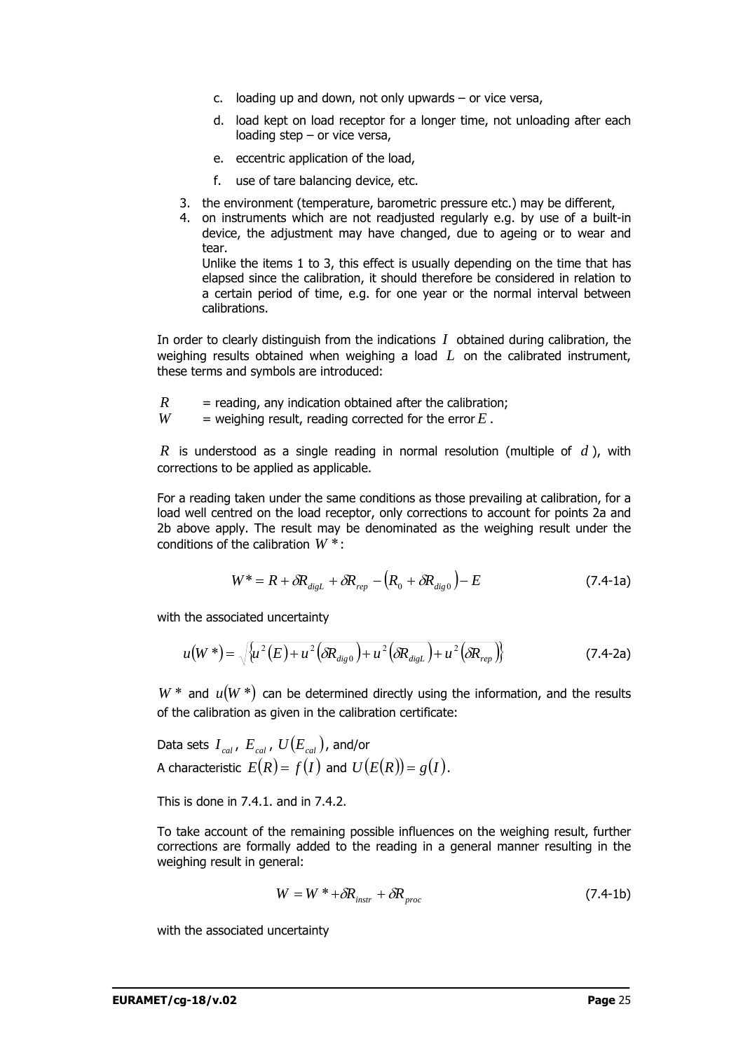c. loading up and down, not only upwards – or vice versa,

d. load kept on load receptor for a longer time, not unloading after each loading step – or vice versa,

e. eccentric application of the load,

f. use of tare balancing device, etc.

3. the environment (temperature, barometric pressure etc.) may be different,
4. on instruments which are not readjusted regularly e.g. by use of a built-in device, the adjustment may have changed, due to ageing or to wear and tear.
   Unlike the items 1 to 3, this effect is usually depending on the time that has elapsed since the calibration, it should therefore be considered in relation to a certain period of time, e.g. for one year or the normal interval between calibrations.

In order to clearly distinguish from the indications $I$ obtained during calibration, the weighing results obtained when weighing a load $L$ on the calibrated instrument, these terms and symbols are introduced:

$R$ = reading, any indication obtained after the calibration;
$W$ = weighing result, reading corrected for the error $E$.

$R$ is understood as a single reading in normal resolution (multiple of $d$), with corrections to be applied as applicable.

For a reading taken under the same conditions as those prevailing at calibration, for a load well centred on the load receptor, only corrections to account for points 2a and 2b above apply. The result may be denominated as the weighing result under the conditions of the calibration $W^*$:

$$W^* = R + \delta R_{digL} + \delta R_{rep} - \left(R_0 + \delta R_{dig0}\right) - E \tag{7.4-1a}$$

with the associated uncertainty

$$u(W^*) = \sqrt{\left\{u^2(E) + u^2\left(\delta R_{dig0}\right) + u^2\left(\delta R_{digL}\right) + u^2\left(\delta R_{rep}\right)\right\}} \tag{7.4-2a}$$

$W^*$ and $u(W^*)$ can be determined directly using the information, and the results of the calibration as given in the calibration certificate:

Data sets $I_{cal}$, $E_{cal}$, $U(E_{cal})$, and/or
A characteristic $E(R) = f(I)$ and $U(E(R)) = g(I)$.

This is done in 7.4.1. and in 7.4.2.

To take account of the remaining possible influences on the weighing result, further corrections are formally added to the reading in a general manner resulting in the weighing result in general:

$$W = W^* + \delta R_{instr} + \delta R_{proc} \tag{7.4-1b}$$

with the associated uncertainty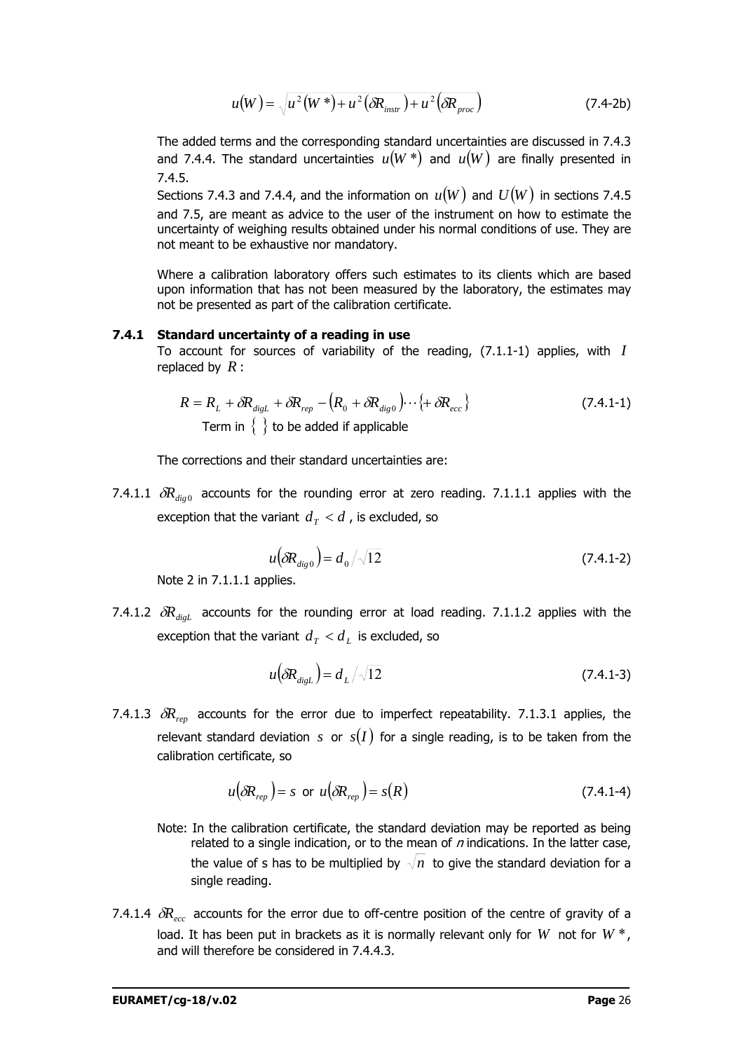$$u(W) = \sqrt{u^2(W^*) + u^2(\delta R_{instr}) + u^2(\delta R_{proc})} \tag{7.4-2b}$$

The added terms and the corresponding standard uncertainties are discussed in 7.4.3 and 7.4.4. The standard uncertainties $u(W^*)$ and $u(W)$ are finally presented in 7.4.5.

Sections 7.4.3 and 7.4.4, and the information on $u(W)$ and $U(W)$ in sections 7.4.5 and 7.5, are meant as advice to the user of the instrument on how to estimate the uncertainty of weighing results obtained under his normal conditions of use. They are not meant to be exhaustive nor mandatory.

Where a calibration laboratory offers such estimates to its clients which are based upon information that has not been measured by the laboratory, the estimates may not be presented as part of the calibration certificate.

### 7.4.1 Standard uncertainty of a reading in use

To account for sources of variability of the reading, (7.1.1-1) applies, with $I$ replaced by $R$:

$$R = R_L + \delta R_{digL} + \delta R_{rep} - (R_0 + \delta R_{dig0}) \cdots \{+ \delta R_{ecc}\} \tag{7.4.1-1}$$

Term in $\{\ \}$ to be added if applicable

The corrections and their standard uncertainties are:

7.4.1.1 $\delta R_{dig0}$ accounts for the rounding error at zero reading. 7.1.1.1 applies with the exception that the variant $d_T < d$ , is excluded, so

$$u(\delta R_{dig0}) = d_0 / \sqrt{12} \tag{7.4.1-2}$$

Note 2 in 7.1.1.1 applies.

7.4.1.2 $\delta R_{digL}$ accounts for the rounding error at load reading. 7.1.1.2 applies with the exception that the variant $d_T < d_L$ is excluded, so

$$u(\delta R_{digL}) = d_L / \sqrt{12} \tag{7.4.1-3}$$

7.4.1.3 $\delta R_{rep}$ accounts for the error due to imperfect repeatability. 7.1.3.1 applies, the relevant standard deviation $s$ or $s(I)$ for a single reading, is to be taken from the calibration certificate, so

$$u(\delta R_{rep}) = s \text{ or } u(\delta R_{rep}) = s(R) \tag{7.4.1-4}$$

Note: In the calibration certificate, the standard deviation may be reported as being related to a single indication, or to the mean of *n* indications. In the latter case, the value of s has to be multiplied by $\sqrt{n}$ to give the standard deviation for a single reading.

7.4.1.4 $\delta R_{ecc}$ accounts for the error due to off-centre position of the centre of gravity of a load. It has been put in brackets as it is normally relevant only for $W$ not for $W^*$, and will therefore be considered in 7.4.4.3.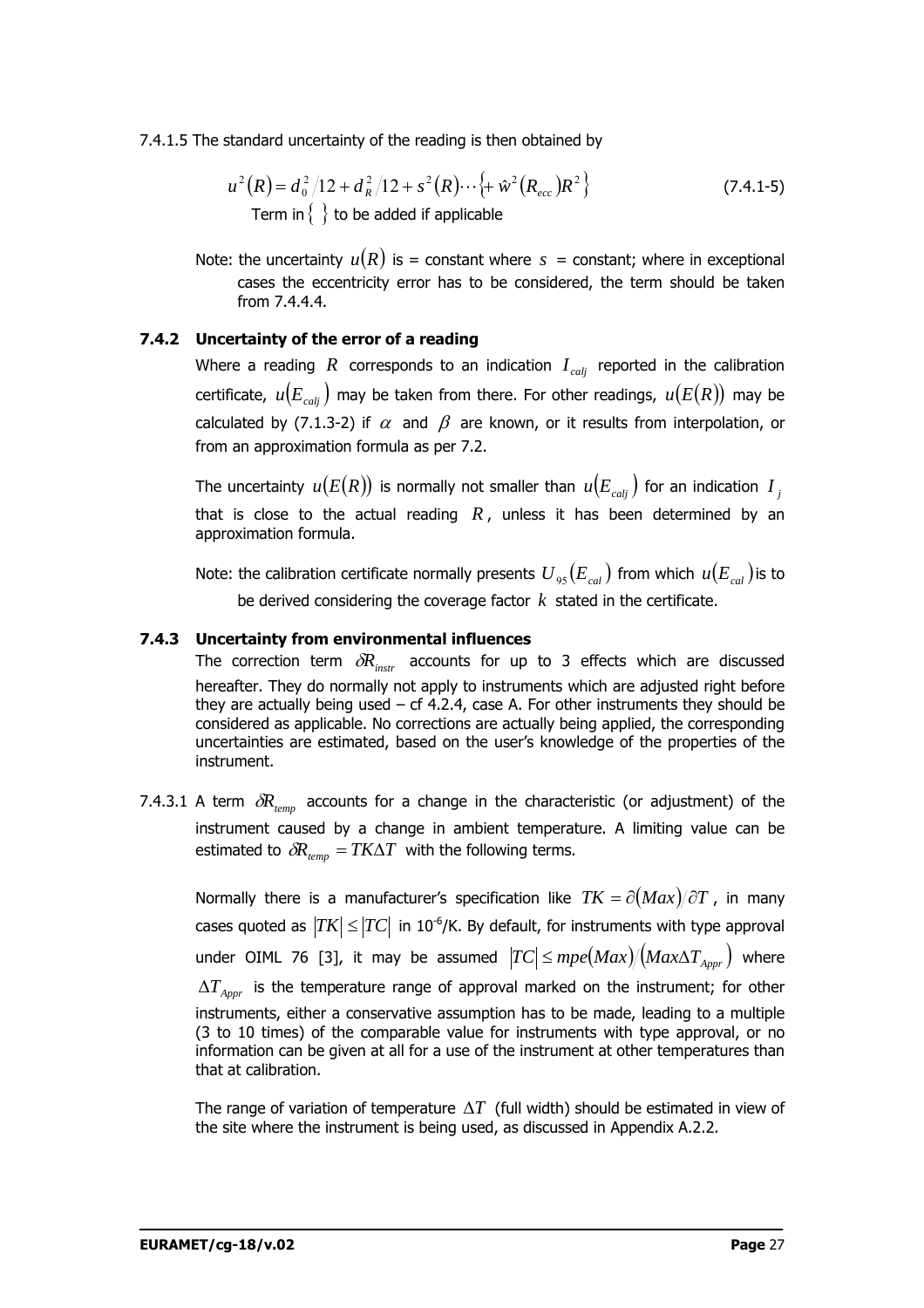7.4.1.5 The standard uncertainty of the reading is then obtained by

$$u^2(R) = d_0^2/12 + d_R^2/12 + s^2(R) \cdots \left\{ + \hat{w}^2(R_{ecc})R^2 \right\} \qquad (7.4.1\text{-}5)$$

Term in $\{ \}$ to be added if applicable

Note: the uncertainty $u(R)$ is = constant where $s$ = constant; where in exceptional cases the eccentricity error has to be considered, the term should be taken from 7.4.4.4.

### 7.4.2 Uncertainty of the error of a reading

Where a reading $R$ corresponds to an indication $I_{calj}$ reported in the calibration certificate, $u(E_{calj})$ may be taken from there. For other readings, $u(E(R))$ may be calculated by (7.1.3-2) if $\alpha$ and $\beta$ are known, or it results from interpolation, or from an approximation formula as per 7.2.

The uncertainty $u(E(R))$ is normally not smaller than $u(E_{calj})$ for an indication $I_j$ that is close to the actual reading $R$, unless it has been determined by an approximation formula.

Note: the calibration certificate normally presents $U_{95}(E_{cal})$ from which $u(E_{cal})$ is to be derived considering the coverage factor $k$ stated in the certificate.

### 7.4.3 Uncertainty from environmental influences

The correction term $\delta R_{instr}$ accounts for up to 3 effects which are discussed hereafter. They do normally not apply to instruments which are adjusted right before they are actually being used – cf 4.2.4, case A. For other instruments they should be considered as applicable. No corrections are actually being applied, the corresponding uncertainties are estimated, based on the user's knowledge of the properties of the instrument.

7.4.3.1 A term $\delta R_{temp}$ accounts for a change in the characteristic (or adjustment) of the instrument caused by a change in ambient temperature. A limiting value can be estimated to $\delta R_{temp} = TK\Delta T$ with the following terms.

Normally there is a manufacturer's specification like $TK = \partial(Max)/\partial T$, in many cases quoted as $|TK| \le |TC|$ in $10^{-6}$/K. By default, for instruments with type approval under OIML 76 [3], it may be assumed $|TC| \le mpe(Max)/(Max\Delta T_{Appr})$ where $\Delta T_{Appr}$ is the temperature range of approval marked on the instrument; for other instruments, either a conservative assumption has to be made, leading to a multiple (3 to 10 times) of the comparable value for instruments with type approval, or no information can be given at all for a use of the instrument at other temperatures than that at calibration.

The range of variation of temperature $\Delta T$ (full width) should be estimated in view of the site where the instrument is being used, as discussed in Appendix A.2.2.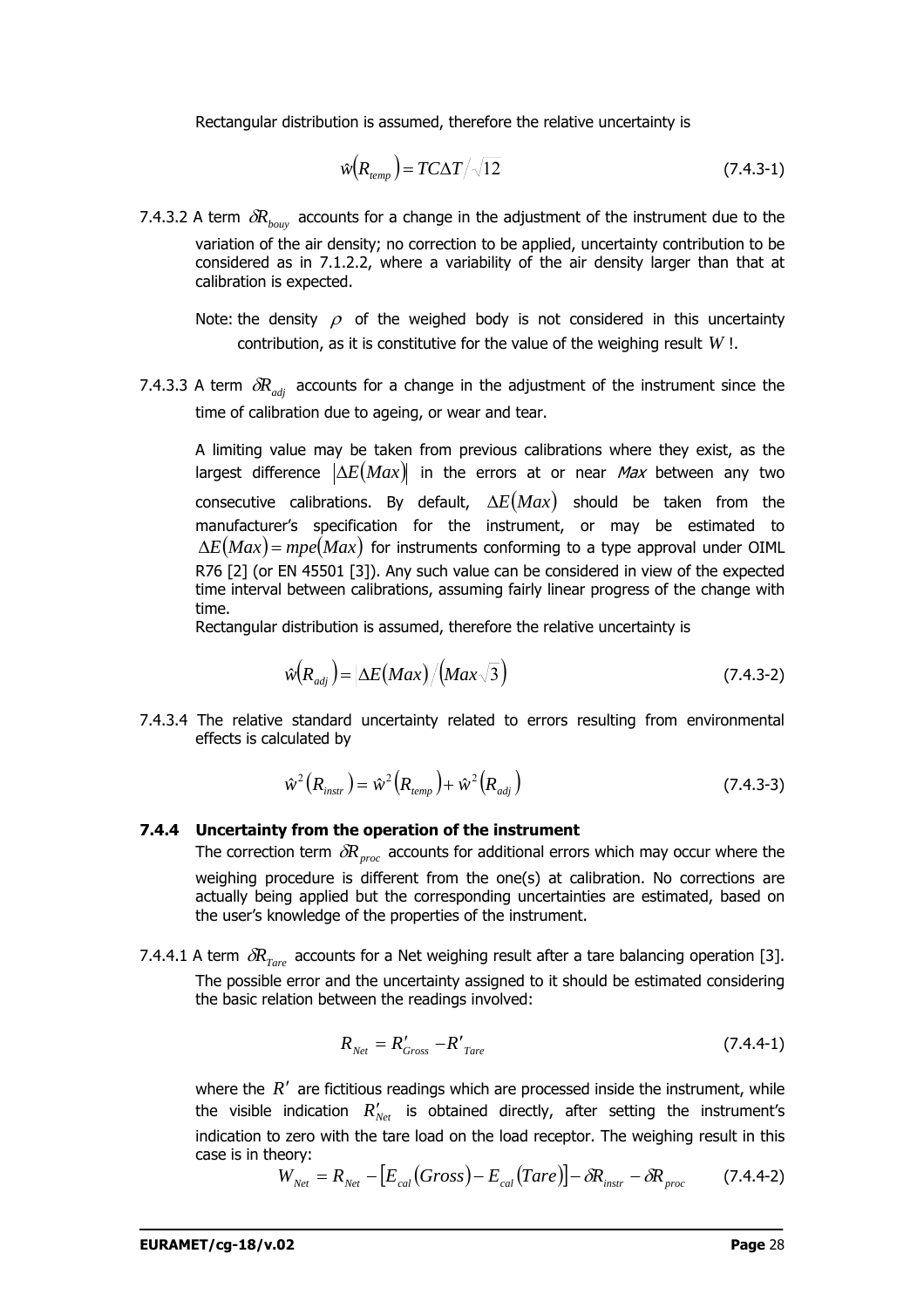Rectangular distribution is assumed, therefore the relative uncertainty is

$$\hat{w}\left(R_{temp}\right) = TC\Delta T / \sqrt{12} \tag{7.4.3-1}$$

7.4.3.2 A term $\delta R_{bouy}$ accounts for a change in the adjustment of the instrument due to the variation of the air density; no correction to be applied, uncertainty contribution to be considered as in 7.1.2.2, where a variability of the air density larger than that at calibration is expected.

Note: the density $\rho$ of the weighed body is not considered in this uncertainty contribution, as it is constitutive for the value of the weighing result $W$ !.

7.4.3.3 A term $\delta R_{adj}$ accounts for a change in the adjustment of the instrument since the time of calibration due to ageing, or wear and tear.

A limiting value may be taken from previous calibrations where they exist, as the largest difference $\left|\Delta E(Max)\right|$ in the errors at or near *Max* between any two consecutive calibrations. By default, $\Delta E(Max)$ should be taken from the manufacturer's specification for the instrument, or may be estimated to $\Delta E(Max) = mpe(Max)$ for instruments conforming to a type approval under OIML R76 [2] (or EN 45501 [3]). Any such value can be considered in view of the expected time interval between calibrations, assuming fairly linear progress of the change with time.

Rectangular distribution is assumed, therefore the relative uncertainty is

$$\hat{w}\left(R_{adj}\right) = \left|\Delta E(Max)\right| / \left(Max\sqrt{3}\right) \tag{7.4.3-2}$$

7.4.3.4 The relative standard uncertainty related to errors resulting from environmental effects is calculated by

$$\hat{w}^2\left(R_{instr}\right) = \hat{w}^2\left(R_{temp}\right) + \hat{w}^2\left(R_{adj}\right) \tag{7.4.3-3}$$

### 7.4.4 Uncertainty from the operation of the instrument

The correction term $\delta R_{proc}$ accounts for additional errors which may occur where the weighing procedure is different from the one(s) at calibration. No corrections are actually being applied but the corresponding uncertainties are estimated, based on the user's knowledge of the properties of the instrument.

7.4.4.1 A term $\delta R_{Tare}$ accounts for a Net weighing result after a tare balancing operation [3]. The possible error and the uncertainty assigned to it should be estimated considering the basic relation between the readings involved:

$$R_{Net} = R'_{Gross} - R'_{Tare} \tag{7.4.4-1}$$

where the $R'$ are fictitious readings which are processed inside the instrument, while the visible indication $R'_{Net}$ is obtained directly, after setting the instrument's indication to zero with the tare load on the load receptor. The weighing result in this case is in theory:

$$W_{Net} = R_{Net} - \left[E_{cal}(Gross) - E_{cal}(Tare)\right] - \delta R_{instr} - \delta R_{proc} \tag{7.4.4-2}$$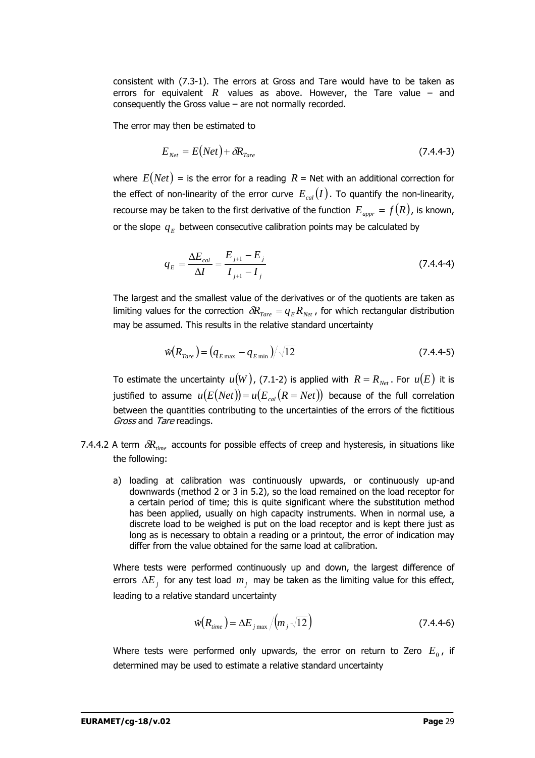consistent with (7.3-1). The errors at Gross and Tare would have to be taken as errors for equivalent $R$ values as above. However, the Tare value – and consequently the Gross value – are not normally recorded.

The error may then be estimated to

$$E_{Net} = E(Net) + \delta R_{Tare} \tag{7.4.4-3}$$

where $E(Net)$ = is the error for a reading $R$ = Net with an additional correction for the effect of non-linearity of the error curve $E_{cal}(I)$. To quantify the non-linearity, recourse may be taken to the first derivative of the function $E_{appr} = f(R)$, is known, or the slope $q_E$ between consecutive calibration points may be calculated by

$$q_E = \frac{\Delta E_{cal}}{\Delta I} = \frac{E_{j+1} - E_j}{I_{j+1} - I_j} \tag{7.4.4-4}$$

The largest and the smallest value of the derivatives or of the quotients are taken as limiting values for the correction $\delta R_{Tare} = q_E R_{Net}$, for which rectangular distribution may be assumed. This results in the relative standard uncertainty

$$\hat{w}(R_{Tare}) = (q_{E\max} - q_{E\min}) / \sqrt{12} \tag{7.4.4-5}$$

To estimate the uncertainty $u(W)$, (7.1-2) is applied with $R = R_{Net}$. For $u(E)$ it is justified to assume $u(E(Net)) = u(E_{cal}(R = Net))$ because of the full correlation between the quantities contributing to the uncertainties of the errors of the fictitious *Gross* and *Tare* readings.

7.4.4.2 A term $\delta R_{time}$ accounts for possible effects of creep and hysteresis, in situations like the following:

a) loading at calibration was continuously upwards, or continuously up-and downwards (method 2 or 3 in 5.2), so the load remained on the load receptor for a certain period of time; this is quite significant where the substitution method has been applied, usually on high capacity instruments. When in normal use, a discrete load to be weighed is put on the load receptor and is kept there just as long as is necessary to obtain a reading or a printout, the error of indication may differ from the value obtained for the same load at calibration.

Where tests were performed continuously up and down, the largest difference of errors $\Delta E_j$ for any test load $m_j$ may be taken as the limiting value for this effect, leading to a relative standard uncertainty

$$\hat{w}(R_{time}) = \Delta E_{j\max} / (m_j \sqrt{12}) \tag{7.4.4-6}$$

Where tests were performed only upwards, the error on return to Zero $E_0$, if determined may be used to estimate a relative standard uncertainty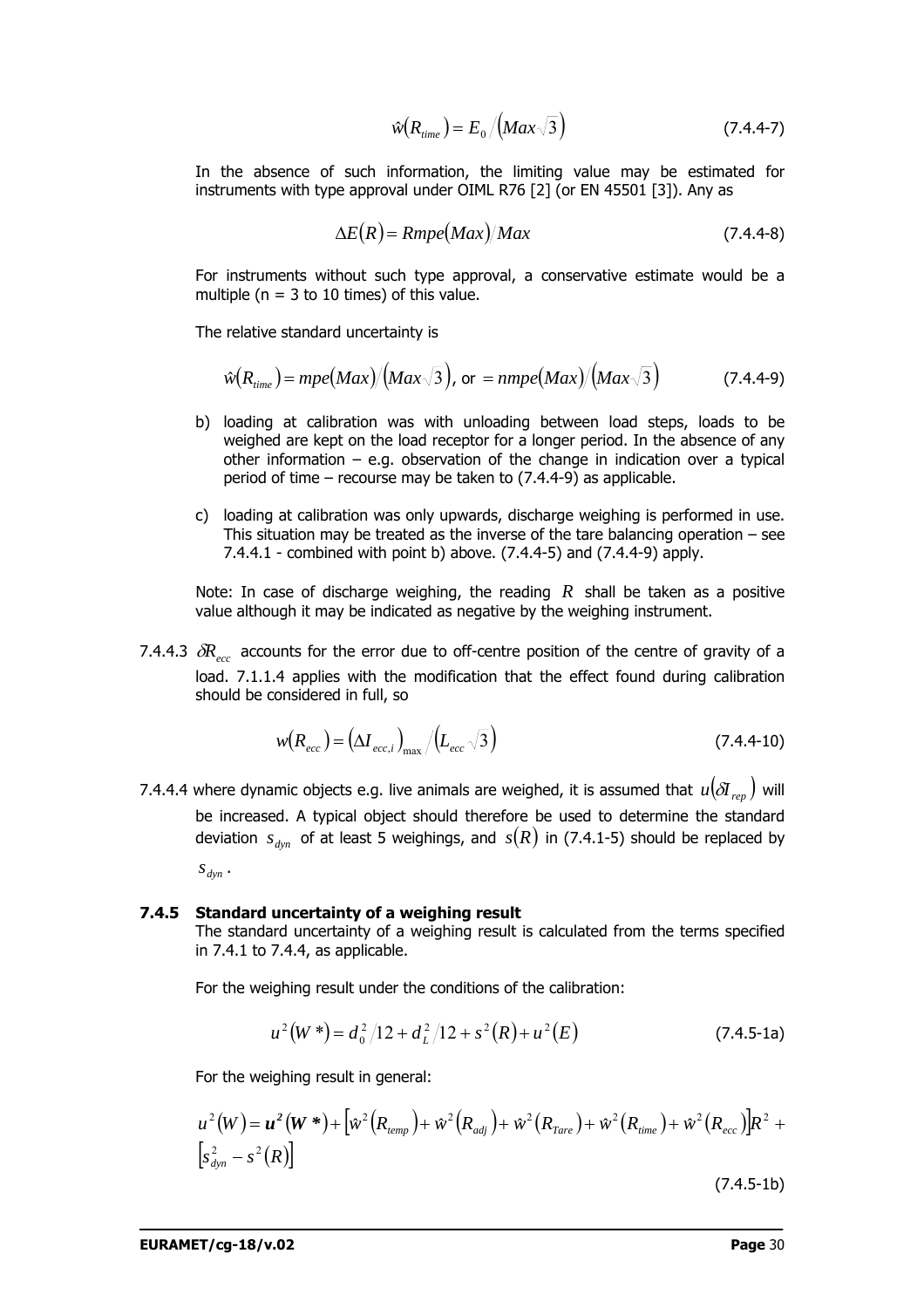$$\hat{w}(R_{time}) = E_0 / \left(Max\sqrt{3}\right) \tag{7.4.4-7}$$

In the absence of such information, the limiting value may be estimated for instruments with type approval under OIML R76 [2] (or EN 45501 [3]). Any as

$$\Delta E(R) = Rmpe(Max)/Max \tag{7.4.4-8}$$

For instruments without such type approval, a conservative estimate would be a multiple (n = 3 to 10 times) of this value.

The relative standard uncertainty is

$$\hat{w}(R_{time}) = mpe(Max)/\left(Max\sqrt{3}\right), \text{ or } = nmpe(Max)/\left(Max\sqrt{3}\right) \tag{7.4.4-9}$$

b) loading at calibration was with unloading between load steps, loads to be weighed are kept on the load receptor for a longer period. In the absence of any other information – e.g. observation of the change in indication over a typical period of time – recourse may be taken to (7.4.4-9) as applicable.

c) loading at calibration was only upwards, discharge weighing is performed in use. This situation may be treated as the inverse of the tare balancing operation – see 7.4.4.1 - combined with point b) above. (7.4.4-5) and (7.4.4-9) apply.

Note: In case of discharge weighing, the reading $R$ shall be taken as a positive value although it may be indicated as negative by the weighing instrument.

7.4.4.3 $\delta R_{ecc}$ accounts for the error due to off-centre position of the centre of gravity of a load. 7.1.1.4 applies with the modification that the effect found during calibration should be considered in full, so

$$w(R_{ecc}) = \left(\Delta I_{ecc,i}\right)_{\max} / \left(L_{ecc}\sqrt{3}\right) \tag{7.4.4-10}$$

7.4.4.4 where dynamic objects e.g. live animals are weighed, it is assumed that $u(\delta I_{rep})$ will be increased. A typical object should therefore be used to determine the standard deviation $s_{dyn}$ of at least 5 weighings, and $s(R)$ in (7.4.1-5) should be replaced by $s_{dyn}$.

### 7.4.5 Standard uncertainty of a weighing result

The standard uncertainty of a weighing result is calculated from the terms specified in 7.4.1 to 7.4.4, as applicable.

For the weighing result under the conditions of the calibration:

$$u^2(W^*) = d_0^2/12 + d_L^2/12 + s^2(R) + u^2(E) \tag{7.4.5-1a}$$

For the weighing result in general:

$$u^2(W) = \boldsymbol{u^2(W^*)} + \left[\hat{w}^2(R_{temp}) + \hat{w}^2(R_{adj}) + \hat{w}^2(R_{Tare}) + \hat{w}^2(R_{time}) + \hat{w}^2(R_{ecc})\right]R^2 + \left[s_{dyn}^2 - s^2(R)\right] \tag{7.4.5-1b}$$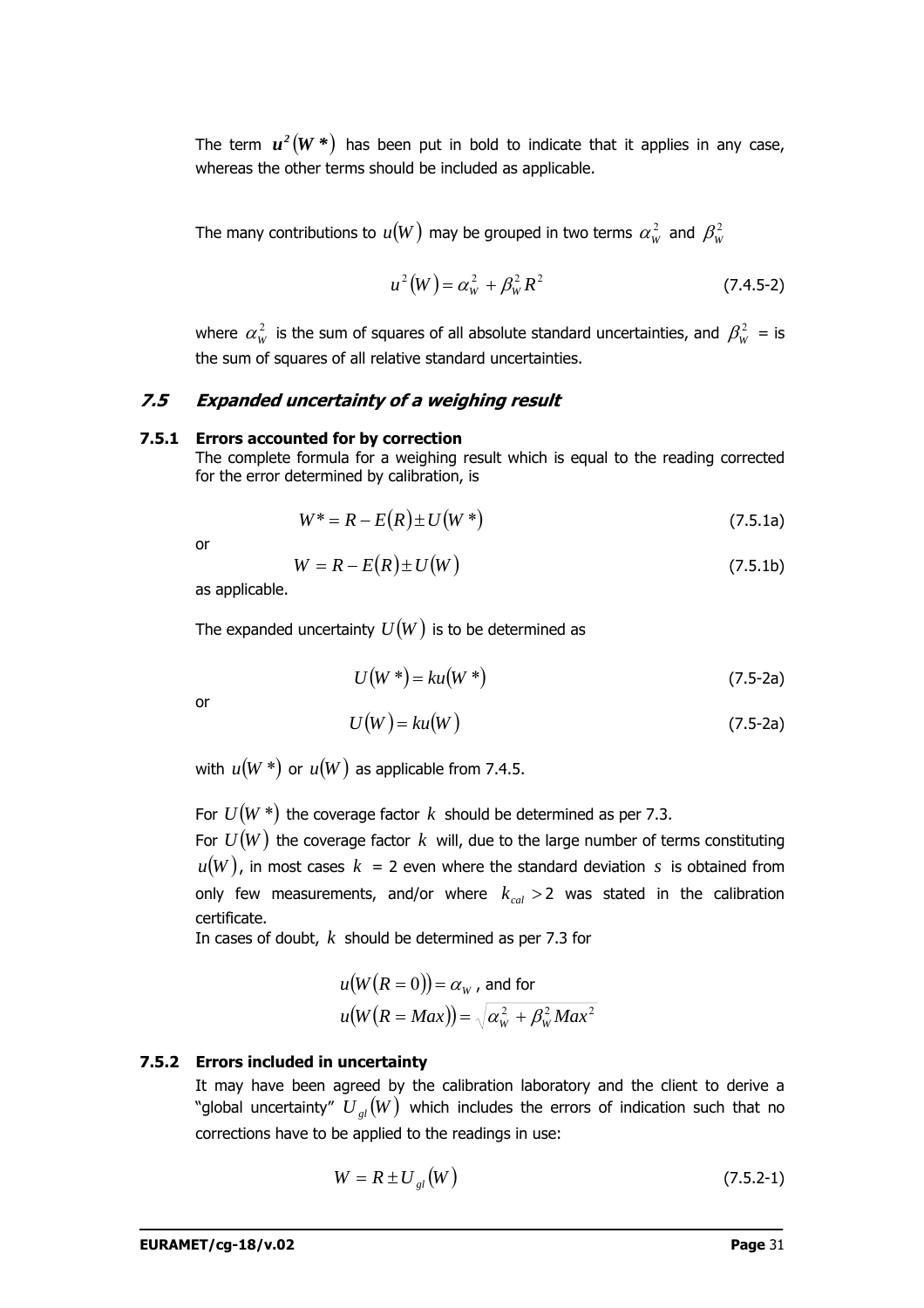The term $\boldsymbol{u^2(W^*)}$ has been put in bold to indicate that it applies in any case, whereas the other terms should be included as applicable.

The many contributions to $u(W)$ may be grouped in two terms $\alpha_W^2$ and $\beta_W^2$

$$u^2(W) = \alpha_W^2 + \beta_W^2 R^2 \tag{7.4.5-2}$$

where $\alpha_W^2$ is the sum of squares of all absolute standard uncertainties, and $\beta_W^2$ = is the sum of squares of all relative standard uncertainties.

## *7.5 Expanded uncertainty of a weighing result*

### 7.5.1 Errors accounted for by correction

The complete formula for a weighing result which is equal to the reading corrected for the error determined by calibration, is

$$W^* = R - E(R) \pm U(W^*) \tag{7.5.1a}$$

or

$$W = R - E(R) \pm U(W) \tag{7.5.1b}$$

as applicable.

The expanded uncertainty $U(W)$ is to be determined as

$$U(W^*) = ku(W^*) \tag{7.5-2a}$$

or

$$U(W) = ku(W) \tag{7.5-2a}$$

with $u(W^*)$ or $u(W)$ as applicable from 7.4.5.

For $U(W^*)$ the coverage factor $k$ should be determined as per 7.3.

For $U(W)$ the coverage factor $k$ will, due to the large number of terms constituting $u(W)$, in most cases $k$ = 2 even where the standard deviation $s$ is obtained from only few measurements, and/or where $k_{cal} > 2$ was stated in the calibration certificate.

In cases of doubt, $k$ should be determined as per 7.3 for

$$u(W(R=0)) = \alpha_W \text{, and for}$$

$$u(W(R=Max)) = \sqrt{\alpha_W^2 + \beta_W^2 Max^2}$$

### 7.5.2 Errors included in uncertainty

It may have been agreed by the calibration laboratory and the client to derive a "global uncertainty" $U_{gl}(W)$ which includes the errors of indication such that no corrections have to be applied to the readings in use:

$$W = R \pm U_{gl}(W) \tag{7.5.2-1}$$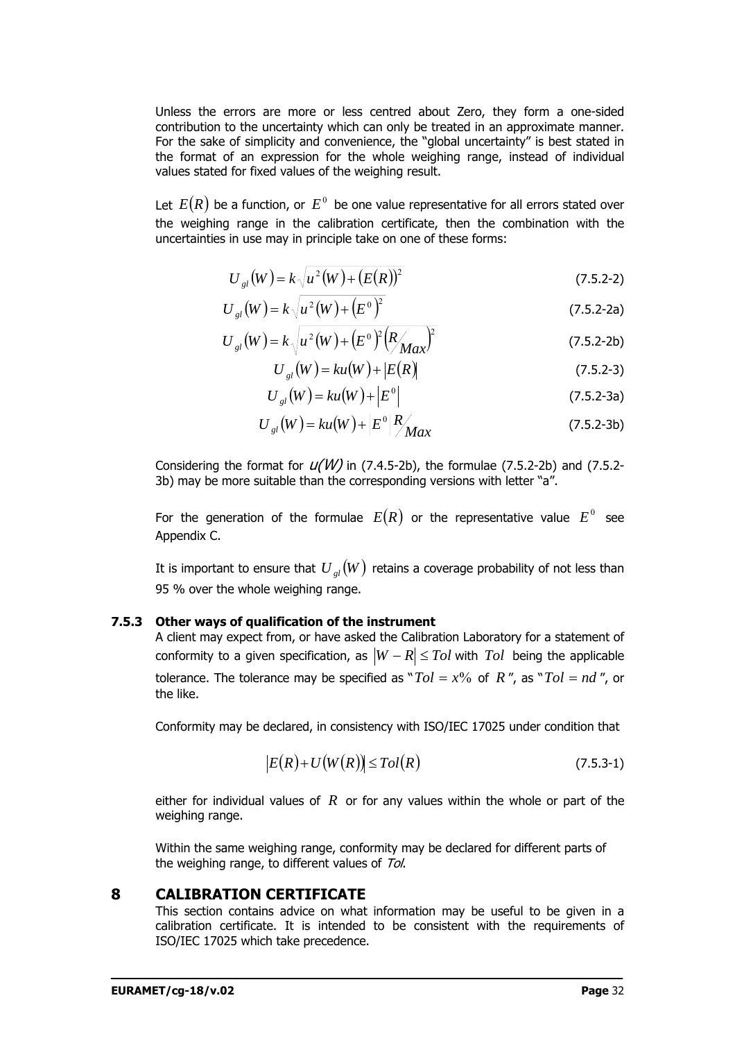Unless the errors are more or less centred about Zero, they form a one-sided contribution to the uncertainty which can only be treated in an approximate manner. For the sake of simplicity and convenience, the "global uncertainty" is best stated in the format of an expression for the whole weighing range, instead of individual values stated for fixed values of the weighing result.

Let $E(R)$ be a function, or $E^0$ be one value representative for all errors stated over the weighing range in the calibration certificate, then the combination with the uncertainties in use may in principle take on one of these forms:

$$U_{gl}(W) = k\sqrt{u^2(W) + (E(R))^2} \tag{7.5.2-2}$$

$$U_{gl}(W) = k\sqrt{u^2(W) + (E^0)^2} \tag{7.5.2-2a}$$

$$U_{gl}(W) = k\sqrt{u^2(W) + (E^0)^2 \left(R/_{Max}\right)^2} \tag{7.5.2-2b}$$

$$U_{gl}(W) = ku(W) + |E(R)| \tag{7.5.2-3}$$

$$U_{gl}(W) = ku(W) + |E^0| \tag{7.5.2-3a}$$

$$U_{gl}(W) = ku(W) + |E^0| R/_{Max} \tag{7.5.2-3b}$$

Considering the format for *u(W)* in (7.4.5-2b), the formulae (7.5.2-2b) and (7.5.2-3b) may be more suitable than the corresponding versions with letter "a".

For the generation of the formulae $E(R)$ or the representative value $E^0$ see Appendix C.

It is important to ensure that $U_{gl}(W)$ retains a coverage probability of not less than 95 % over the whole weighing range.

### 7.5.3 Other ways of qualification of the instrument

A client may expect from, or have asked the Calibration Laboratory for a statement of conformity to a given specification, as $|W - R| \le Tol$ with $Tol$ being the applicable tolerance. The tolerance may be specified as "$Tol = x\%$ of $R$", as "$Tol = nd$", or the like.

Conformity may be declared, in consistency with ISO/IEC 17025 under condition that

$$|E(R) + U(W(R))| \le Tol(R) \tag{7.5.3-1}$$

either for individual values of $R$ or for any values within the whole or part of the weighing range.

Within the same weighing range, conformity may be declared for different parts of the weighing range, to different values of *Tol*.

## 8 CALIBRATION CERTIFICATE

This section contains advice on what information may be useful to be given in a calibration certificate. It is intended to be consistent with the requirements of ISO/IEC 17025 which take precedence.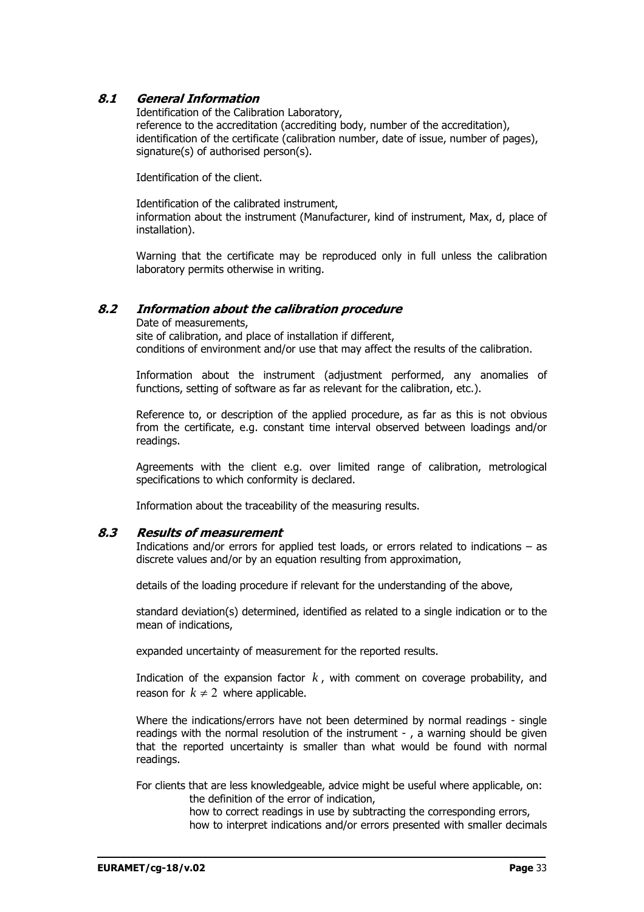### *8.1 General Information*

Identification of the Calibration Laboratory,
reference to the accreditation (accrediting body, number of the accreditation),
identification of the certificate (calibration number, date of issue, number of pages),
signature(s) of authorised person(s).

Identification of the client.

Identification of the calibrated instrument,
information about the instrument (Manufacturer, kind of instrument, Max, d, place of installation).

Warning that the certificate may be reproduced only in full unless the calibration laboratory permits otherwise in writing.

### *8.2 Information about the calibration procedure*

Date of measurements,
site of calibration, and place of installation if different,
conditions of environment and/or use that may affect the results of the calibration.

Information about the instrument (adjustment performed, any anomalies of functions, setting of software as far as relevant for the calibration, etc.).

Reference to, or description of the applied procedure, as far as this is not obvious from the certificate, e.g. constant time interval observed between loadings and/or readings.

Agreements with the client e.g. over limited range of calibration, metrological specifications to which conformity is declared.

Information about the traceability of the measuring results.

### *8.3 Results of measurement*

Indications and/or errors for applied test loads, or errors related to indications – as discrete values and/or by an equation resulting from approximation,

details of the loading procedure if relevant for the understanding of the above,

standard deviation(s) determined, identified as related to a single indication or to the mean of indications,

expanded uncertainty of measurement for the reported results.

Indication of the expansion factor $k$, with comment on coverage probability, and reason for $k \neq 2$ where applicable.

Where the indications/errors have not been determined by normal readings - single readings with the normal resolution of the instrument - , a warning should be given that the reported uncertainty is smaller than what would be found with normal readings.

For clients that are less knowledgeable, advice might be useful where applicable, on:
- the definition of the error of indication,
- how to correct readings in use by subtracting the corresponding errors,
- how to interpret indications and/or errors presented with smaller decimals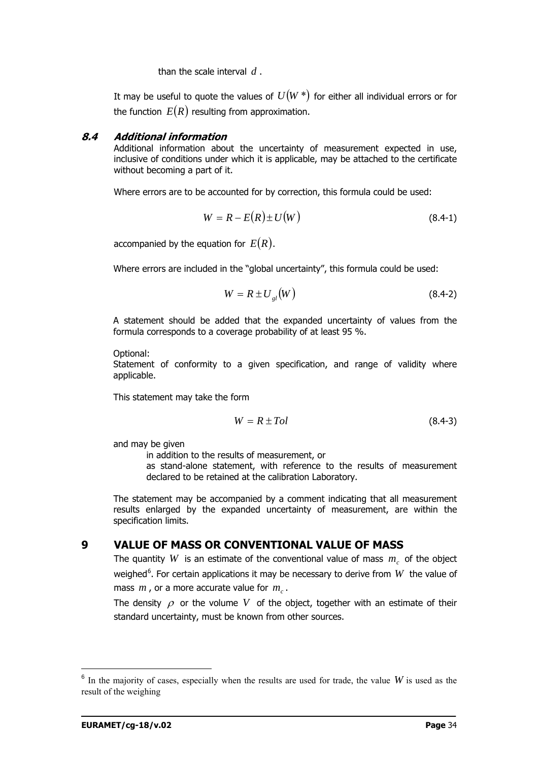than the scale interval $d$.

It may be useful to quote the values of $U(W^*)$ for either all individual errors or for the function $E(R)$ resulting from approximation.

### 8.4 *Additional information*

Additional information about the uncertainty of measurement expected in use, inclusive of conditions under which it is applicable, may be attached to the certificate without becoming a part of it.

Where errors are to be accounted for by correction, this formula could be used:

$$W = R - E(R) \pm U(W) \tag{8.4-1}$$

accompanied by the equation for $E(R)$.

Where errors are included in the "global uncertainty", this formula could be used:

$$W = R \pm U_{gl}(W) \tag{8.4-2}$$

A statement should be added that the expanded uncertainty of values from the formula corresponds to a coverage probability of at least 95 %.

Optional:
Statement of conformity to a given specification, and range of validity where applicable.

This statement may take the form

$$W = R \pm Tol \tag{8.4-3}$$

and may be given

- in addition to the results of measurement, or
- as stand-alone statement, with reference to the results of measurement declared to be retained at the calibration Laboratory.

The statement may be accompanied by a comment indicating that all measurement results enlarged by the expanded uncertainty of measurement, are within the specification limits.

## 9 VALUE OF MASS OR CONVENTIONAL VALUE OF MASS

The quantity $W$ is an estimate of the conventional value of mass $m_c$ of the object weighed[6]. For certain applications it may be necessary to derive from $W$ the value of mass $m$, or a more accurate value for $m_c$.

The density $\rho$ or the volume $V$ of the object, together with an estimate of their standard uncertainty, must be known from other sources.

---

[6] In the majority of cases, especially when the results are used for trade, the value $W$ is used as the result of the weighing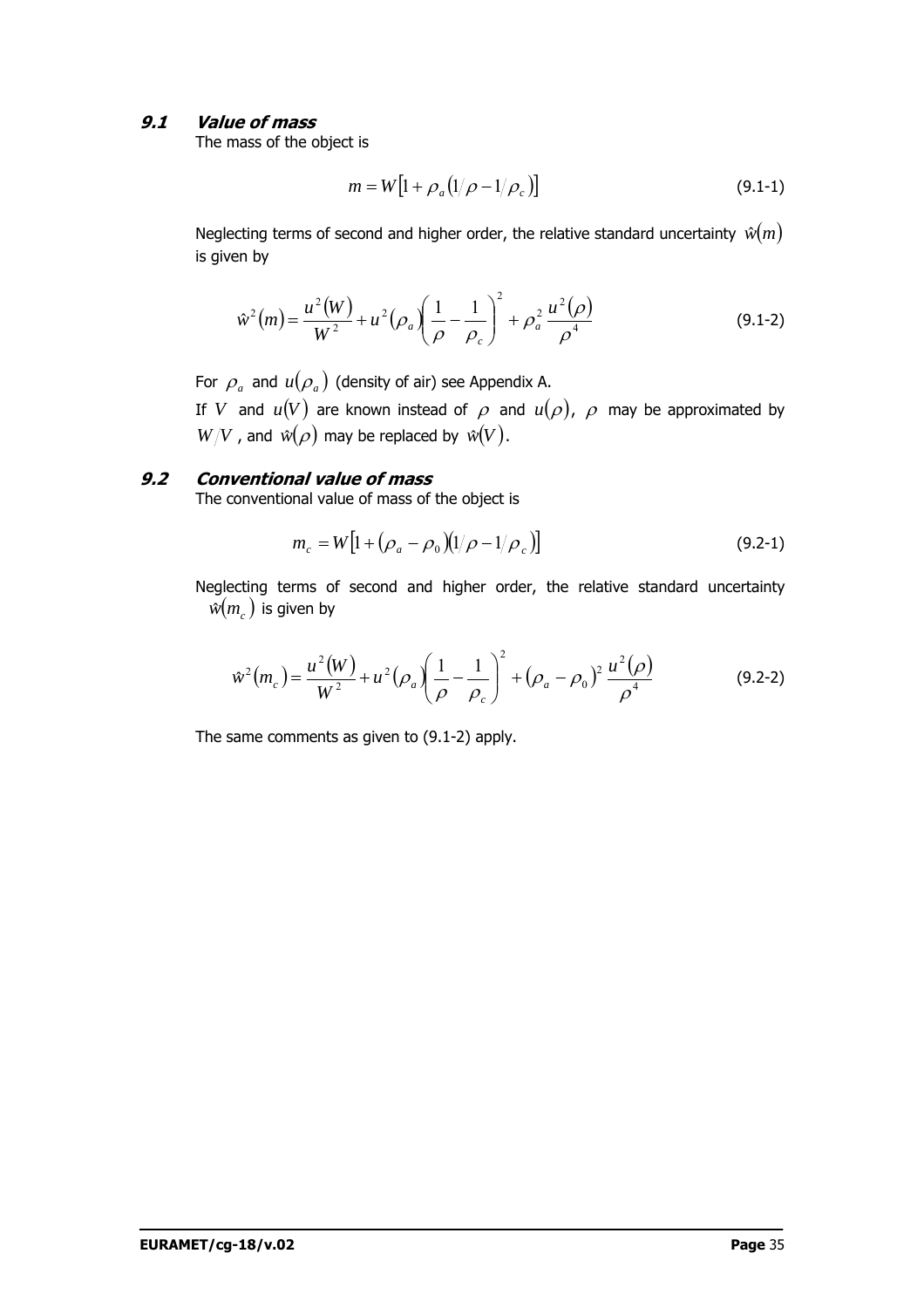### 9.1 *Value of mass*

The mass of the object is

$$m = W\left[1 + \rho_a\left(1/\rho - 1/\rho_c\right)\right] \tag{9.1-1}$$

Neglecting terms of second and higher order, the relative standard uncertainty $\hat{w}(m)$ is given by

$$\hat{w}^2(m) = \frac{u^2(W)}{W^2} + u^2(\rho_a)\left(\frac{1}{\rho} - \frac{1}{\rho_c}\right)^2 + \rho_a^2\,\frac{u^2(\rho)}{\rho^4} \tag{9.1-2}$$

For $\rho_a$ and $u(\rho_a)$ (density of air) see Appendix A.

If $V$ and $u(V)$ are known instead of $\rho$ and $u(\rho)$, $\rho$ may be approximated by $W/V$, and $\hat{w}(\rho)$ may be replaced by $\hat{w}(V)$.

### 9.2 *Conventional value of mass*

The conventional value of mass of the object is

$$m_c = W\left[1 + (\rho_a - \rho_0)(1/\rho - 1/\rho_c)\right] \tag{9.2-1}$$

Neglecting terms of second and higher order, the relative standard uncertainty $\hat{w}(m_c)$ is given by

$$\hat{w}^2(m_c) = \frac{u^2(W)}{W^2} + u^2(\rho_a)\left(\frac{1}{\rho} - \frac{1}{\rho_c}\right)^2 + (\rho_a - \rho_0)^2\,\frac{u^2(\rho)}{\rho^4} \tag{9.2-2}$$

The same comments as given to (9.1-2) apply.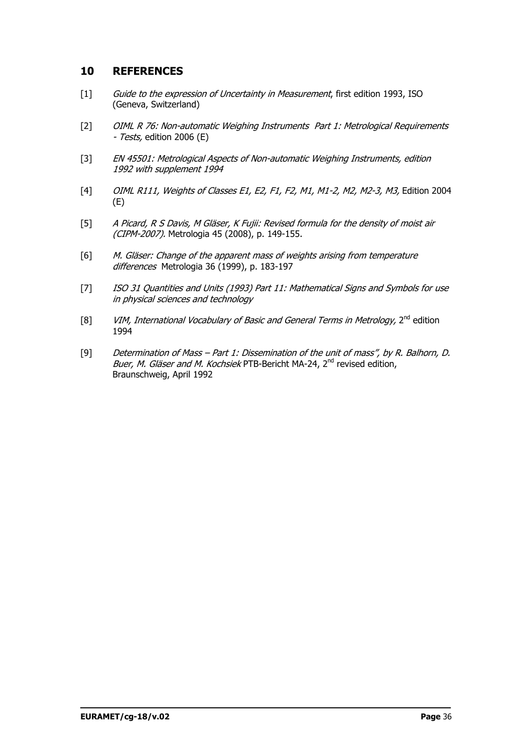## 10 REFERENCES

[1] *Guide to the expression of Uncertainty in Measurement*, first edition 1993, ISO (Geneva, Switzerland)

[2] *OIML R 76: Non-automatic Weighing Instruments Part 1: Metrological Requirements - Tests*, edition 2006 (E)

[3] *EN 45501: Metrological Aspects of Non-automatic Weighing Instruments, edition 1992 with supplement 1994*

[4] *OIML R111, Weights of Classes E1, E2, F1, F2, M1, M1-2, M2, M2-3, M3,* Edition 2004 (E)

[5] *A Picard, R S Davis, M Gläser, K Fujii: Revised formula for the density of moist air (CIPM-2007).* Metrologia 45 (2008), p. 149-155.

[6] *M. Gläser: Change of the apparent mass of weights arising from temperature differences* Metrologia 36 (1999), p. 183-197

[7] *ISO 31 Quantities and Units (1993) Part 11: Mathematical Signs and Symbols for use in physical sciences and technology*

[8] *VIM, International Vocabulary of Basic and General Terms in Metrology,* 2nd edition 1994

[9] *Determination of Mass – Part 1: Dissemination of the unit of mass", by R. Balhorn, D. Buer, M. Gläser and M. Kochsiek* PTB-Bericht MA-24, 2nd revised edition, Braunschweig, April 1992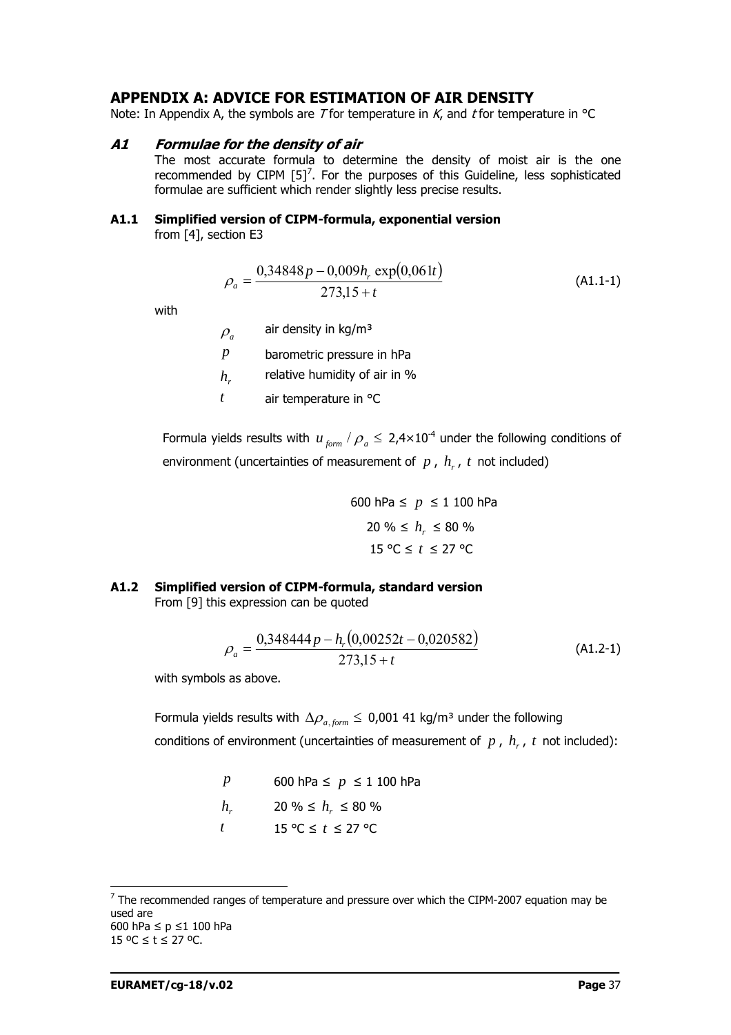## APPENDIX A: ADVICE FOR ESTIMATION OF AIR DENSITY

Note: In Appendix A, the symbols are $T$ for temperature in $K$, and $t$ for temperature in °C

### *A1 Formulae for the density of air*

The most accurate formula to determine the density of moist air is the one recommended by CIPM [5][7]. For the purposes of this Guideline, less sophisticated formulae are sufficient which render slightly less precise results.

#### A1.1 Simplified version of CIPM-formula, exponential version

from [4], section E3

$$\rho_a = \frac{0{,}34848\,p - 0{,}009 h_r \exp(0{,}061 t)}{273{,}15 + t} \tag{A1.1-1}$$

with

| | |
|---|---|
| $\rho_a$ | air density in kg/m³ |
| $p$ | barometric pressure in hPa |
| $h_r$ | relative humidity of air in % |
| $t$ | air temperature in °C |

Formula yields results with $u_{form} / \rho_a \leq$ 2,4×10$^{-4}$ under the following conditions of environment (uncertainties of measurement of $p$, $h_r$, $t$ not included)

600 hPa ≤ $p$ ≤ 1 100 hPa

20 % ≤ $h_r$ ≤ 80 %

15 °C ≤ $t$ ≤ 27 °C

#### A1.2 Simplified version of CIPM-formula, standard version

From [9] this expression can be quoted

$$\rho_a = \frac{0{,}348444\,p - h_r(0{,}00252t - 0{,}020582)}{273{,}15 + t} \tag{A1.2-1}$$

with symbols as above.

Formula yields results with $\Delta\rho_{a,form} \leq$ 0,001 41 kg/m³ under the following conditions of environment (uncertainties of measurement of $p$, $h_r$, $t$ not included):

| | |
|---|---|
| $p$ | 600 hPa ≤ $p$ ≤ 1 100 hPa |
| $h_r$ | 20 % ≤ $h_r$ ≤ 80 % |
| $t$ | 15 °C ≤ $t$ ≤ 27 °C |

[7] The recommended ranges of temperature and pressure over which the CIPM-2007 equation may be used are
600 hPa ≤ p ≤1 100 hPa
15 ºC ≤ t ≤ 27 ºC.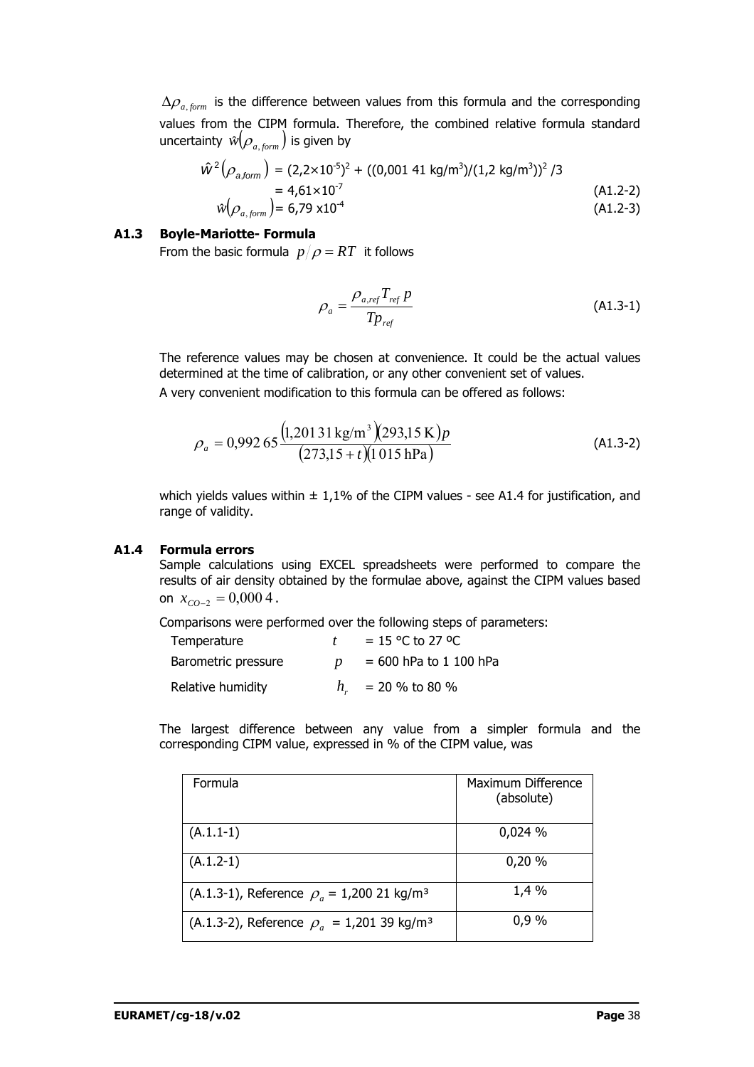$\Delta\rho_{a,form}$ is the difference between values from this formula and the corresponding values from the CIPM formula. Therefore, the combined relative formula standard uncertainty $\hat{w}(\rho_{a,form})$ is given by

$$\hat{w}^2(\rho_{a,form}) = (2{,}2\times10^{-5})^2 + ((0{,}001\ 41\ \text{kg/m}^3)/(1{,}2\ \text{kg/m}^3))^2/3 = 4{,}61\times10^{-7} \quad \text{(A1.2-2)}$$

$$\hat{w}(\rho_{a,form}) = 6{,}79\times10^{-4} \quad \text{(A1.2-3)}$$

### A1.3 Boyle-Mariotte- Formula

From the basic formula $p/\rho = RT$ it follows

$$\rho_a = \frac{\rho_{a,ref} T_{ref}\, p}{T p_{ref}} \quad \text{(A1.3-1)}$$

The reference values may be chosen at convenience. It could be the actual values determined at the time of calibration, or any other convenient set of values.

A very convenient modification to this formula can be offered as follows:

$$\rho_a = 0{,}992\,65 \frac{(1{,}201\,31\ \text{kg/m}^3)(293{,}15\ \text{K})p}{(273{,}15 + t)(1\,015\ \text{hPa})} \quad \text{(A1.3-2)}$$

which yields values within ± 1,1% of the CIPM values - see A1.4 for justification, and range of validity.

### A1.4 Formula errors

Sample calculations using EXCEL spreadsheets were performed to compare the results of air density obtained by the formulae above, against the CIPM values based on $x_{CO-2} = 0{,}000\,4$.

Comparisons were performed over the following steps of parameters:

| | | |
|---|---|---|
| Temperature | $t$ | = 15 °C to 27 ºC |
| Barometric pressure | $p$ | = 600 hPa to 1 100 hPa |
| Relative humidity | $h_r$ | = 20 % to 80 % |

The largest difference between any value from a simpler formula and the corresponding CIPM value, expressed in % of the CIPM value, was

| Formula | Maximum Difference (absolute) |
|---|---|
| (A.1.1-1) | 0,024 % |
| (A.1.2-1) | 0,20 % |
| (A.1.3-1), Reference $\rho_a$ = 1,200 21 kg/m³ | 1,4 % |
| (A.1.3-2), Reference $\rho_a$ = 1,201 39 kg/m³ | 0,9 % |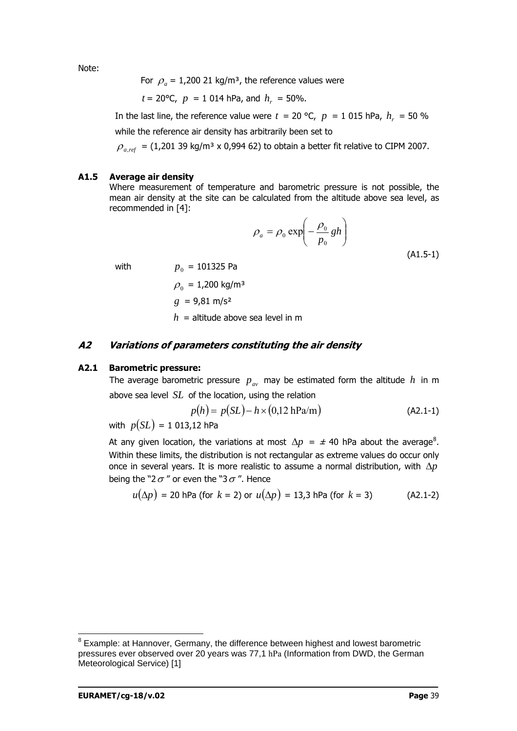Note:

For $\rho_a$ = 1,200 21 kg/m³, the reference values were

$t$ = 20°C, $p$ = 1 014 hPa, and $h_r$ = 50%.

In the last line, the reference value were $t$ = 20 °C, $p$ = 1 015 hPa, $h_r$ = 50 % while the reference air density has arbitrarily been set to

$\rho_{a,ref}$ = (1,201 39 kg/m³ x 0,994 62) to obtain a better fit relative to CIPM 2007.

### A1.5 Average air density

Where measurement of temperature and barometric pressure is not possible, the mean air density at the site can be calculated from the altitude above sea level, as recommended in [4]:

$$\rho_a = \rho_0 \exp\left(-\frac{\rho_0}{p_0} gh\right) \tag{A1.5-1}$$

with $p_0$ = 101325 Pa

$\rho_0$ = 1,200 kg/m³

$g$ = 9,81 m/s²

$h$ = altitude above sea level in m

## *A2 Variations of parameters constituting the air density*

### A2.1 Barometric pressure:

The average barometric pressure $p_{av}$ may be estimated form the altitude $h$ in m above sea level $SL$ of the location, using the relation

$$p(h) = p(SL) - h \times (0{,}12\ \text{hPa/m}) \tag{A2.1-1}$$

with $p(SL)$ = 1 013,12 hPa

At any given location, the variations at most $\Delta p$ = ± 40 hPa about the average[8]. Within these limits, the distribution is not rectangular as extreme values do occur only once in several years. It is more realistic to assume a normal distribution, with $\Delta p$ being the "2$\sigma$" or even the "3$\sigma$". Hence

$$u(\Delta p) = 20 \text{ hPa (for } k = 2) \text{ or } u(\Delta p) = 13{,}3 \text{ hPa (for } k = 3) \tag{A2.1-2}$$

---

[8] Example: at Hannover, Germany, the difference between highest and lowest barometric pressures ever observed over 20 years was 77,1 hPa (Information from DWD, the German Meteorological Service) [1]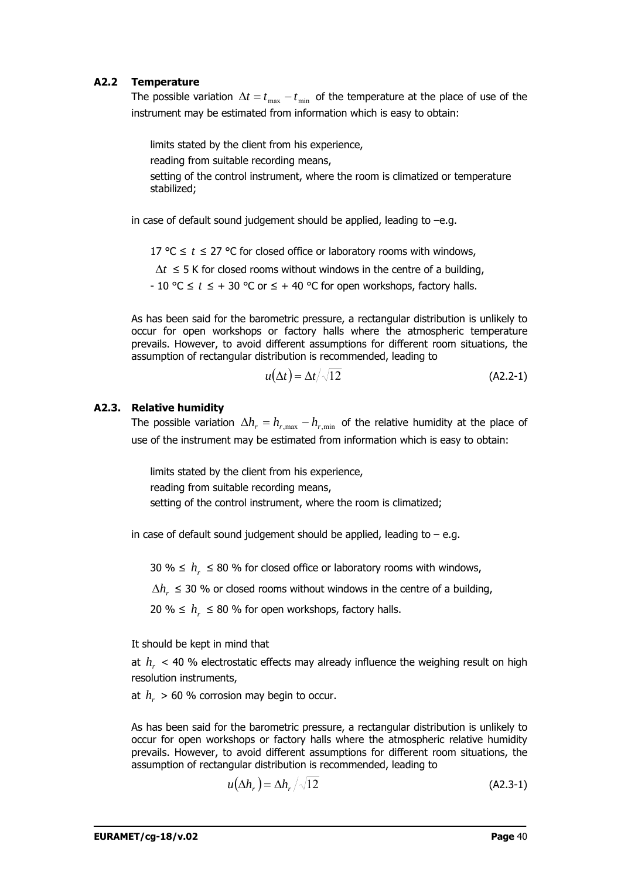### A2.2 Temperature

The possible variation $\Delta t = t_{\max} - t_{\min}$ of the temperature at the place of use of the instrument may be estimated from information which is easy to obtain:

limits stated by the client from his experience,

reading from suitable recording means,

setting of the control instrument, where the room is climatized or temperature stabilized;

in case of default sound judgement should be applied, leading to –e.g.

17 °C ≤ $t$ ≤ 27 °C for closed office or laboratory rooms with windows,

$\Delta t$ ≤ 5 K for closed rooms without windows in the centre of a building,

- 10 °C ≤ $t$ ≤ + 30 °C or ≤ + 40 °C for open workshops, factory halls.

As has been said for the barometric pressure, a rectangular distribution is unlikely to occur for open workshops or factory halls where the atmospheric temperature prevails. However, to avoid different assumptions for different room situations, the assumption of rectangular distribution is recommended, leading to

$$u(\Delta t) = \Delta t / \sqrt{12} \qquad \text{(A2.2-1)}$$

### A2.3. Relative humidity

The possible variation $\Delta h_r = h_{r,\max} - h_{r,\min}$ of the relative humidity at the place of use of the instrument may be estimated from information which is easy to obtain:

limits stated by the client from his experience,

reading from suitable recording means,

setting of the control instrument, where the room is climatized;

in case of default sound judgement should be applied, leading to – e.g.

30 % ≤ $h_r$ ≤ 80 % for closed office or laboratory rooms with windows,

$\Delta h_r$ ≤ 30 % or closed rooms without windows in the centre of a building,

20 % ≤ $h_r$ ≤ 80 % for open workshops, factory halls.

It should be kept in mind that

at $h_r$ < 40 % electrostatic effects may already influence the weighing result on high resolution instruments,

at $h_r$ > 60 % corrosion may begin to occur.

As has been said for the barometric pressure, a rectangular distribution is unlikely to occur for open workshops or factory halls where the atmospheric relative humidity prevails. However, to avoid different assumptions for different room situations, the assumption of rectangular distribution is recommended, leading to

$$u(\Delta h_r) = \Delta h_r / \sqrt{12} \qquad \text{(A2.3-1)}$$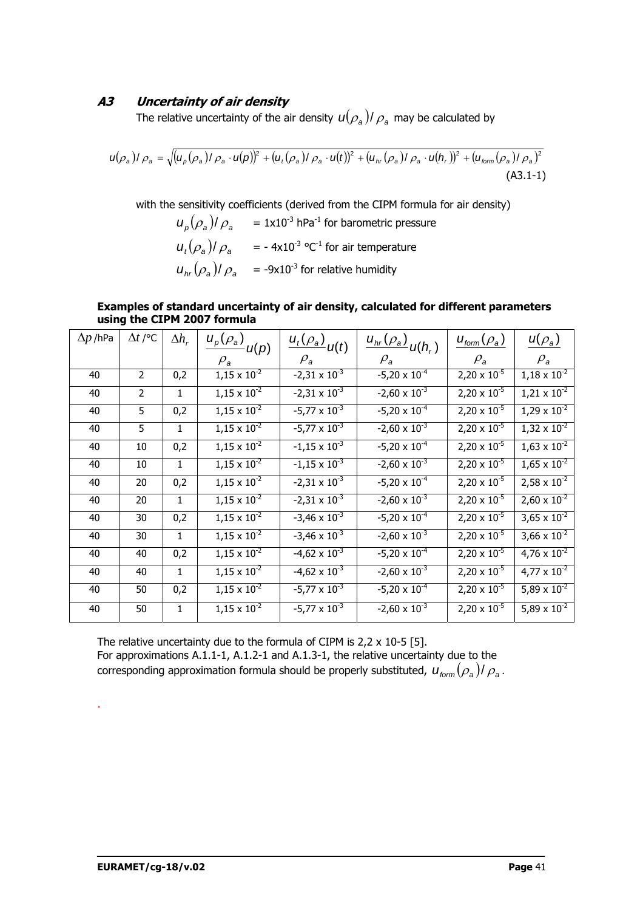## *A3 Uncertainty of air density*

The relative uncertainty of the air density $u(\rho_a)/\rho_a$ may be calculated by

$$u(\rho_a)/\rho_a = \sqrt{\left(u_p(\rho_a)/\rho_a \cdot u(p)\right)^2 + \left(u_t(\rho_a)/\rho_a \cdot u(t)\right)^2 + \left(u_{hr}(\rho_a)/\rho_a \cdot u(h_r)\right)^2 + \left(u_{form}(\rho_a)/\rho_a\right)^2} \quad \text{(A3.1-1)}$$

with the sensitivity coefficients (derived from the CIPM formula for air density)

$u_p(\rho_a)/\rho_a$ = $1 \times 10^{-3}$ $hPa^{-1}$ for barometric pressure

$u_t(\rho_a)/\rho_a$ = $-4 \times 10^{-3}$ $°C^{-1}$ for air temperature

$u_{hr}(\rho_a)/\rho_a$ = $-9 \times 10^{-3}$ for relative humidity

**Examples of standard uncertainty of air density, calculated for different parameters using the CIPM 2007 formula**

| $\Delta p$ /hPa | $\Delta t$ /°C | $\Delta h_r$ | $\frac{u_p(\rho_a)}{\rho_a}u(p)$ | $\frac{u_t(\rho_a)}{\rho_a}u(t)$ | $\frac{u_{hr}(\rho_a)}{\rho_a}u(h_r)$ | $\frac{u_{form}(\rho_a)}{\rho_a}$ | $\frac{u(\rho_a)}{\rho_a}$ |
|---|---|---|---|---|---|---|---|
| 40 | 2 | 0,2 | $1{,}15 \times 10^{-2}$ | $-2{,}31 \times 10^{-3}$ | $-5{,}20 \times 10^{-4}$ | $2{,}20 \times 10^{-5}$ | $1{,}18 \times 10^{-2}$ |
| 40 | 2 | 1 | $1{,}15 \times 10^{-2}$ | $-2{,}31 \times 10^{-3}$ | $-2{,}60 \times 10^{-3}$ | $2{,}20 \times 10^{-5}$ | $1{,}21 \times 10^{-2}$ |
| 40 | 5 | 0,2 | $1{,}15 \times 10^{-2}$ | $-5{,}77 \times 10^{-3}$ | $-5{,}20 \times 10^{-4}$ | $2{,}20 \times 10^{-5}$ | $1{,}29 \times 10^{-2}$ |
| 40 | 5 | 1 | $1{,}15 \times 10^{-2}$ | $-5{,}77 \times 10^{-3}$ | $-2{,}60 \times 10^{-3}$ | $2{,}20 \times 10^{-5}$ | $1{,}32 \times 10^{-2}$ |
| 40 | 10 | 0,2 | $1{,}15 \times 10^{-2}$ | $-1{,}15 \times 10^{-3}$ | $-5{,}20 \times 10^{-4}$ | $2{,}20 \times 10^{-5}$ | $1{,}63 \times 10^{-2}$ |
| 40 | 10 | 1 | $1{,}15 \times 10^{-2}$ | $-1{,}15 \times 10^{-3}$ | $-2{,}60 \times 10^{-3}$ | $2{,}20 \times 10^{-5}$ | $1{,}65 \times 10^{-2}$ |
| 40 | 20 | 0,2 | $1{,}15 \times 10^{-2}$ | $-2{,}31 \times 10^{-3}$ | $-5{,}20 \times 10^{-4}$ | $2{,}20 \times 10^{-5}$ | $2{,}58 \times 10^{-2}$ |
| 40 | 20 | 1 | $1{,}15 \times 10^{-2}$ | $-2{,}31 \times 10^{-3}$ | $-2{,}60 \times 10^{-3}$ | $2{,}20 \times 10^{-5}$ | $2{,}60 \times 10^{-2}$ |
| 40 | 30 | 0,2 | $1{,}15 \times 10^{-2}$ | $-3{,}46 \times 10^{-3}$ | $-5{,}20 \times 10^{-4}$ | $2{,}20 \times 10^{-5}$ | $3{,}65 \times 10^{-2}$ |
| 40 | 30 | 1 | $1{,}15 \times 10^{-2}$ | $-3{,}46 \times 10^{-3}$ | $-2{,}60 \times 10^{-3}$ | $2{,}20 \times 10^{-5}$ | $3{,}66 \times 10^{-2}$ |
| 40 | 40 | 0,2 | $1{,}15 \times 10^{-2}$ | $-4{,}62 \times 10^{-3}$ | $-5{,}20 \times 10^{-4}$ | $2{,}20 \times 10^{-5}$ | $4{,}76 \times 10^{-2}$ |
| 40 | 40 | 1 | $1{,}15 \times 10^{-2}$ | $-4{,}62 \times 10^{-3}$ | $-2{,}60 \times 10^{-3}$ | $2{,}20 \times 10^{-5}$ | $4{,}77 \times 10^{-2}$ |
| 40 | 50 | 0,2 | $1{,}15 \times 10^{-2}$ | $-5{,}77 \times 10^{-3}$ | $-5{,}20 \times 10^{-4}$ | $2{,}20 \times 10^{-5}$ | $5{,}89 \times 10^{-2}$ |
| 40 | 50 | 1 | $1{,}15 \times 10^{-2}$ | $-5{,}77 \times 10^{-3}$ | $-2{,}60 \times 10^{-3}$ | $2{,}20 \times 10^{-5}$ | $5{,}89 \times 10^{-2}$ |

The relative uncertainty due to the formula of CIPM is 2,2 x 10-5 [5].
For approximations A.1.1-1, A.1.2-1 and A.1.3-1, the relative uncertainty due to the corresponding approximation formula should be properly substituted, $u_{form}(\rho_a)/\rho_a$.

.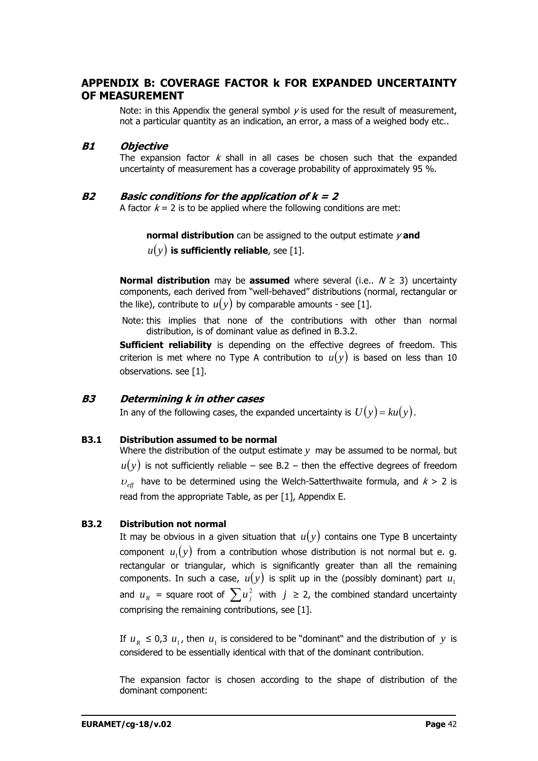## APPENDIX B: COVERAGE FACTOR k FOR EXPANDED UNCERTAINTY OF MEASUREMENT

Note: in this Appendix the general symbol *y* is used for the result of measurement, not a particular quantity as an indication, an error, a mass of a weighed body etc..

### *B1 Objective*

The expansion factor *k* shall in all cases be chosen such that the expanded uncertainty of measurement has a coverage probability of approximately 95 %.

### *B2 Basic conditions for the application of k = 2*

A factor *k* = 2 is to be applied where the following conditions are met:

**normal distribution** can be assigned to the output estimate *y* **and**

$u(y)$ **is sufficiently reliable**, see [1].

**Normal distribution** may be **assumed** where several (i.e.. *N* ≥ 3) uncertainty components, each derived from "well-behaved" distributions (normal, rectangular or the like), contribute to $u(y)$ by comparable amounts - see [1].

Note: this implies that none of the contributions with other than normal distribution, is of dominant value as defined in B.3.2.

**Sufficient reliability** is depending on the effective degrees of freedom. This criterion is met where no Type A contribution to $u(y)$ is based on less than 10 observations. see [1].

### *B3 Determining k in other cases*

In any of the following cases, the expanded uncertainty is $U(y) = ku(y)$.

#### B3.1 Distribution assumed to be normal

Where the distribution of the output estimate $y$ may be assumed to be normal, but $u(y)$ is not sufficiently reliable – see B.2 – then the effective degrees of freedom $\upsilon_{eff}$ have to be determined using the Welch-Satterthwaite formula, and *k* > 2 is read from the appropriate Table, as per [1], Appendix E.

#### B3.2 Distribution not normal

It may be obvious in a given situation that $u(y)$ contains one Type B uncertainty component $u_1(y)$ from a contribution whose distribution is not normal but e. g. rectangular or triangular, which is significantly greater than all the remaining components. In such a case, $u(y)$ is split up in the (possibly dominant) part $u_1$ and $u_R$ = square root of $\sum u_j^2$ with $j$ ≥ 2, the combined standard uncertainty comprising the remaining contributions, see [1].

If $u_R \leq 0{,}3\ u_1$, then $u_1$ is considered to be "dominant" and the distribution of $y$ is considered to be essentially identical with that of the dominant contribution.

The expansion factor is chosen according to the shape of distribution of the dominant component: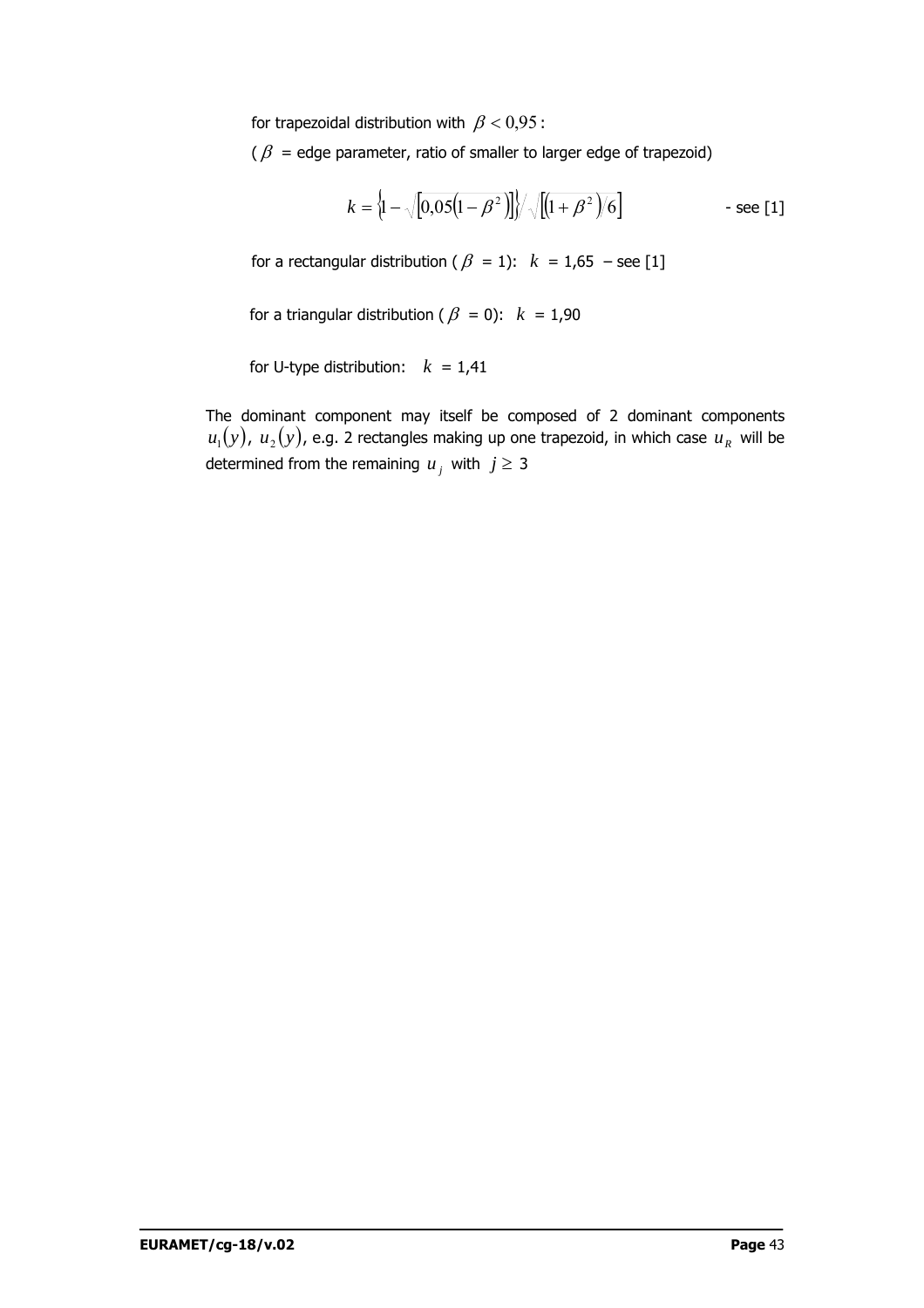for trapezoidal distribution with $\beta < 0{,}95$:

($\beta$ = edge parameter, ratio of smaller to larger edge of trapezoid)

$$k = \left\{1 - \sqrt{\left[0{,}05\left(1-\beta^2\right)\right]}\right\} / \sqrt{\left[\left(1+\beta^2\right)/6\right]} \qquad \text{- see [1]}$$

for a rectangular distribution ($\beta$ = 1): $k$ = 1,65 – see [1]

for a triangular distribution ($\beta$ = 0): $k$ = 1,90

for U-type distribution: $k$ = 1,41

The dominant component may itself be composed of 2 dominant components $u_1(y)$, $u_2(y)$, e.g. 2 rectangles making up one trapezoid, in which case $u_R$ will be determined from the remaining $u_j$ with $j \geq 3$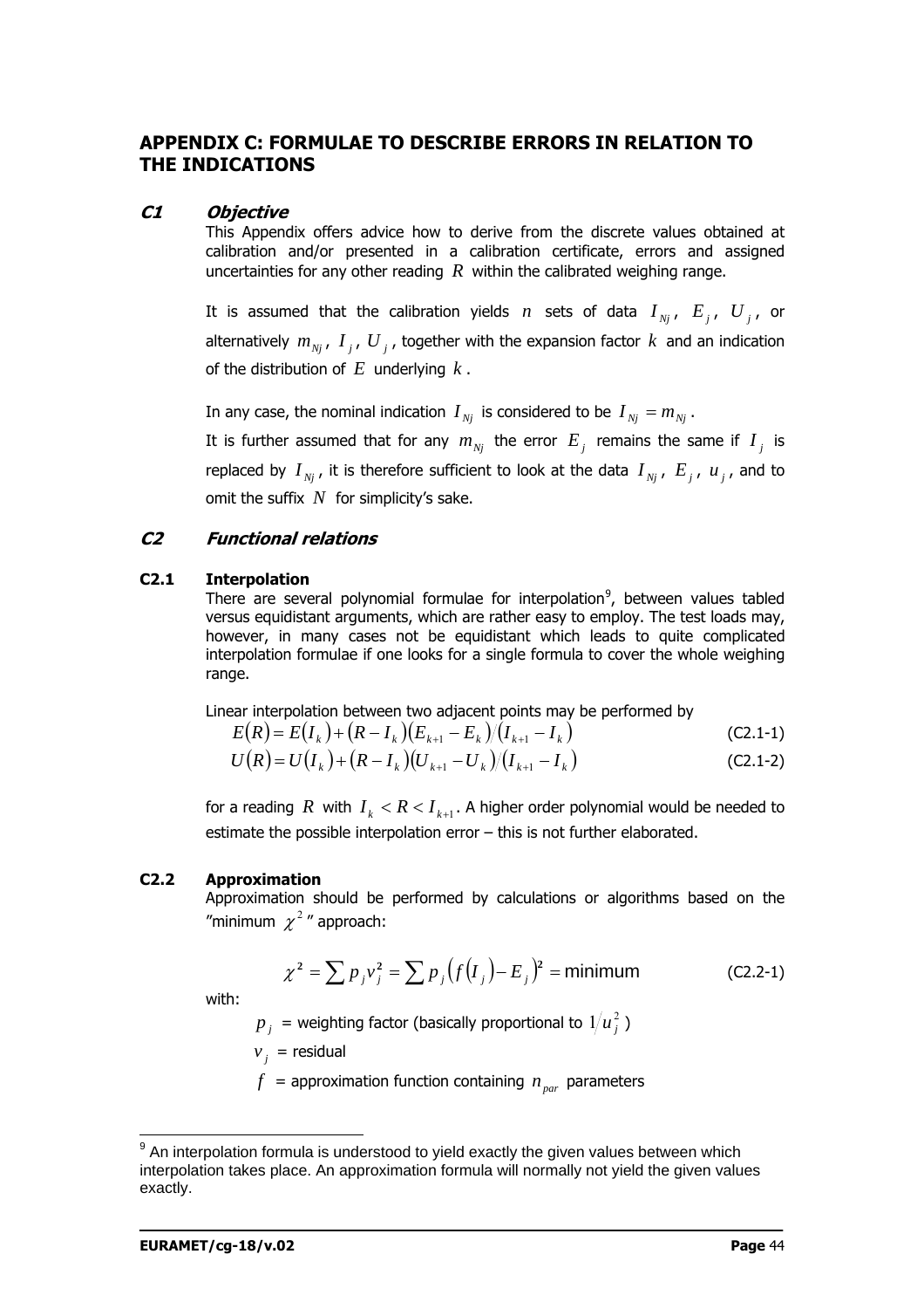# APPENDIX C: FORMULAE TO DESCRIBE ERRORS IN RELATION TO THE INDICATIONS

## *C1 Objective*

This Appendix offers advice how to derive from the discrete values obtained at calibration and/or presented in a calibration certificate, errors and assigned uncertainties for any other reading $R$ within the calibrated weighing range.

It is assumed that the calibration yields $n$ sets of data $I_{Nj}$, $E_j$, $U_j$, or alternatively $m_{Nj}$, $I_j$, $U_j$, together with the expansion factor $k$ and an indication of the distribution of $E$ underlying $k$.

In any case, the nominal indication $I_{Nj}$ is considered to be $I_{Nj} = m_{Nj}$.

It is further assumed that for any $m_{Nj}$ the error $E_j$ remains the same if $I_j$ is replaced by $I_{Nj}$, it is therefore sufficient to look at the data $I_{Nj}$, $E_j$, $u_j$, and to omit the suffix $N$ for simplicity's sake.

## *C2 Functional relations*

### C2.1 Interpolation

There are several polynomial formulae for interpolation[9], between values tabled versus equidistant arguments, which are rather easy to employ. The test loads may, however, in many cases not be equidistant which leads to quite complicated interpolation formulae if one looks for a single formula to cover the whole weighing range.

Linear interpolation between two adjacent points may be performed by

$$E(R) = E(I_k) + (R - I_k)(E_{k+1} - E_k)/(I_{k+1} - I_k) \tag{C2.1-1}$$

$$U(R) = U(I_k) + (R - I_k)(U_{k+1} - U_k)/(I_{k+1} - I_k) \tag{C2.1-2}$$

for a reading $R$ with $I_k < R < I_{k+1}$. A higher order polynomial would be needed to estimate the possible interpolation error – this is not further elaborated.

### C2.2 Approximation

Approximation should be performed by calculations or algorithms based on the "minimum $\chi^2$" approach:

$$\chi^2 = \sum p_j v_j^2 = \sum p_j \left(f(I_j) - E_j\right)^2 = \text{minimum} \tag{C2.2-1}$$

with:

$p_j$ = weighting factor (basically proportional to $1/u_j^2$)

$v_j$ = residual

$f$ = approximation function containing $n_{par}$ parameters

---

[9] An interpolation formula is understood to yield exactly the given values between which interpolation takes place. An approximation formula will normally not yield the given values exactly.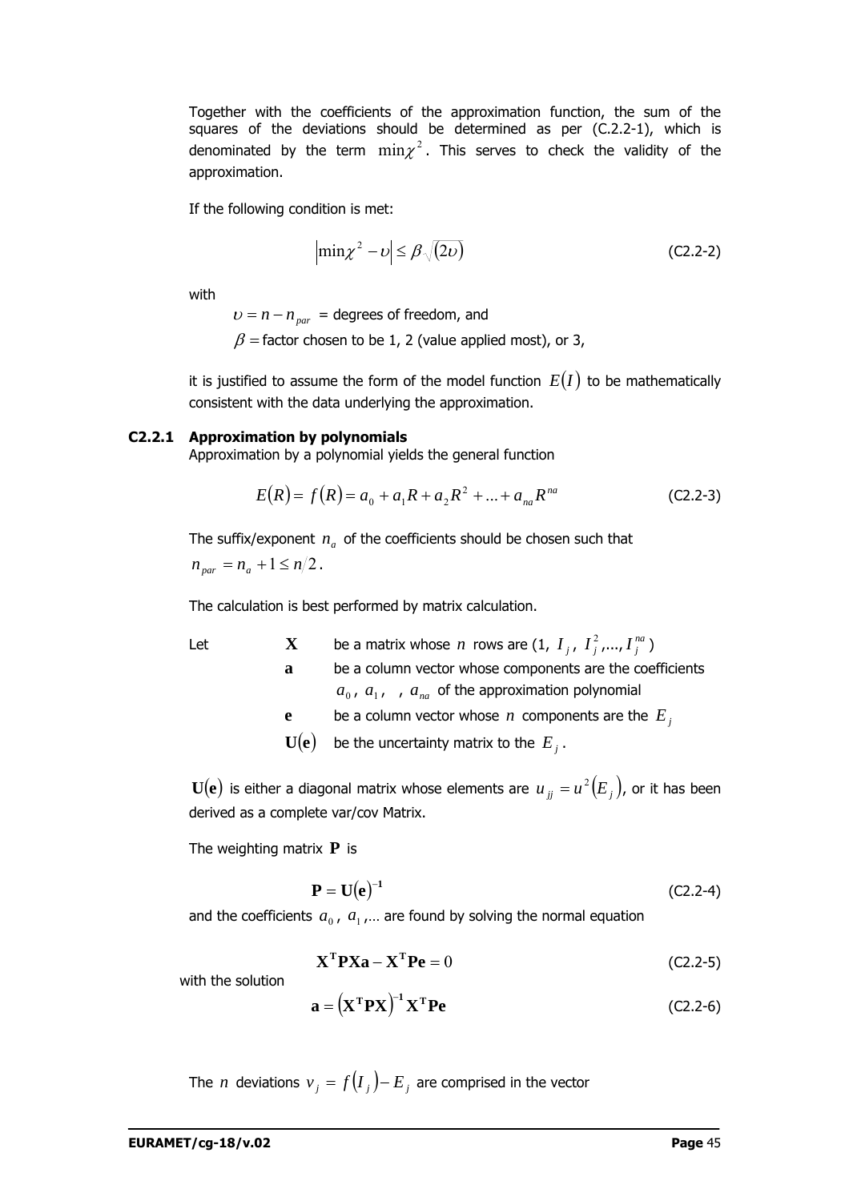Together with the coefficients of the approximation function, the sum of the squares of the deviations should be determined as per (C.2.2-1), which is denominated by the term $\min\chi^2$. This serves to check the validity of the approximation.

If the following condition is met:

$$\left|\min\chi^2 - \upsilon\right| \leq \beta\sqrt{(2\upsilon)} \tag{C2.2-2}$$

with

$\upsilon = n - n_{par}$ = degrees of freedom, and

$\beta$ = factor chosen to be 1, 2 (value applied most), or 3,

it is justified to assume the form of the model function $E(I)$ to be mathematically consistent with the data underlying the approximation.

### C2.2.1 Approximation by polynomials

Approximation by a polynomial yields the general function

$$E(R) = f(R) = a_0 + a_1 R + a_2 R^2 + ... + a_{na} R^{na} \tag{C2.2-3}$$

The suffix/exponent $n_a$ of the coefficients should be chosen such that $n_{par} = n_a + 1 \leq n/2$.

The calculation is best performed by matrix calculation.

Let
- $\mathbf{X}$ be a matrix whose $n$ rows are (1, $I_j$, $I_j^2$,..., $I_j^{na}$)
- $\mathbf{a}$ be a column vector whose components are the coefficients $a_0$, $a_1$, , $a_{na}$ of the approximation polynomial
- $\mathbf{e}$ be a column vector whose $n$ components are the $E_j$
- $\mathbf{U}(\mathbf{e})$ be the uncertainty matrix to the $E_j$.

$\mathbf{U}(\mathbf{e})$ is either a diagonal matrix whose elements are $u_{jj} = u^2(E_j)$, or it has been derived as a complete var/cov Matrix.

The weighting matrix $\mathbf{P}$ is

$$\mathbf{P} = \mathbf{U}(\mathbf{e})^{-1} \tag{C2.2-4}$$

and the coefficients $a_0$, $a_1$,... are found by solving the normal equation

$$\mathbf{X^T P X a} - \mathbf{X^T P e} = 0 \tag{C2.2-5}$$

with the solution

$$\mathbf{a} = \left(\mathbf{X^T P X}\right)^{-1} \mathbf{X^T P e} \tag{C2.2-6}$$

The $n$ deviations $v_j = f(I_j) - E_j$ are comprised in the vector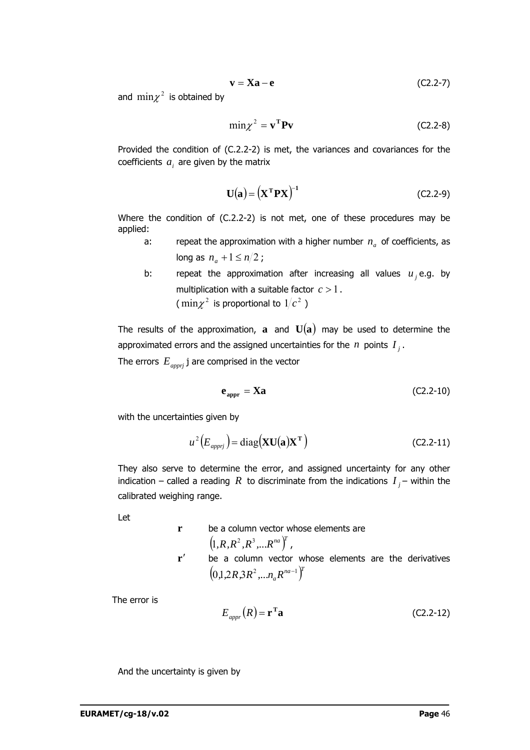$$\mathbf{v} = \mathbf{X}\mathbf{a} - \mathbf{e} \tag{C2.2-7}$$

and $\min\chi^2$ is obtained by

$$\min\chi^2 = \mathbf{v}^\mathbf{T}\mathbf{P}\mathbf{v} \tag{C2.2-8}$$

Provided the condition of (C.2.2-2) is met, the variances and covariances for the coefficients $a_i$ are given by the matrix

$$\mathbf{U}(\mathbf{a}) = \left(\mathbf{X}^\mathbf{T}\mathbf{P}\mathbf{X}\right)^{-\mathbf{1}} \tag{C2.2-9}$$

Where the condition of (C.2.2-2) is not met, one of these procedures may be applied:

- a: repeat the approximation with a higher number $n_a$ of coefficients, as long as $n_a + 1 \leq n/2$ ;
- b: repeat the approximation after increasing all values $u_j$ e.g. by multiplication with a suitable factor $c > 1$.
  ( $\min\chi^2$ is proportional to $1/c^2$ )

The results of the approximation, $\mathbf{a}$ and $\mathbf{U}(\mathbf{a})$ may be used to determine the approximated errors and the assigned uncertainties for the $n$ points $I_j$.

The errors $E_{apprj}$ j are comprised in the vector

$$\mathbf{e}_{\mathbf{appr}} = \mathbf{X}\mathbf{a} \tag{C2.2-10}$$

with the uncertainties given by

$$u^2\left(E_{apprj}\right) = \operatorname{diag}\left(\mathbf{X}\mathbf{U}(\mathbf{a})\mathbf{X}^\mathbf{T}\right) \tag{C2.2-11}$$

They also serve to determine the error, and assigned uncertainty for any other indication – called a reading $R$ to discriminate from the indications $I_j$ – within the calibrated weighing range.

Let

- $\mathbf{r}$ be a column vector whose elements are $\left(1, R, R^2, R^3, \ldots R^{na}\right)^T$,
- $\mathbf{r}'$ be a column vector whose elements are the derivatives $\left(0, 1, 2R, 3R^2, \ldots n_a R^{na-1}\right)^T$

The error is

$$E_{appr}(R) = \mathbf{r}^\mathbf{T}\mathbf{a} \tag{C2.2-12}$$

And the uncertainty is given by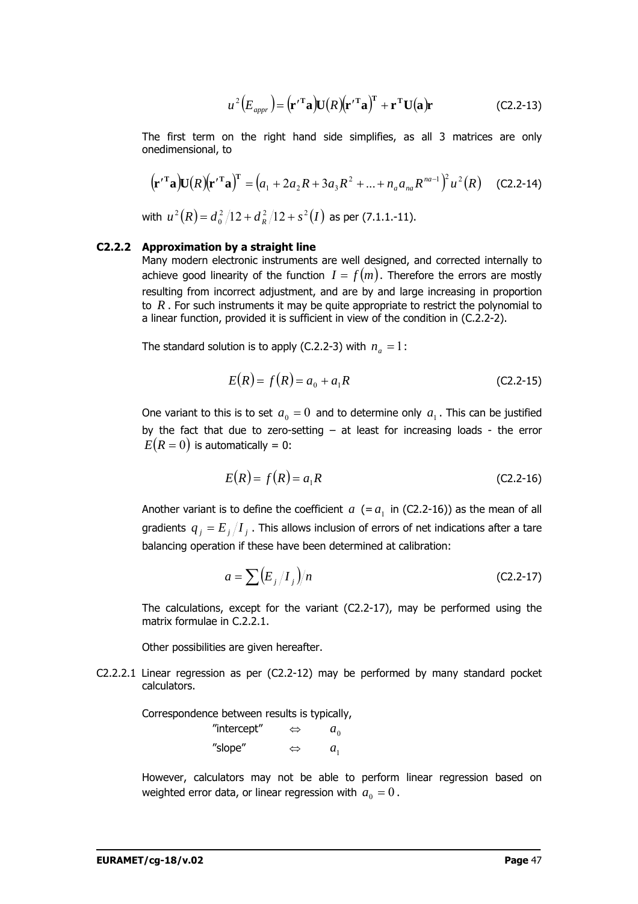$$u^2\left(E_{appr}\right) = \left(\mathbf{r}'^{\mathbf{T}}\mathbf{a}\right)\mathbf{U}(R)\left(\mathbf{r}'^{\mathbf{T}}\mathbf{a}\right)^{\mathbf{T}} + \mathbf{r}^{\mathbf{T}}\mathbf{U}(\mathbf{a})\mathbf{r} \qquad \text{(C2.2-13)}$$

The first term on the right hand side simplifies, as all 3 matrices are only onedimensional, to

$$\left(\mathbf{r}'^{\mathbf{T}}\mathbf{a}\right)\mathbf{U}(R)\left(\mathbf{r}'^{\mathbf{T}}\mathbf{a}\right)^{\mathbf{T}} = \left(a_1 + 2a_2R + 3a_3R^2 + ... + n_a a_{na} R^{na-1}\right)^2 u^2(R) \qquad \text{(C2.2-14)}$$

with $u^2(R) = d_0^2/12 + d_R^2/12 + s^2(I)$ as per (7.1.1.-11).

### C2.2.2 Approximation by a straight line

Many modern electronic instruments are well designed, and corrected internally to achieve good linearity of the function $I = f(m)$. Therefore the errors are mostly resulting from incorrect adjustment, and are by and large increasing in proportion to $R$. For such instruments it may be quite appropriate to restrict the polynomial to a linear function, provided it is sufficient in view of the condition in (C.2.2-2).

The standard solution is to apply (C.2.2-3) with $n_a = 1$:

$$E(R) = f(R) = a_0 + a_1 R \qquad \text{(C2.2-15)}$$

One variant to this is to set $a_0 = 0$ and to determine only $a_1$. This can be justified by the fact that due to zero-setting – at least for increasing loads - the error $E(R = 0)$ is automatically = 0:

$$E(R) = f(R) = a_1 R \qquad \text{(C2.2-16)}$$

Another variant is to define the coefficient $a$ ($= a_1$ in (C2.2-16)) as the mean of all gradients $q_j = E_j / I_j$. This allows inclusion of errors of net indications after a tare balancing operation if these have been determined at calibration:

$$a = \sum \left(E_j / I_j\right) / n \qquad \text{(C2.2-17)}$$

The calculations, except for the variant (C2.2-17), may be performed using the matrix formulae in C.2.2.1.

Other possibilities are given hereafter.

C2.2.2.1 Linear regression as per (C2.2-12) may be performed by many standard pocket calculators.

Correspondence between results is typically,

| | | |
|---|---|---|
| "intercept" | $\Leftrightarrow$ | $a_0$ |
| "slope" | $\Leftrightarrow$ | $a_1$ |

However, calculators may not be able to perform linear regression based on weighted error data, or linear regression with $a_0 = 0$.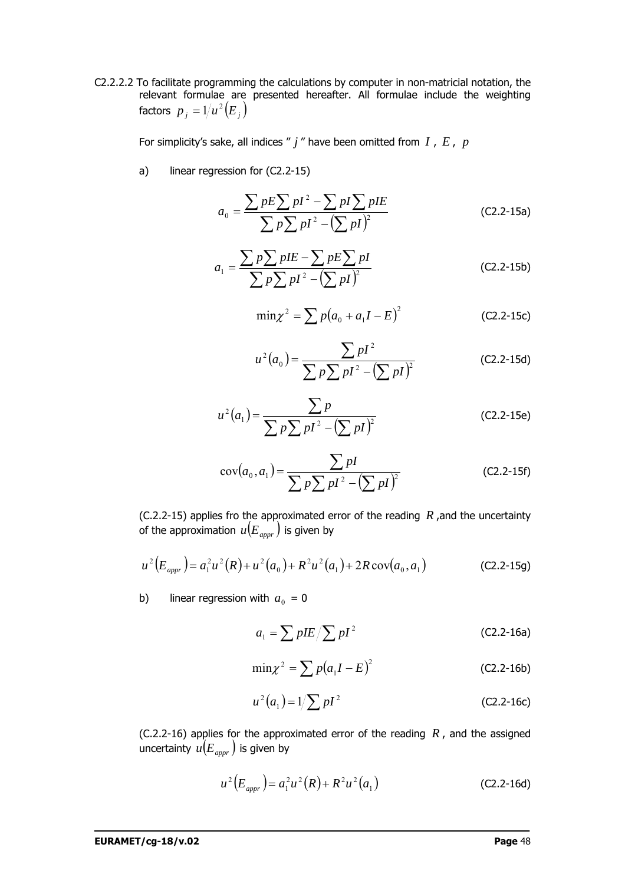C2.2.2.2 To facilitate programming the calculations by computer in non-matricial notation, the relevant formulae are presented hereafter. All formulae include the weighting factors $p_j = 1/u^2(E_j)$

For simplicity's sake, all indices " $j$ " have been omitted from $I$ , $E$ , $p$

a) linear regression for (C2.2-15)

$$a_0 = \frac{\sum pE \sum pI^2 - \sum pI \sum pIE}{\sum p \sum pI^2 - \left(\sum pI\right)^2} \quad \text{(C2.2-15a)}$$

$$a_1 = \frac{\sum p \sum pIE - \sum pE \sum pI}{\sum p \sum pI^2 - \left(\sum pI\right)^2} \quad \text{(C2.2-15b)}$$

$$\min \chi^2 = \sum p\left(a_0 + a_1 I - E\right)^2 \quad \text{(C2.2-15c)}$$

$$u^2(a_0) = \frac{\sum pI^2}{\sum p \sum pI^2 - \left(\sum pI\right)^2} \quad \text{(C2.2-15d)}$$

$$u^2(a_1) = \frac{\sum p}{\sum p \sum pI^2 - \left(\sum pI\right)^2} \quad \text{(C2.2-15e)}$$

$$\operatorname{cov}(a_0, a_1) = \frac{\sum pI}{\sum p \sum pI^2 - \left(\sum pI\right)^2} \quad \text{(C2.2-15f)}$$

(C.2.2-15) applies fro the approximated error of the reading $R$ ,and the uncertainty of the approximation $u(E_{appr})$ is given by

$$u^2(E_{appr}) = a_1^2 u^2(R) + u^2(a_0) + R^2 u^2(a_1) + 2R \operatorname{cov}(a_0, a_1) \quad \text{(C2.2-15g)}$$

b) linear regression with $a_0$ = 0

$$a_1 = \sum pIE \Big/ \sum pI^2 \quad \text{(C2.2-16a)}$$

$$\min \chi^2 = \sum p\left(a_1 I - E\right)^2 \quad \text{(C2.2-16b)}$$

$$u^2(a_1) = 1 \Big/ \sum pI^2 \quad \text{(C2.2-16c)}$$

(C.2.2-16) applies for the approximated error of the reading $R$ , and the assigned uncertainty $u(E_{appr})$ is given by

$$u^2(E_{appr}) = a_1^2 u^2(R) + R^2 u^2(a_1) \quad \text{(C2.2-16d)}$$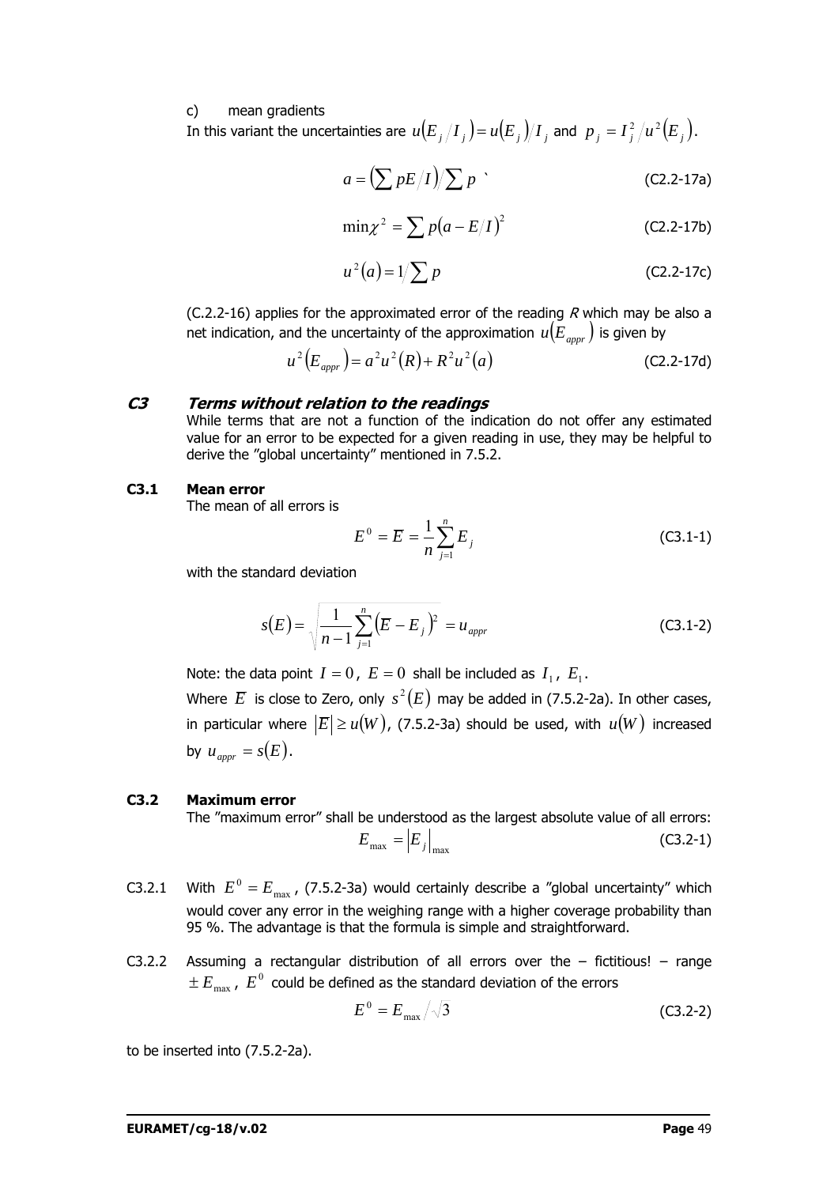c) mean gradients

In this variant the uncertainties are $u(E_j/I_j) = u(E_j)/I_j$ and $p_j = I_j^2/u^2(E_j)$.

$$a = \left(\sum pE/I\right)/\sum p \quad \text{(C2.2-17a)}$$

$$\min\chi^2 = \sum p(a - E/I)^2 \quad \text{(C2.2-17b)}$$

$$u^2(a) = 1/\sum p \quad \text{(C2.2-17c)}$$

(C.2.2-16) applies for the approximated error of the reading *R* which may be also a net indication, and the uncertainty of the approximation $u(E_{appr})$ is given by

$$u^2(E_{appr}) = a^2u^2(R) + R^2u^2(a) \quad \text{(C2.2-17d)}$$

## *C3 Terms without relation to the readings*

While terms that are not a function of the indication do not offer any estimated value for an error to be expected for a given reading in use, they may be helpful to derive the "global uncertainty" mentioned in 7.5.2.

### C3.1 Mean error

The mean of all errors is

$$E^0 = \overline{E} = \frac{1}{n}\sum_{j=1}^{n} E_j \quad \text{(C3.1-1)}$$

with the standard deviation

$$s(E) = \sqrt{\frac{1}{n-1}\sum_{j=1}^{n}\left(\overline{E} - E_j\right)^2} = u_{appr} \quad \text{(C3.1-2)}$$

Note: the data point $I = 0$, $E = 0$ shall be included as $I_1$, $E_1$.

Where $\overline{E}$ is close to Zero, only $s^2(E)$ may be added in (7.5.2-2a). In other cases, in particular where $|\overline{E}| \geq u(W)$, (7.5.2-3a) should be used, with $u(W)$ increased by $u_{appr} = s(E)$.

### C3.2 Maximum error

The "maximum error" shall be understood as the largest absolute value of all errors:

$$E_{\max} = \left|E_j\right|_{\max} \quad \text{(C3.2-1)}$$

C3.2.1 With $E^0 = E_{\max}$, (7.5.2-3a) would certainly describe a "global uncertainty" which would cover any error in the weighing range with a higher coverage probability than 95 %. The advantage is that the formula is simple and straightforward.

C3.2.2 Assuming a rectangular distribution of all errors over the – fictitious! – range $\pm E_{\max}$, $E^0$ could be defined as the standard deviation of the errors

$$E^0 = E_{\max}/\sqrt{3} \quad \text{(C3.2-2)}$$

to be inserted into (7.5.2-2a).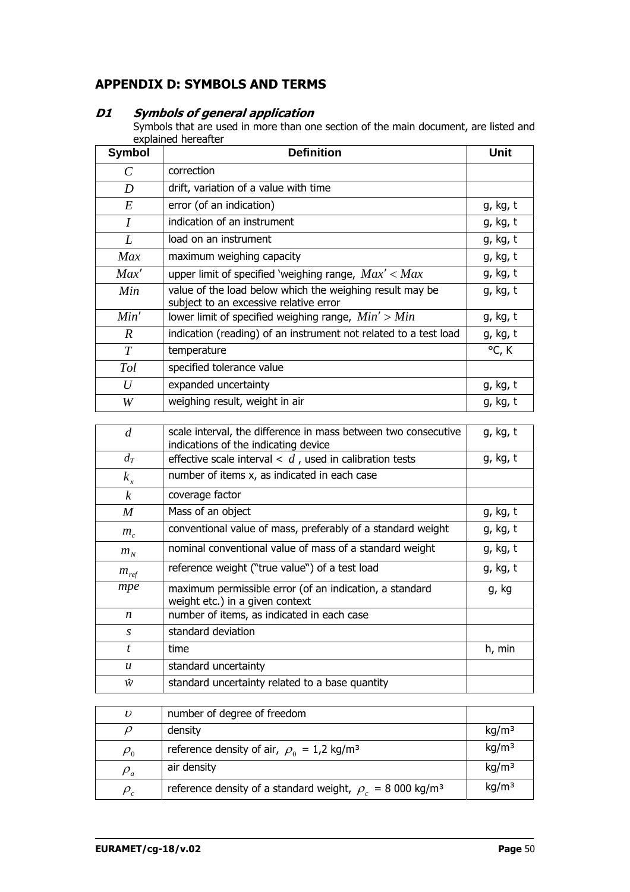## APPENDIX D: SYMBOLS AND TERMS

### D1 *Symbols of general application*

Symbols that are used in more than one section of the main document, are listed and explained hereafter

| Symbol | Definition | Unit |
|---|---|---|
| $C$ | correction | |
| $D$ | drift, variation of a value with time | |
| $E$ | error (of an indication) | g, kg, t |
| $I$ | indication of an instrument | g, kg, t |
| $L$ | load on an instrument | g, kg, t |
| $Max$ | maximum weighing capacity | g, kg, t |
| $Max'$ | upper limit of specified 'weighing range, $Max' < Max$ | g, kg, t |
| $Min$ | value of the load below which the weighing result may be subject to an excessive relative error | g, kg, t |
| $Min'$ | lower limit of specified weighing range, $Min' > Min$ | g, kg, t |
| $R$ | indication (reading) of an instrument not related to a test load | g, kg, t |
| $T$ | temperature | °C, K |
| $Tol$ | specified tolerance value | |
| $U$ | expanded uncertainty | g, kg, t |
| $W$ | weighing result, weight in air | g, kg, t |

| | | |
|---|---|---|
| $d$ | scale interval, the difference in mass between two consecutive indications of the indicating device | g, kg, t |
| $d_T$ | effective scale interval < $d$ , used in calibration tests | g, kg, t |
| $k_x$ | number of items x, as indicated in each case | |
| $k$ | coverage factor | |
| $M$ | Mass of an object | g, kg, t |
| $m_c$ | conventional value of mass, preferably of a standard weight | g, kg, t |
| $m_N$ | nominal conventional value of mass of a standard weight | g, kg, t |
| $m_{ref}$ | reference weight ("true value") of a test load | g, kg, t |
| $mpe$ | maximum permissible error (of an indication, a standard weight etc.) in a given context | g, kg |
| $n$ | number of items, as indicated in each case | |
| $s$ | standard deviation | |
| $t$ | time | h, min |
| $u$ | standard uncertainty | |
| $\hat{w}$ | standard uncertainty related to a base quantity | |

| | | |
|---|---|---|
| $\upsilon$ | number of degree of freedom | |
| $\rho$ | density | kg/m³ |
| $\rho_0$ | reference density of air, $\rho_0$ = 1,2 kg/m³ | kg/m³ |
| $\rho_a$ | air density | kg/m³ |
| $\rho_c$ | reference density of a standard weight, $\rho_c$ = 8 000 kg/m³ | kg/m³ |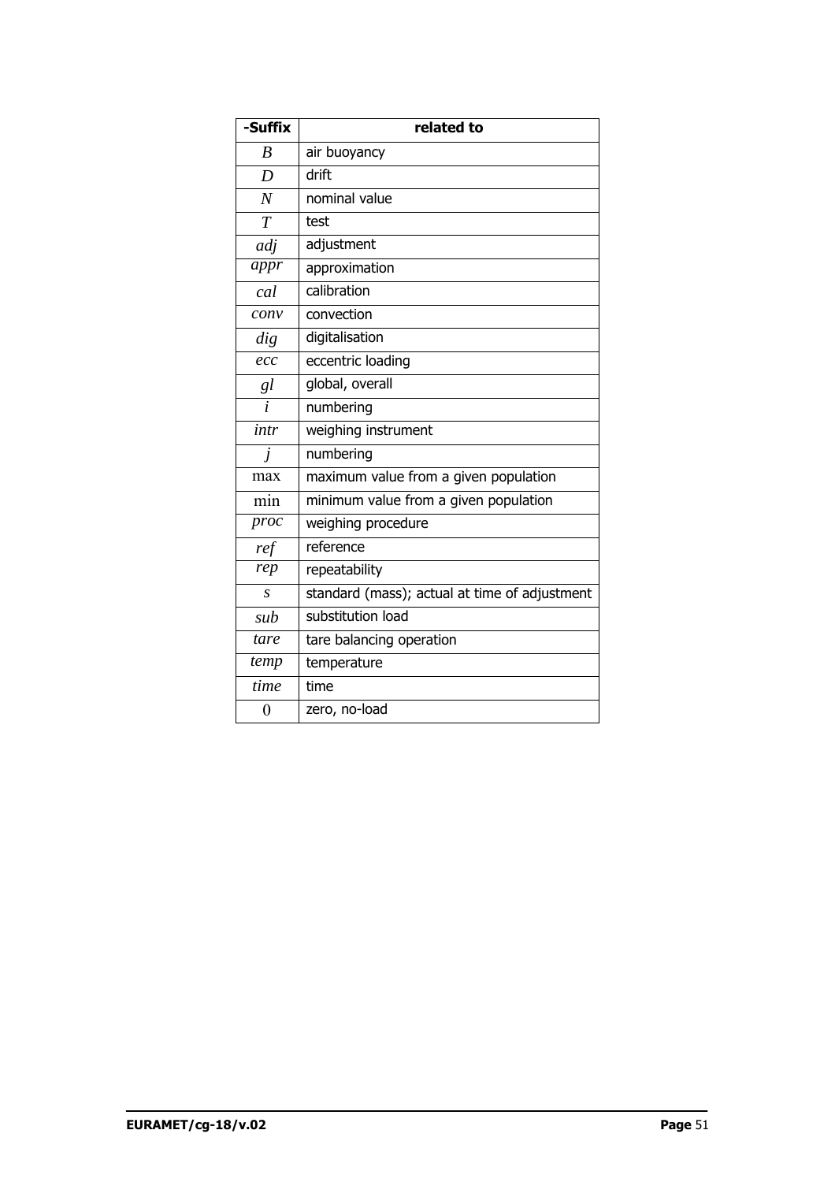| -Suffix | related to |
|---|---|
| $B$ | air buoyancy |
| $D$ | drift |
| $N$ | nominal value |
| $T$ | test |
| $adj$ | adjustment |
| $appr$ | approximation |
| $cal$ | calibration |
| $conv$ | convection |
| $dig$ | digitalisation |
| $ecc$ | eccentric loading |
| $gl$ | global, overall |
| $i$ | numbering |
| $intr$ | weighing instrument |
| $j$ | numbering |
| $\max$ | maximum value from a given population |
| $\min$ | minimum value from a given population |
| $proc$ | weighing procedure |
| $ref$ | reference |
| $rep$ | repeatability |
| $s$ | standard (mass); actual at time of adjustment |
| $sub$ | substitution load |
| $tare$ | tare balancing operation |
| $temp$ | temperature |
| $time$ | time |
| $0$ | zero, no-load |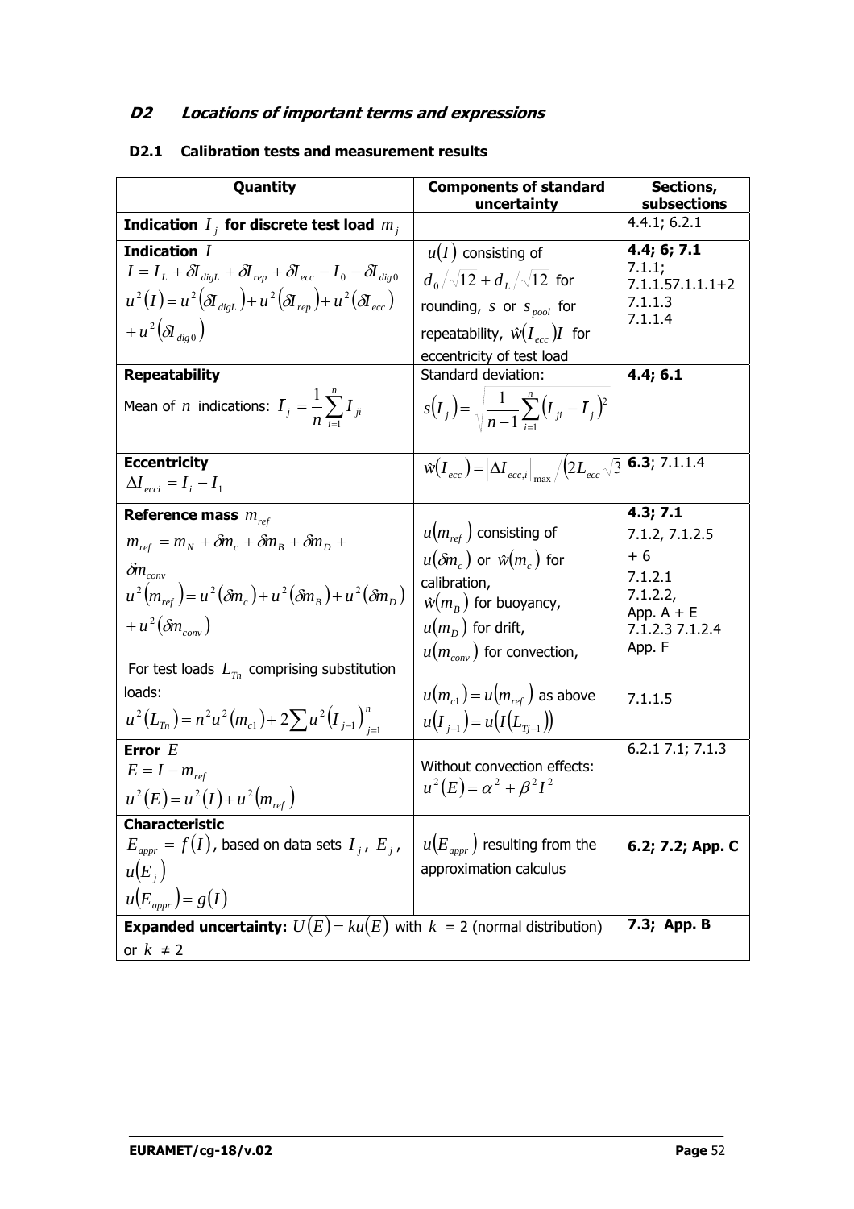## D2 Locations of important terms and expressions

### D2.1 Calibration tests and measurement results

| Quantity | Components of standard uncertainty | Sections, subsections |
|---|---|---|
| **Indication** $I_j$ **for discrete test load** $m_j$ | | 4.4.1; 6.2.1 |
| **Indication** $I$ <br> $I = I_L + \delta I_{digL} + \delta I_{rep} + \delta I_{ecc} - I_0 - \delta I_{dig0}$ <br> $u^2(I) = u^2(\delta I_{digL}) + u^2(\delta I_{rep}) + u^2(\delta I_{ecc})$ $+ u^2(\delta I_{dig0})$ | $u(I)$ consisting of <br> $d_0/\sqrt{12} + d_L/\sqrt{12}$ for rounding, $s$ or $s_{pool}$ for repeatability, $\hat{w}(I_{ecc})I$ for eccentricity of test load | **4.4; 6; 7.1** <br> 7.1.1; <br> 7.1.1.57.1.1.1+2 <br> 7.1.1.3 <br> 7.1.1.4 |
| **Repeatability** <br> Mean of $n$ indications: $\bar{I}_j = \frac{1}{n}\sum_{i=1}^{n} I_{ji}$ | Standard deviation: <br> $s(I_j) = \sqrt{\frac{1}{n-1}\sum_{i=1}^{n}(I_{ji} - \bar{I}_j)^2}$ | **4.4; 6.1** |
| **Eccentricity** <br> $\Delta I_{ecci} = I_i - I_1$ | $\hat{w}(I_{ecc}) = \lvert \Delta I_{ecc,i} \rvert_{max} / (2L_{ecc}\sqrt{3}$ | **6.3**; 7.1.1.4 |
| **Reference mass** $m_{ref}$ <br> $m_{ref} = m_N + \delta m_c + \delta m_B + \delta m_D +$ $\delta m_{conv}$ <br> $u^2(m_{ref}) = u^2(\delta m_c) + u^2(\delta m_B) + u^2(\delta m_D)$ $+ u^2(\delta m_{conv})$ <br><br> For test loads $L_{Tn}$ comprising substitution loads: <br> $u^2(L_{Tn}) = n^2 u^2(m_{c1}) + 2\sum u^2(I_{j-1})\Big\vert_{j=1}^{n}$ | $u(m_{ref})$ consisting of <br> $u(\delta m_c)$ or $\hat{w}(m_c)$ for calibration, <br> $\hat{w}(m_B)$ for buoyancy, <br> $u(m_D)$ for drift, <br> $u(m_{conv})$ for convection, <br><br> $u(m_{c1}) = u(m_{ref})$ as above <br> $u(I_{j-1}) = u(I(L_{Tj-1}))$ | **4.3; 7.1** <br> 7.1.2, 7.1.2.5 <br> + 6 <br> 7.1.2.1 <br> 7.1.2.2, <br> App. A + E <br> 7.1.2.3 7.1.2.4 <br> App. F <br><br> 7.1.1.5 |
| **Error** $E$ <br> $E = I - m_{ref}$ <br> $u^2(E) = u^2(I) + u^2(m_{ref})$ | Without convection effects: <br> $u^2(E) = \alpha^2 + \beta^2 I^2$ | 6.2.1 7.1; 7.1.3 |
| **Characteristic** <br> $E_{appr} = f(I)$, based on data sets $I_j$, $E_j$, <br> $u(E_j)$ <br> $u(E_{appr}) = g(I)$ | $u(E_{appr})$ resulting from the approximation calculus | **6.2; 7.2; App. C** |
| **Expanded uncertainty:** $U(E) = ku(E)$ with $k$ = 2 (normal distribution) or $k \neq 2$ | | **7.3; App. B** |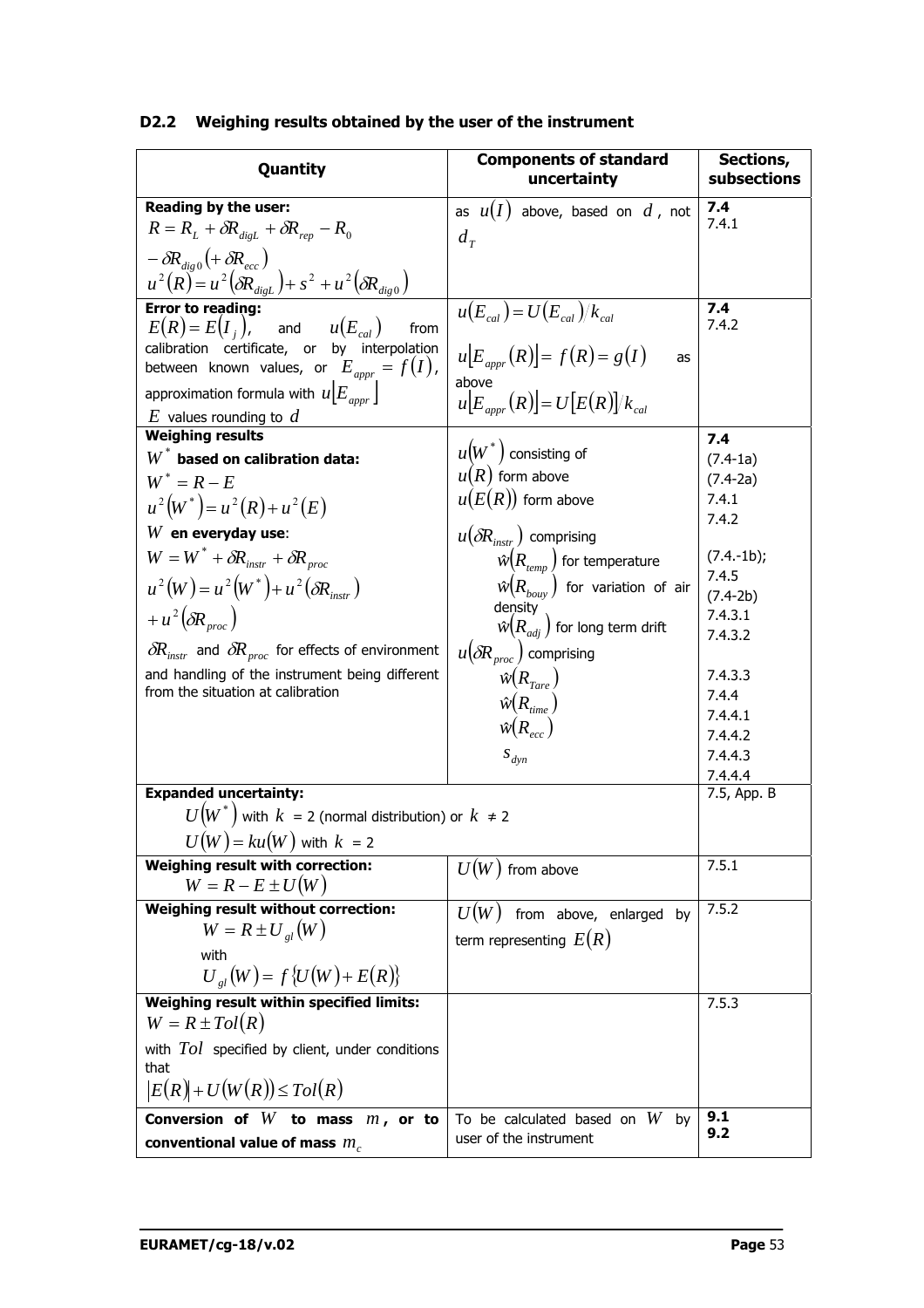### D2.2 Weighing results obtained by the user of the instrument

| Quantity | Components of standard uncertainty | Sections, subsections |
|---|---|---|
| **Reading by the user:** $R = R_L + \delta R_{digL} + \delta R_{rep} - R_0$ $- \delta R_{dig0} (+ \delta R_{ecc})$ $u^2(R) = u^2(\delta R_{digL}) + s^2 + u^2(\delta R_{dig0})$ | as $u(I)$ above, based on $d$, not $d_T$ | **7.4** 7.4.1 |
| **Error to reading:** $E(R) = E(I_j)$, and $u(E_{cal})$ from calibration certificate, or by interpolation between known values, or $E_{appr} = f(I)$, approximation formula with $u[E_{appr}]$ $E$ values rounding to $d$ | $u(E_{cal}) = U(E_{cal})/k_{cal}$ $u[E_{appr}(R)] = f(R) = g(I)$ as above $u[E_{appr}(R)] = U[E(R)]/k_{cal}$ | **7.4** 7.4.2 |
| **Weighing results** $W^*$ **based on calibration data:** $W^* = R - E$ $u^2(W^*) = u^2(R) + u^2(E)$ $W$ **en everyday use**: $W = W^* + \delta R_{instr} + \delta R_{proc}$ $u^2(W) = u^2(W^*) + u^2(\delta R_{instr})$ $+ u^2(\delta R_{proc})$ $\delta R_{instr}$ and $\delta R_{proc}$ for effects of environment and handling of the instrument being different from the situation at calibration | $u(W^*)$ consisting of $u(R)$ form above $u(E(R))$ form above $u(\delta R_{instr})$ comprising $\hat{w}(R_{temp})$ for temperature $\hat{w}(R_{bouy})$ for variation of air density $\hat{w}(R_{adj})$ for long term drift $u(\delta R_{proc})$ comprising $\hat{w}(R_{Tare})$ $\hat{w}(R_{time})$ $\hat{w}(R_{ecc})$ $s_{dyn}$ | **7.4** (7.4-1a) (7.4-2a) 7.4.1 7.4.2 (7.4.-1b); 7.4.5 (7.4-2b) 7.4.3.1 7.4.3.2 7.4.3.3 7.4.4 7.4.4.1 7.4.4.2 7.4.4.3 7.4.4.4 |
| **Expanded uncertainty:** $U(W^*)$ with $k$ = 2 (normal distribution) or $k \neq 2$ $U(W) = ku(W)$ with $k$ = 2 | | 7.5, App. B |
| **Weighing result with correction:** $W = R - E \pm U(W)$ | $U(W)$ from above | 7.5.1 |
| **Weighing result without correction:** $W = R \pm U_{gl}(W)$ with $U_{gl}(W) = f\{U(W) + E(R)\}$ | $U(W)$ from above, enlarged by term representing $E(R)$ | 7.5.2 |
| **Weighing result within specified limits:** $W = R \pm Tol(R)$ with $Tol$ specified by client, under conditions that $\lvert E(R)\rvert + U(W(R)) \leq Tol(R)$ | | 7.5.3 |
| **Conversion of** $W$ **to mass** $m$**, or to conventional value of mass** $m_c$ | To be calculated based on $W$ by user of the instrument | **9.1** **9.2** |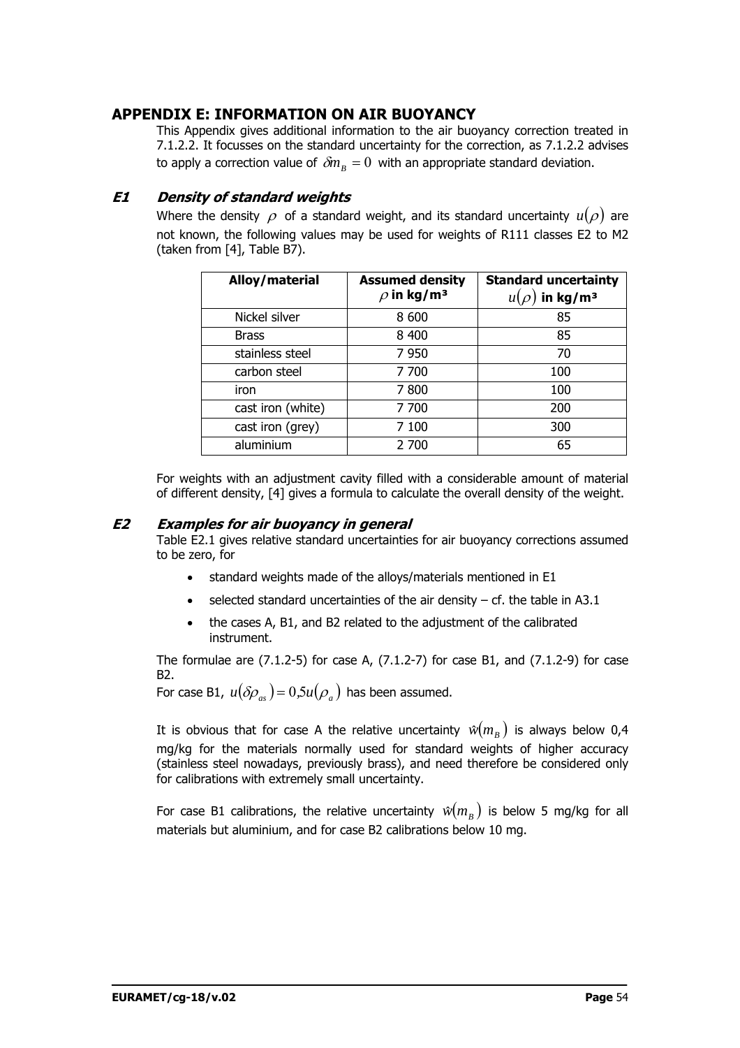## APPENDIX E: INFORMATION ON AIR BUOYANCY

This Appendix gives additional information to the air buoyancy correction treated in 7.1.2.2. It focusses on the standard uncertainty for the correction, as 7.1.2.2 advises to apply a correction value of $\delta m_B = 0$ with an appropriate standard deviation.

### *E1 Density of standard weights*

Where the density $\rho$ of a standard weight, and its standard uncertainty $u(\rho)$ are not known, the following values may be used for weights of R111 classes E2 to M2 (taken from [4], Table B7).

| Alloy/material | Assumed density $\rho$ in kg/m³ | Standard uncertainty $u(\rho)$ in kg/m³ |
|---|---|---|
| Nickel silver | 8 600 | 85 |
| Brass | 8 400 | 85 |
| stainless steel | 7 950 | 70 |
| carbon steel | 7 700 | 100 |
| iron | 7 800 | 100 |
| cast iron (white) | 7 700 | 200 |
| cast iron (grey) | 7 100 | 300 |
| aluminium | 2 700 | 65 |

For weights with an adjustment cavity filled with a considerable amount of material of different density, [4] gives a formula to calculate the overall density of the weight.

### *E2 Examples for air buoyancy in general*

Table E2.1 gives relative standard uncertainties for air buoyancy corrections assumed to be zero, for

- standard weights made of the alloys/materials mentioned in E1
- selected standard uncertainties of the air density – cf. the table in A3.1
- the cases A, B1, and B2 related to the adjustment of the calibrated instrument.

The formulae are (7.1.2-5) for case A, (7.1.2-7) for case B1, and (7.1.2-9) for case B2.
For case B1, $u(\delta\rho_{as}) = 0{,}5u(\rho_a)$ has been assumed.

It is obvious that for case A the relative uncertainty $\hat{w}(m_B)$ is always below 0,4 mg/kg for the materials normally used for standard weights of higher accuracy (stainless steel nowadays, previously brass), and need therefore be considered only for calibrations with extremely small uncertainty.

For case B1 calibrations, the relative uncertainty $\hat{w}(m_B)$ is below 5 mg/kg for all materials but aluminium, and for case B2 calibrations below 10 mg.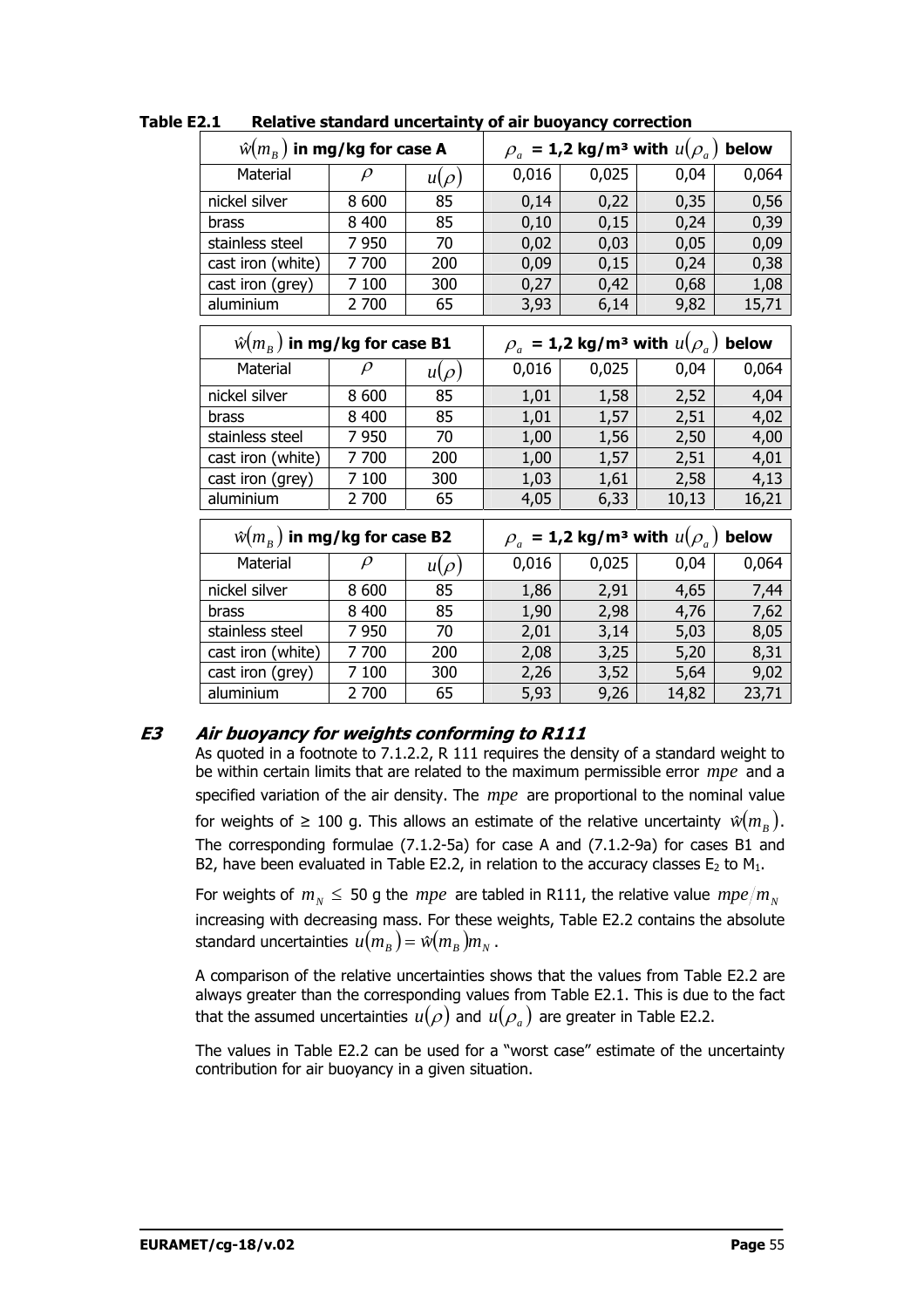**Table E2.1 Relative standard uncertainty of air buoyancy correction**

| $\hat{w}(m_B)$ in mg/kg for case A | | | $\rho_a$ = 1,2 kg/m³ with $u(\rho_a)$ below | | | |
|---|---|---|---|---|---|---|
| Material | $\rho$ | $u(\rho)$ | 0,016 | 0,025 | 0,04 | 0,064 |
| nickel silver | 8 600 | 85 | 0,14 | 0,22 | 0,35 | 0,56 |
| brass | 8 400 | 85 | 0,10 | 0,15 | 0,24 | 0,39 |
| stainless steel | 7 950 | 70 | 0,02 | 0,03 | 0,05 | 0,09 |
| cast iron (white) | 7 700 | 200 | 0,09 | 0,15 | 0,24 | 0,38 |
| cast iron (grey) | 7 100 | 300 | 0,27 | 0,42 | 0,68 | 1,08 |
| aluminium | 2 700 | 65 | 3,93 | 6,14 | 9,82 | 15,71 |

| $\hat{w}(m_B)$ in mg/kg for case B1 | | | $\rho_a$ = 1,2 kg/m³ with $u(\rho_a)$ below | | | |
|---|---|---|---|---|---|---|
| Material | $\rho$ | $u(\rho)$ | 0,016 | 0,025 | 0,04 | 0,064 |
| nickel silver | 8 600 | 85 | 1,01 | 1,58 | 2,52 | 4,04 |
| brass | 8 400 | 85 | 1,01 | 1,57 | 2,51 | 4,02 |
| stainless steel | 7 950 | 70 | 1,00 | 1,56 | 2,50 | 4,00 |
| cast iron (white) | 7 700 | 200 | 1,00 | 1,57 | 2,51 | 4,01 |
| cast iron (grey) | 7 100 | 300 | 1,03 | 1,61 | 2,58 | 4,13 |
| aluminium | 2 700 | 65 | 4,05 | 6,33 | 10,13 | 16,21 |

| $\hat{w}(m_B)$ in mg/kg for case B2 | | | $\rho_a$ = 1,2 kg/m³ with $u(\rho_a)$ below | | | |
|---|---|---|---|---|---|---|
| Material | $\rho$ | $u(\rho)$ | 0,016 | 0,025 | 0,04 | 0,064 |
| nickel silver | 8 600 | 85 | 1,86 | 2,91 | 4,65 | 7,44 |
| brass | 8 400 | 85 | 1,90 | 2,98 | 4,76 | 7,62 |
| stainless steel | 7 950 | 70 | 2,01 | 3,14 | 5,03 | 8,05 |
| cast iron (white) | 7 700 | 200 | 2,08 | 3,25 | 5,20 | 8,31 |
| cast iron (grey) | 7 100 | 300 | 2,26 | 3,52 | 5,64 | 9,02 |
| aluminium | 2 700 | 65 | 5,93 | 9,26 | 14,82 | 23,71 |

## *E3 Air buoyancy for weights conforming to R111*

As quoted in a footnote to 7.1.2.2, R 111 requires the density of a standard weight to be within certain limits that are related to the maximum permissible error $mpe$ and a specified variation of the air density. The $mpe$ are proportional to the nominal value for weights of ≥ 100 g. This allows an estimate of the relative uncertainty $\hat{w}(m_B)$. The corresponding formulae (7.1.2-5a) for case A and (7.1.2-9a) for cases B1 and B2, have been evaluated in Table E2.2, in relation to the accuracy classes $E_2$ to $M_1$.

For weights of $m_N \leq$ 50 g the $mpe$ are tabled in R111, the relative value $mpe/m_N$ increasing with decreasing mass. For these weights, Table E2.2 contains the absolute standard uncertainties $u(m_B) = \hat{w}(m_B)m_N$.

A comparison of the relative uncertainties shows that the values from Table E2.2 are always greater than the corresponding values from Table E2.1. This is due to the fact that the assumed uncertainties $u(\rho)$ and $u(\rho_a)$ are greater in Table E2.2.

The values in Table E2.2 can be used for a "worst case" estimate of the uncertainty contribution for air buoyancy in a given situation.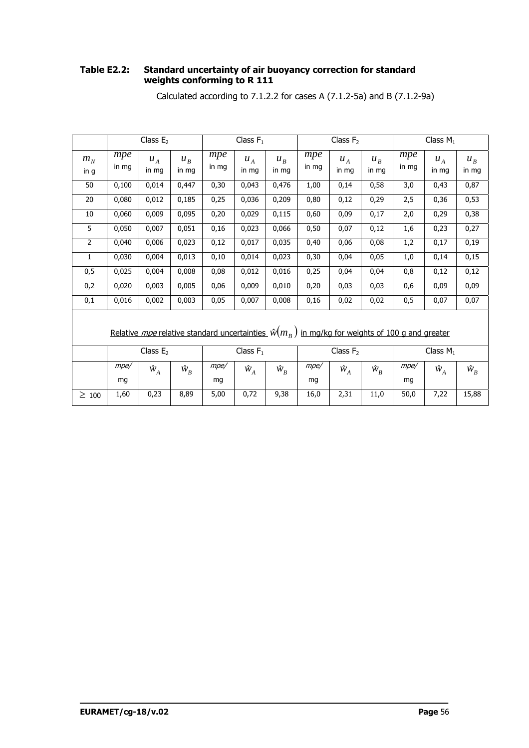**Table E2.2: Standard uncertainty of air buoyancy correction for standard weights conforming to R 111**

Calculated according to 7.1.2.2 for cases A (7.1.2-5a) and B (7.1.2-9a)

| | Class $E_2$ | | | Class $F_1$ | | | Class $F_2$ | | | Class $M_1$ | | |
|---|---|---|---|---|---|---|---|---|---|---|---|---|
| $m_N$ in g | $mpe$ in mg | $u_A$ in mg | $u_B$ in mg | $mpe$ in mg | $u_A$ in mg | $u_B$ in mg | $mpe$ in mg | $u_A$ in mg | $u_B$ in mg | $mpe$ in mg | $u_A$ in mg | $u_B$ in mg |
| 50 | 0,100 | 0,014 | 0,447 | 0,30 | 0,043 | 0,476 | 1,00 | 0,14 | 0,58 | 3,0 | 0,43 | 0,87 |
| 20 | 0,080 | 0,012 | 0,185 | 0,25 | 0,036 | 0,209 | 0,80 | 0,12 | 0,29 | 2,5 | 0,36 | 0,53 |
| 10 | 0,060 | 0,009 | 0,095 | 0,20 | 0,029 | 0,115 | 0,60 | 0,09 | 0,17 | 2,0 | 0,29 | 0,38 |
| 5 | 0,050 | 0,007 | 0,051 | 0,16 | 0,023 | 0,066 | 0,50 | 0,07 | 0,12 | 1,6 | 0,23 | 0,27 |
| 2 | 0,040 | 0,006 | 0,023 | 0,12 | 0,017 | 0,035 | 0,40 | 0,06 | 0,08 | 1,2 | 0,17 | 0,19 |
| 1 | 0,030 | 0,004 | 0,013 | 0,10 | 0,014 | 0,023 | 0,30 | 0,04 | 0,05 | 1,0 | 0,14 | 0,15 |
| 0,5 | 0,025 | 0,004 | 0,008 | 0,08 | 0,012 | 0,016 | 0,25 | 0,04 | 0,04 | 0,8 | 0,12 | 0,12 |
| 0,2 | 0,020 | 0,003 | 0,005 | 0,06 | 0,009 | 0,010 | 0,20 | 0,03 | 0,03 | 0,6 | 0,09 | 0,09 |
| 0,1 | 0,016 | 0,002 | 0,003 | 0,05 | 0,007 | 0,008 | 0,16 | 0,02 | 0,02 | 0,5 | 0,07 | 0,07 |

Relative *mpe* relative standard uncertainties $\hat{w}(m_B)$ in mg/kg for weights of 100 g and greater

| | Class $E_2$ | | | Class $F_1$ | | | Class $F_2$ | | | Class $M_1$ | | |
|---|---|---|---|---|---|---|---|---|---|---|---|---|
| | *mpe*/ mg | $\hat{w}_A$ | $\hat{w}_B$ | *mpe*/ mg | $\hat{w}_A$ | $\hat{w}_B$ | *mpe*/ mg | $\hat{w}_A$ | $\hat{w}_B$ | *mpe*/ mg | $\hat{w}_A$ | $\hat{w}_B$ |
| $\geq$ 100 | 1,60 | 0,23 | 8,89 | 5,00 | 0,72 | 9,38 | 16,0 | 2,31 | 11,0 | 50,0 | 7,22 | 15,88 |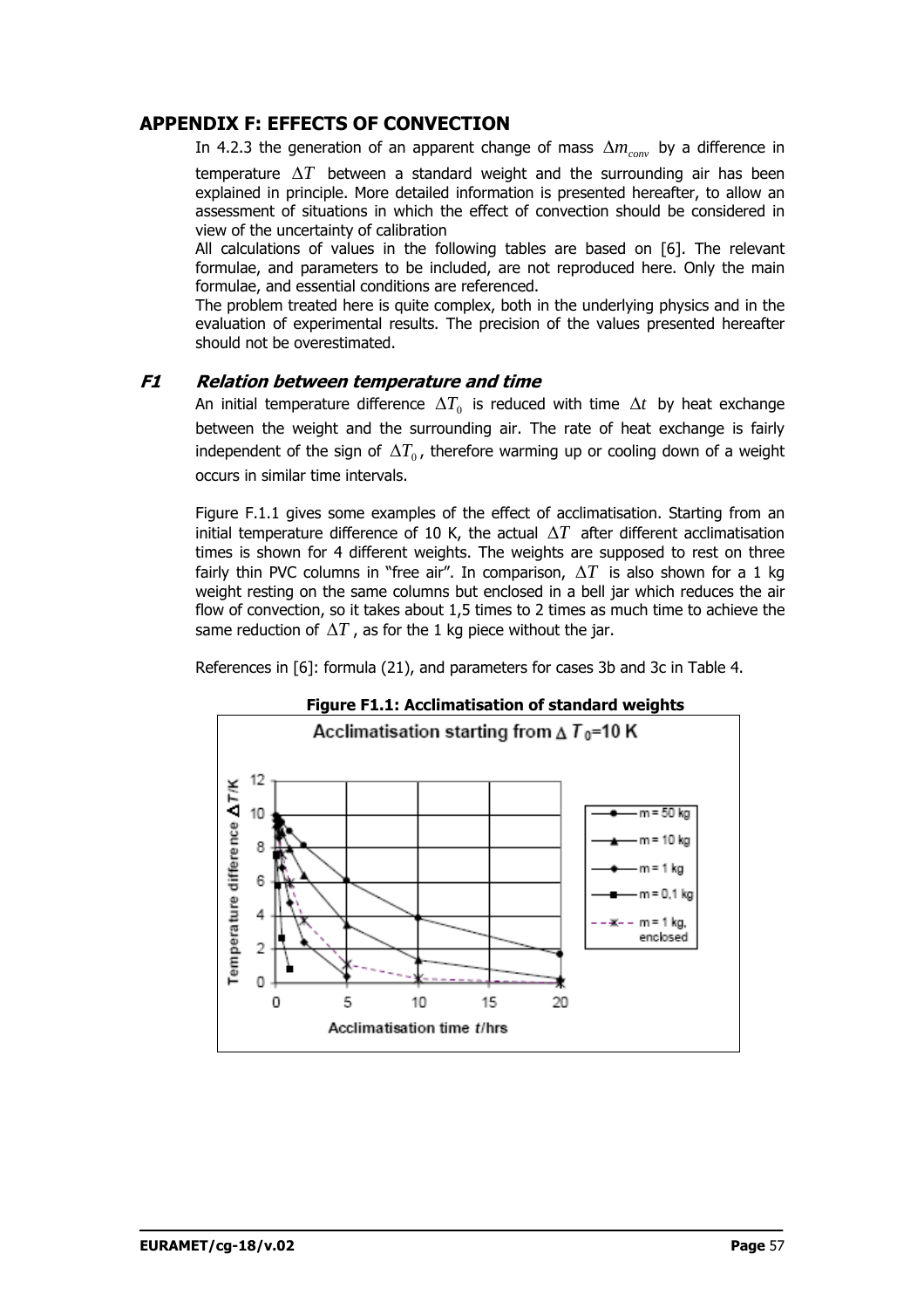## APPENDIX F: EFFECTS OF CONVECTION

In 4.2.3 the generation of an apparent change of mass $\Delta m_{conv}$ by a difference in temperature $\Delta T$ between a standard weight and the surrounding air has been explained in principle. More detailed information is presented hereafter, to allow an assessment of situations in which the effect of convection should be considered in view of the uncertainty of calibration

All calculations of values in the following tables are based on [6]. The relevant formulae, and parameters to be included, are not reproduced here. Only the main formulae, and essential conditions are referenced.

The problem treated here is quite complex, both in the underlying physics and in the evaluation of experimental results. The precision of the values presented hereafter should not be overestimated.

### *F1 Relation between temperature and time*

An initial temperature difference $\Delta T_0$ is reduced with time $\Delta t$ by heat exchange between the weight and the surrounding air. The rate of heat exchange is fairly independent of the sign of $\Delta T_0$, therefore warming up or cooling down of a weight occurs in similar time intervals.

Figure F.1.1 gives some examples of the effect of acclimatisation. Starting from an initial temperature difference of 10 K, the actual $\Delta T$ after different acclimatisation times is shown for 4 different weights. The weights are supposed to rest on three fairly thin PVC columns in "free air". In comparison, $\Delta T$ is also shown for a 1 kg weight resting on the same columns but enclosed in a bell jar which reduces the air flow of convection, so it takes about 1,5 times to 2 times as much time to achieve the same reduction of $\Delta T$, as for the 1 kg piece without the jar.

References in [6]: formula (21), and parameters for cases 3b and 3c in Table 4.

**Figure F1.1: Acclimatisation of standard weights**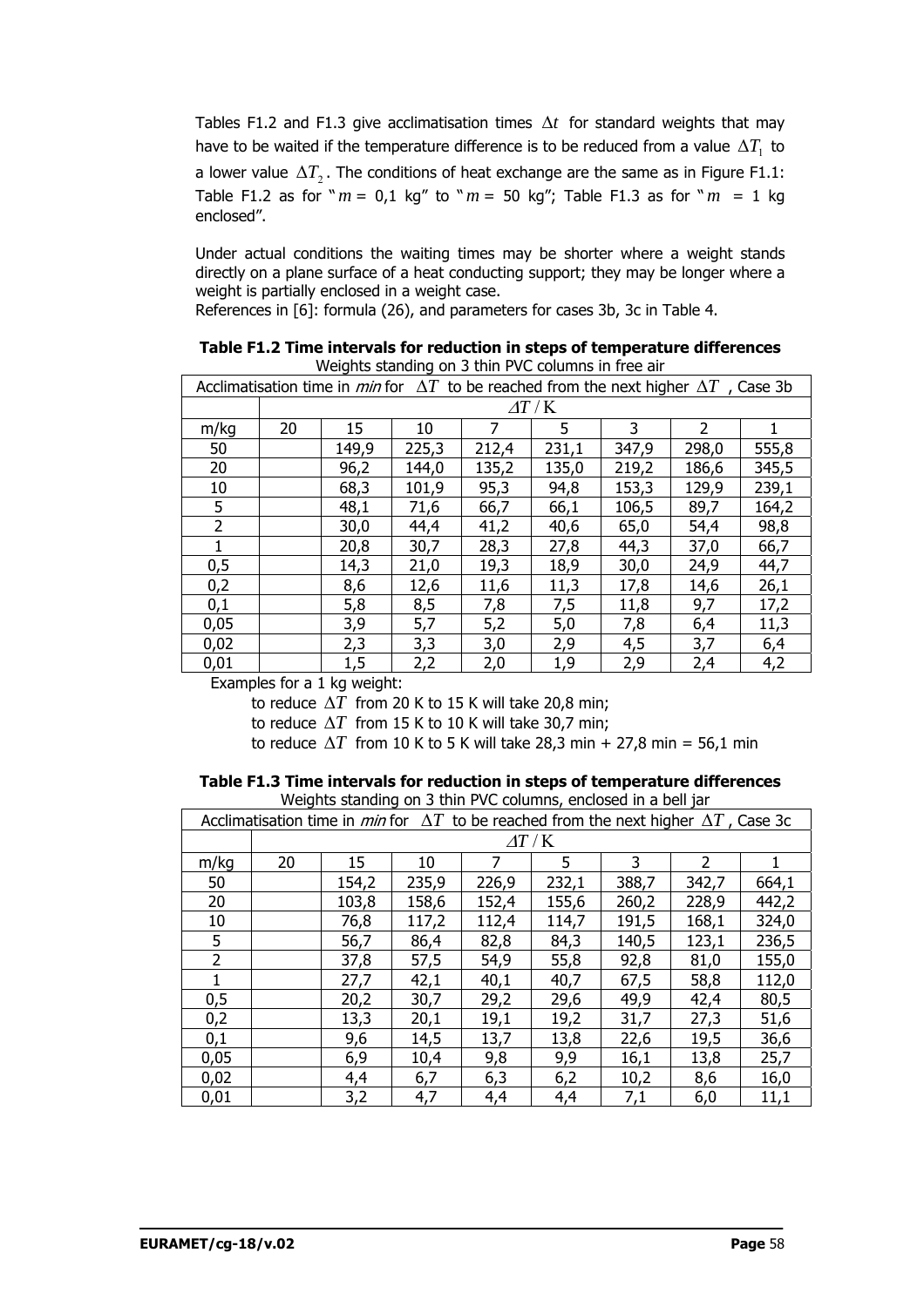Tables F1.2 and F1.3 give acclimatisation times $\Delta t$ for standard weights that may have to be waited if the temperature difference is to be reduced from a value $\Delta T_1$ to a lower value $\Delta T_2$. The conditions of heat exchange are the same as in Figure F1.1: Table F1.2 as for "$m$ = 0,1 kg" to "$m$ = 50 kg"; Table F1.3 as for "$m$ = 1 kg enclosed".

Under actual conditions the waiting times may be shorter where a weight stands directly on a plane surface of a heat conducting support; they may be longer where a weight is partially enclosed in a weight case.
References in [6]: formula (26), and parameters for cases 3b, 3c in Table 4.

**Table F1.2 Time intervals for reduction in steps of temperature differences**
Weights standing on 3 thin PVC columns in free air

| Acclimatisation time in *min* for $\Delta T$ to be reached from the next higher $\Delta T$, Case 3b | | | | | | | | |
|---|---|---|---|---|---|---|---|---|
| | $\Delta T$ / K | | | | | | | |
| m/kg | 20 | 15 | 10 | 7 | 5 | 3 | 2 | 1 |
| 50 | | 149,9 | 225,3 | 212,4 | 231,1 | 347,9 | 298,0 | 555,8 |
| 20 | | 96,2 | 144,0 | 135,2 | 135,0 | 219,2 | 186,6 | 345,5 |
| 10 | | 68,3 | 101,9 | 95,3 | 94,8 | 153,3 | 129,9 | 239,1 |
| 5 | | 48,1 | 71,6 | 66,7 | 66,1 | 106,5 | 89,7 | 164,2 |
| 2 | | 30,0 | 44,4 | 41,2 | 40,6 | 65,0 | 54,4 | 98,8 |
| 1 | | 20,8 | 30,7 | 28,3 | 27,8 | 44,3 | 37,0 | 66,7 |
| 0,5 | | 14,3 | 21,0 | 19,3 | 18,9 | 30,0 | 24,9 | 44,7 |
| 0,2 | | 8,6 | 12,6 | 11,6 | 11,3 | 17,8 | 14,6 | 26,1 |
| 0,1 | | 5,8 | 8,5 | 7,8 | 7,5 | 11,8 | 9,7 | 17,2 |
| 0,05 | | 3,9 | 5,7 | 5,2 | 5,0 | 7,8 | 6,4 | 11,3 |
| 0,02 | | 2,3 | 3,3 | 3,0 | 2,9 | 4,5 | 3,7 | 6,4 |
| 0,01 | | 1,5 | 2,2 | 2,0 | 1,9 | 2,9 | 2,4 | 4,2 |

Examples for a 1 kg weight:

to reduce $\Delta T$ from 20 K to 15 K will take 20,8 min;

to reduce $\Delta T$ from 15 K to 10 K will take 30,7 min;

to reduce $\Delta T$ from 10 K to 5 K will take 28,3 min + 27,8 min = 56,1 min

**Table F1.3 Time intervals for reduction in steps of temperature differences**
Weights standing on 3 thin PVC columns, enclosed in a bell jar

| Acclimatisation time in *min* for $\Delta T$ to be reached from the next higher $\Delta T$, Case 3c | | | | | | | | |
|---|---|---|---|---|---|---|---|---|
| | $\Delta T$ / K | | | | | | | |
| m/kg | 20 | 15 | 10 | 7 | 5 | 3 | 2 | 1 |
| 50 | | 154,2 | 235,9 | 226,9 | 232,1 | 388,7 | 342,7 | 664,1 |
| 20 | | 103,8 | 158,6 | 152,4 | 155,6 | 260,2 | 228,9 | 442,2 |
| 10 | | 76,8 | 117,2 | 112,4 | 114,7 | 191,5 | 168,1 | 324,0 |
| 5 | | 56,7 | 86,4 | 82,8 | 84,3 | 140,5 | 123,1 | 236,5 |
| 2 | | 37,8 | 57,5 | 54,9 | 55,8 | 92,8 | 81,0 | 155,0 |
| 1 | | 27,7 | 42,1 | 40,1 | 40,7 | 67,5 | 58,8 | 112,0 |
| 0,5 | | 20,2 | 30,7 | 29,2 | 29,6 | 49,9 | 42,4 | 80,5 |
| 0,2 | | 13,3 | 20,1 | 19,1 | 19,2 | 31,7 | 27,3 | 51,6 |
| 0,1 | | 9,6 | 14,5 | 13,7 | 13,8 | 22,6 | 19,5 | 36,6 |
| 0,05 | | 6,9 | 10,4 | 9,8 | 9,9 | 16,1 | 13,8 | 25,7 |
| 0,02 | | 4,4 | 6,7 | 6,3 | 6,2 | 10,2 | 8,6 | 16,0 |
| 0,01 | | 3,2 | 4,7 | 4,4 | 4,4 | 7,1 | 6,0 | 11,1 |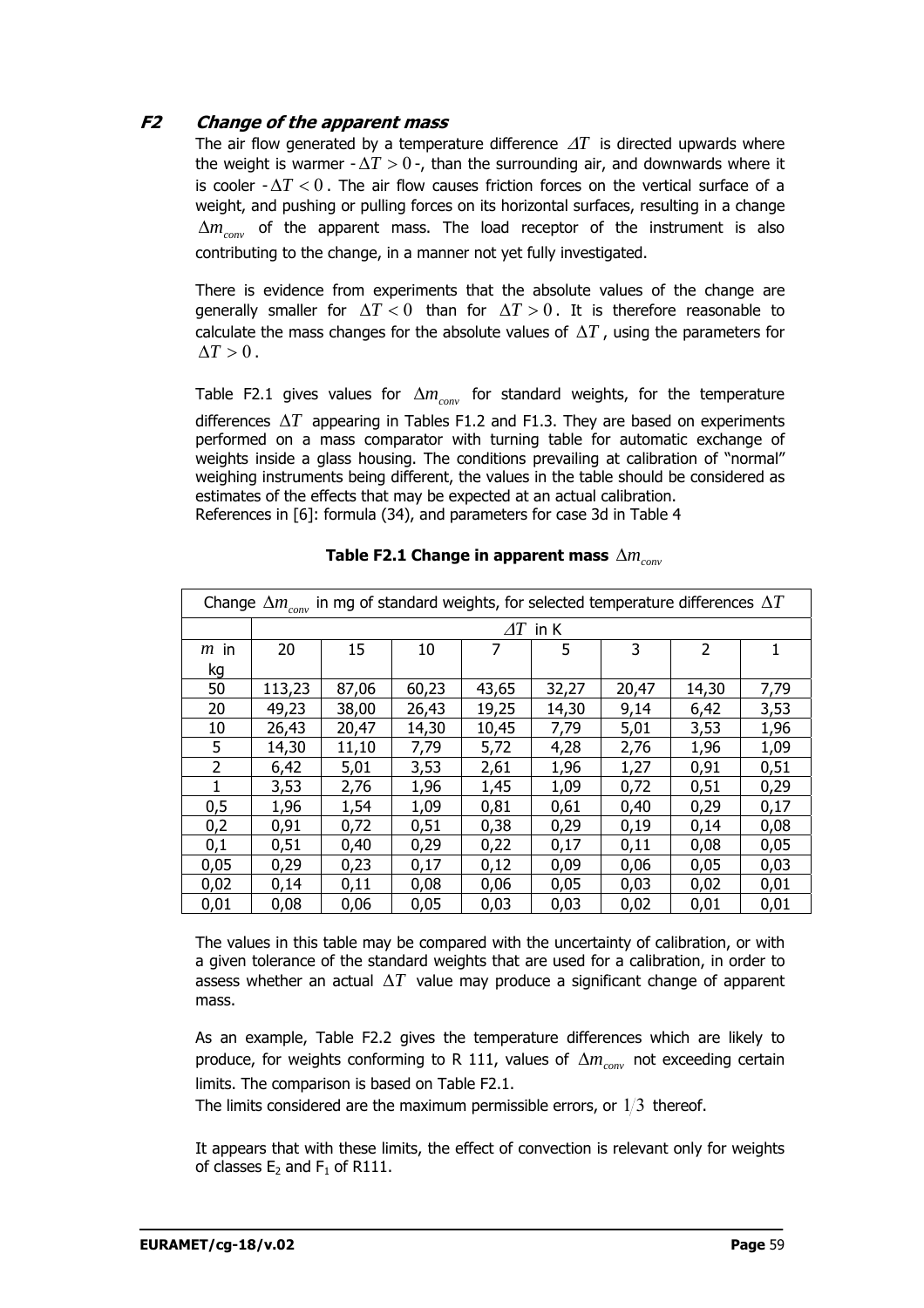## F2 *Change of the apparent mass*

The air flow generated by a temperature difference $\Delta T$ is directed upwards where the weight is warmer - $\Delta T > 0$ -, than the surrounding air, and downwards where it is cooler - $\Delta T < 0$. The air flow causes friction forces on the vertical surface of a weight, and pushing or pulling forces on its horizontal surfaces, resulting in a change $\Delta m_{conv}$ of the apparent mass. The load receptor of the instrument is also contributing to the change, in a manner not yet fully investigated.

There is evidence from experiments that the absolute values of the change are generally smaller for $\Delta T < 0$ than for $\Delta T > 0$. It is therefore reasonable to calculate the mass changes for the absolute values of $\Delta T$, using the parameters for $\Delta T > 0$.

Table F2.1 gives values for $\Delta m_{conv}$ for standard weights, for the temperature differences $\Delta T$ appearing in Tables F1.2 and F1.3. They are based on experiments performed on a mass comparator with turning table for automatic exchange of weights inside a glass housing. The conditions prevailing at calibration of "normal" weighing instruments being different, the values in the table should be considered as estimates of the effects that may be expected at an actual calibration.
References in [6]: formula (34), and parameters for case 3d in Table 4

**Table F2.1 Change in apparent mass $\Delta m_{conv}$**

| Change $\Delta m_{conv}$ in mg of standard weights, for selected temperature differences $\Delta T$ | | | | | | | | |
|---|---|---|---|---|---|---|---|---|
| | $\Delta T$ in K | | | | | | | |
| $m$ in kg | 20 | 15 | 10 | 7 | 5 | 3 | 2 | 1 |
| 50 | 113,23 | 87,06 | 60,23 | 43,65 | 32,27 | 20,47 | 14,30 | 7,79 |
| 20 | 49,23 | 38,00 | 26,43 | 19,25 | 14,30 | 9,14 | 6,42 | 3,53 |
| 10 | 26,43 | 20,47 | 14,30 | 10,45 | 7,79 | 5,01 | 3,53 | 1,96 |
| 5 | 14,30 | 11,10 | 7,79 | 5,72 | 4,28 | 2,76 | 1,96 | 1,09 |
| 2 | 6,42 | 5,01 | 3,53 | 2,61 | 1,96 | 1,27 | 0,91 | 0,51 |
| 1 | 3,53 | 2,76 | 1,96 | 1,45 | 1,09 | 0,72 | 0,51 | 0,29 |
| 0,5 | 1,96 | 1,54 | 1,09 | 0,81 | 0,61 | 0,40 | 0,29 | 0,17 |
| 0,2 | 0,91 | 0,72 | 0,51 | 0,38 | 0,29 | 0,19 | 0,14 | 0,08 |
| 0,1 | 0,51 | 0,40 | 0,29 | 0,22 | 0,17 | 0,11 | 0,08 | 0,05 |
| 0,05 | 0,29 | 0,23 | 0,17 | 0,12 | 0,09 | 0,06 | 0,05 | 0,03 |
| 0,02 | 0,14 | 0,11 | 0,08 | 0,06 | 0,05 | 0,03 | 0,02 | 0,01 |
| 0,01 | 0,08 | 0,06 | 0,05 | 0,03 | 0,03 | 0,02 | 0,01 | 0,01 |

The values in this table may be compared with the uncertainty of calibration, or with a given tolerance of the standard weights that are used for a calibration, in order to assess whether an actual $\Delta T$ value may produce a significant change of apparent mass.

As an example, Table F2.2 gives the temperature differences which are likely to produce, for weights conforming to R 111, values of $\Delta m_{conv}$ not exceeding certain limits. The comparison is based on Table F2.1.
The limits considered are the maximum permissible errors, or $1/3$ thereof.

It appears that with these limits, the effect of convection is relevant only for weights of classes $E_2$ and $F_1$ of R111.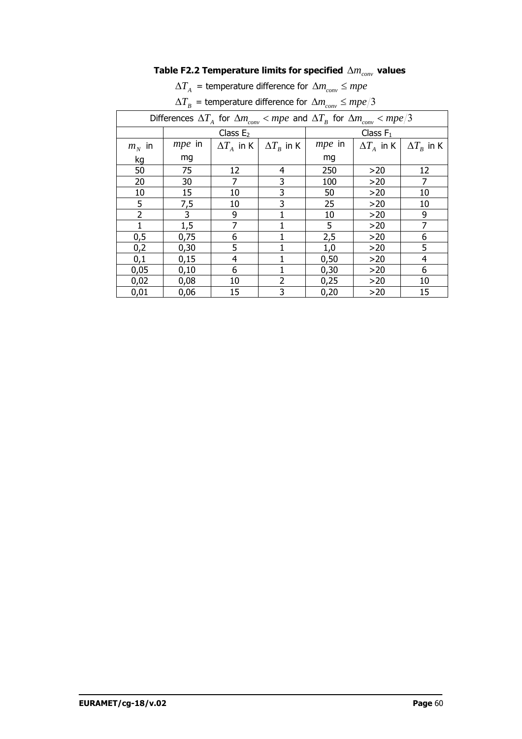**Table F2.2 Temperature limits for specified $\Delta m_{conv}$ values**

$\Delta T_A$ = temperature difference for $\Delta m_{conv} \leq mpe$

$\Delta T_B$ = temperature difference for $\Delta m_{conv} \leq mpe/3$

| Differences $\Delta T_A$ for $\Delta m_{conv} < mpe$ and $\Delta T_B$ for $\Delta m_{conv} < mpe/3$ | | | | | | |
|---|---|---|---|---|---|---|
| | Class $E_2$ | | | Class $F_1$ | | |
| $m_N$ in kg | $mpe$ in mg | $\Delta T_A$ in K | $\Delta T_B$ in K | $mpe$ in mg | $\Delta T_A$ in K | $\Delta T_B$ in K |
| 50 | 75 | 12 | 4 | 250 | >20 | 12 |
| 20 | 30 | 7 | 3 | 100 | >20 | 7 |
| 10 | 15 | 10 | 3 | 50 | >20 | 10 |
| 5 | 7,5 | 10 | 3 | 25 | >20 | 10 |
| 2 | 3 | 9 | 1 | 10 | >20 | 9 |
| 1 | 1,5 | 7 | 1 | 5 | >20 | 7 |
| 0,5 | 0,75 | 6 | 1 | 2,5 | >20 | 6 |
| 0,2 | 0,30 | 5 | 1 | 1,0 | >20 | 5 |
| 0,1 | 0,15 | 4 | 1 | 0,50 | >20 | 4 |
| 0,05 | 0,10 | 6 | 1 | 0,30 | >20 | 6 |
| 0,02 | 0,08 | 10 | 2 | 0,25 | >20 | 10 |
| 0,01 | 0,06 | 15 | 3 | 0,20 | >20 | 15 |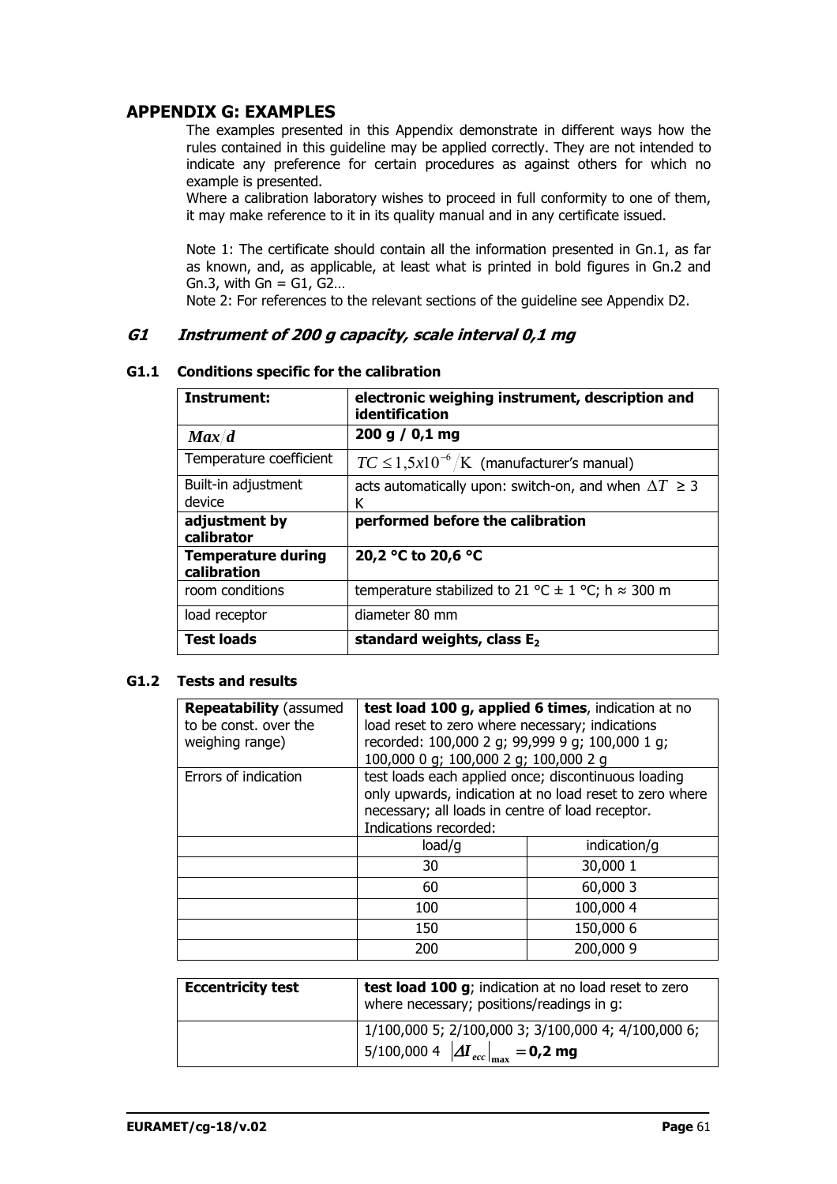# APPENDIX G: EXAMPLES

The examples presented in this Appendix demonstrate in different ways how the rules contained in this guideline may be applied correctly. They are not intended to indicate any preference for certain procedures as against others for which no example is presented.

Where a calibration laboratory wishes to proceed in full conformity to one of them, it may make reference to it in its quality manual and in any certificate issued.

Note 1: The certificate should contain all the information presented in Gn.1, as far as known, and, as applicable, at least what is printed in bold figures in Gn.2 and Gn.3, with Gn = G1, G2…

Note 2: For references to the relevant sections of the guideline see Appendix D2.

## *G1 Instrument of 200 g capacity, scale interval 0,1 mg*

### G1.1 Conditions specific for the calibration

| **Instrument:** | **electronic weighing instrument, description and identification** |
|---|---|
| $Max/d$ | **200 g / 0,1 mg** |
| Temperature coefficient | $TC \leq 1{,}5x10^{-6}/\mathrm{K}$ (manufacturer's manual) |
| Built-in adjustment device | acts automatically upon: switch-on, and when $\Delta T \geq 3$ K |
| **adjustment by calibrator** | **performed before the calibration** |
| **Temperature during calibration** | **20,2 °C to 20,6 °C** |
| room conditions | temperature stabilized to 21 °C ± 1 °C; h ≈ 300 m |
| load receptor | diameter 80 mm |
| **Test loads** | **standard weights, class $E_2$** |

### G1.2 Tests and results

| **Repeatability** (assumed to be const. over the weighing range) | **test load 100 g, applied 6 times**, indication at no load reset to zero where necessary; indications recorded: 100,000 2 g; 99,999 9 g; 100,000 1 g; 100,000 0 g; 100,000 2 g; 100,000 2 g | |
|---|---|---|
| Errors of indication | test loads each applied once; discontinuous loading only upwards, indication at no load reset to zero where necessary; all loads in centre of load receptor. Indications recorded: | |
| | load/g | indication/g |
| | 30 | 30,000 1 |
| | 60 | 60,000 3 |
| | 100 | 100,000 4 |
| | 150 | 150,000 6 |
| | 200 | 200,000 9 |

| **Eccentricity test** | **test load 100 g**; indication at no load reset to zero where necessary; positions/readings in g: |
|---|---|
| | 1/100,000 5; 2/100,000 3; 3/100,000 4; 4/100,000 6; 5/100,000 4 $\lvert \Delta I_{ecc} \rvert_{\max} =$ **0,2 mg** |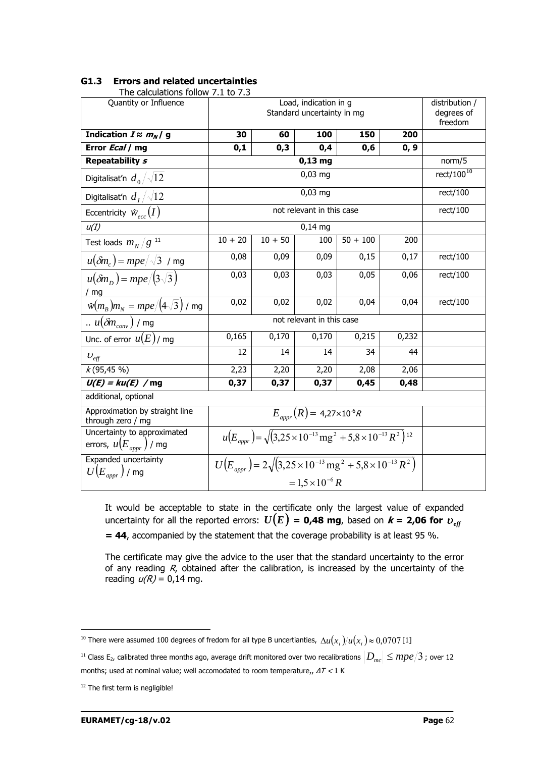### G1.3 Errors and related uncertainties

The calculations follow 7.1 to 7.3

| Quantity or Influence | Load, indication in g<br>Standard uncertainty in mg | | | | | distribution / degrees of freedom |
|---|---|---|---|---|---|---|
| **Indication $I \approx m_N$ / g** | **30** | **60** | **100** | **150** | **200** | |
| **Error *Ecal* / mg** | **0,1** | **0,3** | **0,4** | **0,6** | **0, 9** | |
| **Repeatability *s*** | **0,13 mg** | | | | | norm/5 |
| Digitalisat'n $d_0/\sqrt{12}$ | 0,03 mg | | | | | rect/100[10] |
| Digitalisat'n $d_I/\sqrt{12}$ | 0,03 mg | | | | | rect/100 |
| Eccentricity $\hat{w}_{ecc}(I)$ | not relevant in this case | | | | | rect/100 |
| *u(I)* | 0,14 mg | | | | | |
| Test loads $m_N/g$ [11] | 10 + 20 | 10 + 50 | 100 | 50 + 100 | 200 | |
| $u(\delta m_c) = mpe/\sqrt{3}$ / mg | 0,08 | 0,09 | 0,09 | 0,15 | 0,17 | rect/100 |
| $u(\delta m_D) = mpe/(3\sqrt{3})$ / mg | 0,03 | 0,03 | 0,03 | 0,05 | 0,06 | rect/100 |
| $\hat{w}(m_B)m_N = mpe/(4\sqrt{3})$ / mg | 0,02 | 0,02 | 0,02 | 0,04 | 0,04 | rect/100 |
| .. $u(\delta m_{conv})$ / mg | not relevant in this case | | | | | |
| Unc. of error $u(E)$ / mg | 0,165 | 0,170 | 0,170 | 0,215 | 0,232 | |
| $\upsilon_{eff}$ | 12 | 14 | 14 | 34 | 44 | |
| *k* (95,45 %) | 2,23 | 2,20 | 2,20 | 2,08 | 2,06 | |
| ***U(E) = ku(E)* / mg** | **0,37** | **0,37** | **0,37** | **0,45** | **0,48** | |
| additional, optional | | | | | | |
| Approximation by straight line through zero / mg | $E_{appr}(R) = 4{,}27\times10^{-6}R$ | | | | | |
| Uncertainty to approximated errors, $u(E_{appr})$ / mg | $u(E_{appr}) = \sqrt{(3{,}25\times10^{-13}\,\text{mg}^2 + 5{,}8\times10^{-13}\,R^2)}$ [12] | | | | | |
| Expanded uncertainty $U(E_{appr})$ / mg | $U(E_{appr}) = 2\sqrt{(3{,}25\times10^{-13}\,\text{mg}^2 + 5{,}8\times10^{-13}\,R^2)}$ $= 1{,}5\times10^{-6}\,R$ | | | | | |

It would be acceptable to state in the certificate only the largest value of expanded uncertainty for all the reported errors: $U(E)$ **= 0,48 mg**, based on ***k* = 2,06 for $\upsilon_{eff}$ = 44**, accompanied by the statement that the coverage probability is at least 95 %.

The certificate may give the advice to the user that the standard uncertainty to the error of any reading *R*, obtained after the calibration, is increased by the uncertainty of the reading *u(R)* = 0,14 mg.

---

[10] There were assumed 100 degrees of fredom for all type B uncertianties, $\Delta u(x_i)/u(x_i) \approx 0{,}0707$ [1]

[11] Class $E_2$, calibrated three months ago, average drift monitored over two recalibrations $|D_{mc}| \le mpe/3$ ; over 12 months; used at nominal value; well accomodated to room temperature,, $\Delta T < 1$ K

[12] The first term is negligible!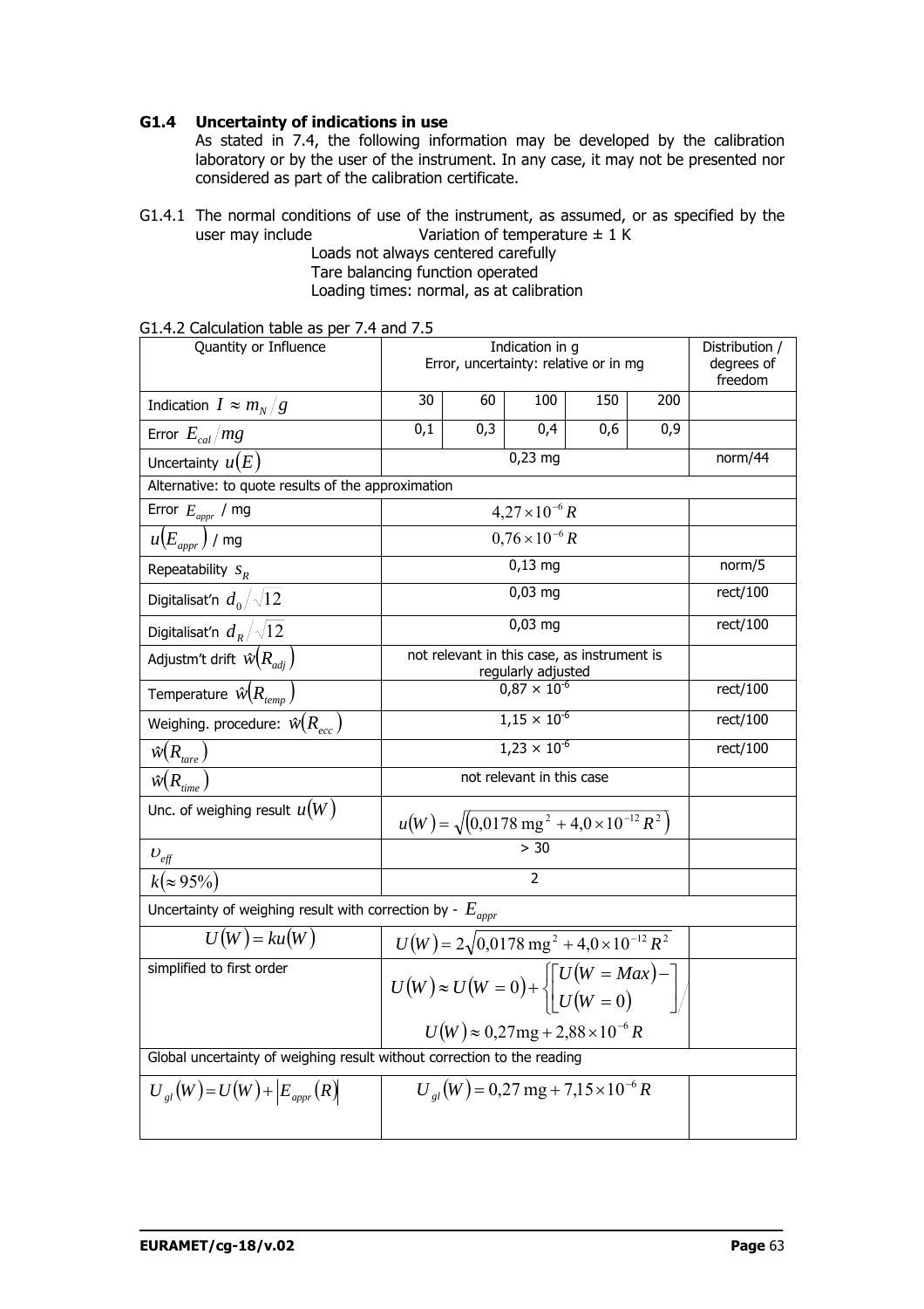### G1.4 Uncertainty of indications in use

As stated in 7.4, the following information may be developed by the calibration laboratory or by the user of the instrument. In any case, it may not be presented nor considered as part of the calibration certificate.

G1.4.1 The normal conditions of use of the instrument, as assumed, or as specified by the user may include
- Variation of temperature ± 1 K
- Loads not always centered carefully
- Tare balancing function operated
- Loading times: normal, as at calibration

G1.4.2 Calculation table as per 7.4 and 7.5

| Quantity or Influence | Indication in g<br>Error, uncertainty: relative or in mg | | | | | Distribution / degrees of freedom |
|---|---|---|---|---|---|---|
| Indication $I \approx m_N / g$ | 30 | 60 | 100 | 150 | 200 | |
| Error $E_{cal} / mg$ | 0,1 | 0,3 | 0,4 | 0,6 | 0,9 | |
| Uncertainty $u(E)$ | 0,23 mg | | | | | norm/44 |
| Alternative: to quote results of the approximation | | | | | | |
| Error $E_{appr}$ / mg | $4{,}27 \times 10^{-6} R$ | | | | | |
| $u(E_{appr})$ / mg | $0{,}76 \times 10^{-6} R$ | | | | | |
| Repeatability $s_R$ | 0,13 mg | | | | | norm/5 |
| Digitalisat'n $d_0 / \sqrt{12}$ | 0,03 mg | | | | | rect/100 |
| Digitalisat'n $d_R / \sqrt{12}$ | 0,03 mg | | | | | rect/100 |
| Adjustm't drift $\hat{w}(R_{adj})$ | not relevant in this case, as instrument is regularly adjusted | | | | | |
| Temperature $\hat{w}(R_{temp})$ | $0{,}87 \times 10^{-6}$ | | | | | rect/100 |
| Weighing. procedure: $\hat{w}(R_{ecc})$ | $1{,}15 \times 10^{-6}$ | | | | | rect/100 |
| $\hat{w}(R_{tare})$ | $1{,}23 \times 10^{-6}$ | | | | | rect/100 |
| $\hat{w}(R_{time})$ | not relevant in this case | | | | | |
| Unc. of weighing result $u(W)$ | $u(W) = \sqrt{(0{,}0178 \text{ mg}^2 + 4{,}0 \times 10^{-12} R^2)}$ | | | | | |
| $\upsilon_{eff}$ | > 30 | | | | | |
| $k(\approx 95\%)$ | 2 | | | | | |
| Uncertainty of weighing result with correction by - $E_{appr}$ | | | | | | |
| $U(W) = ku(W)$ | $U(W) = 2\sqrt{0{,}0178 \text{ mg}^2 + 4{,}0 \times 10^{-12} R^2}$ | | | | | |
| simplified to first order | $U(W) \approx U(W=0) + \left\{\left[U(W = Max) - U(W=0)\right] /\right.$<br>$U(W) \approx 0{,}27 \text{mg} + 2{,}88 \times 10^{-6} R$ | | | | | |
| Global uncertainty of weighing result without correction to the reading | | | | | | |
| $U_{gl}(W) = U(W) + \lvert E_{appr}(R) \rvert$ | $U_{gl}(W) = 0{,}27 \text{ mg} + 7{,}15 \times 10^{-6} R$ | | | | | |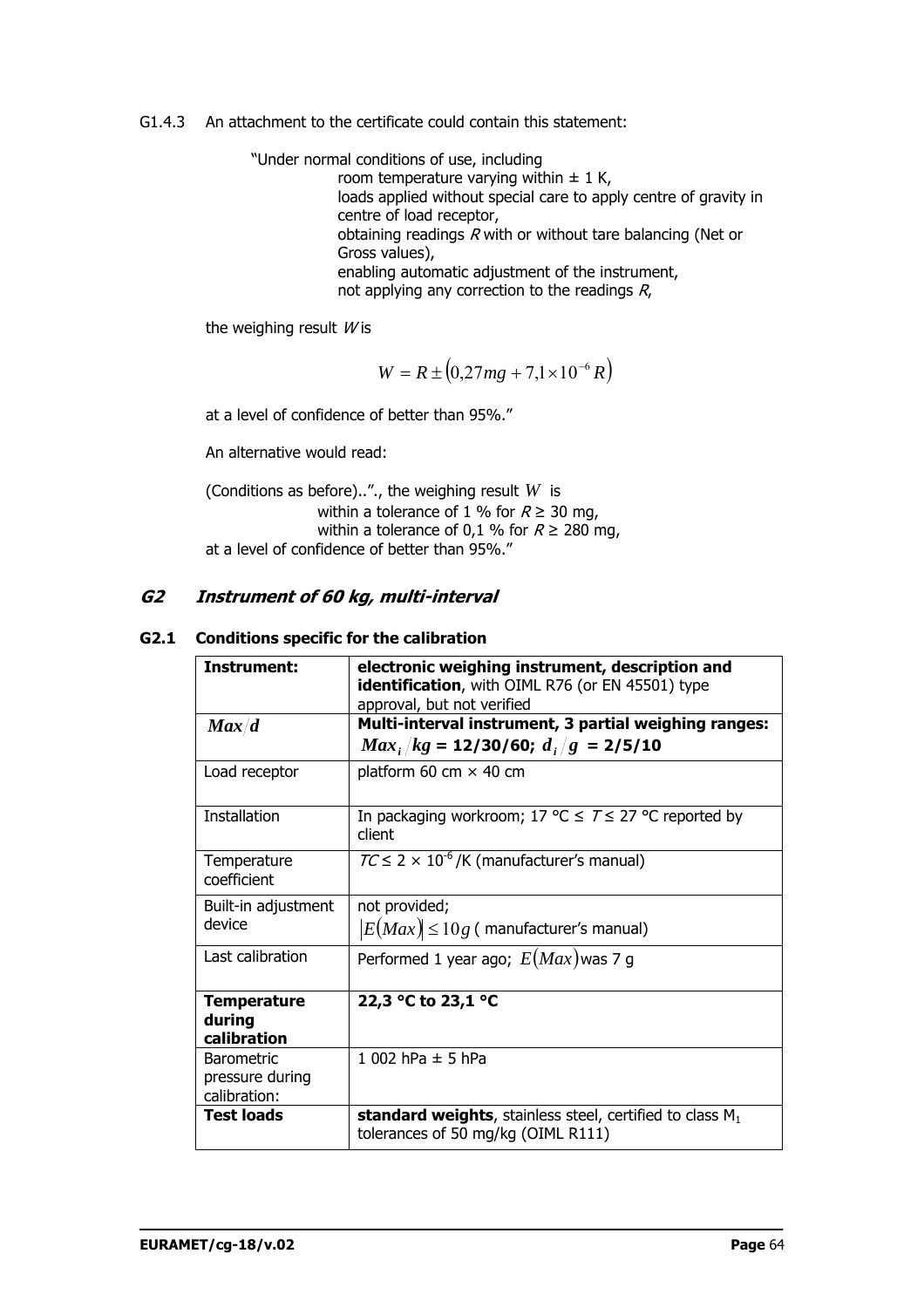G1.4.3 An attachment to the certificate could contain this statement:

"Under normal conditions of use, including

- room temperature varying within ± 1 K,
- loads applied without special care to apply centre of gravity in centre of load receptor,
- obtaining readings *R* with or without tare balancing (Net or Gross values),
- enabling automatic adjustment of the instrument,
- not applying any correction to the readings *R*,

the weighing result *W* is

$$W = R \pm \left(0{,}27mg + 7{,}1 \times 10^{-6} R\right)$$

at a level of confidence of better than 95%."

An alternative would read:

(Conditions as before)..".., the weighing result $W$ is

- within a tolerance of 1 % for $R \geq 30$ mg,
- within a tolerance of 0,1 % for $R \geq 280$ mg,

at a level of confidence of better than 95%."

## *G2 Instrument of 60 kg, multi-interval*

### G2.1 Conditions specific for the calibration

| **Instrument:** | **electronic weighing instrument, description and identification**, with OIML R76 (or EN 45501) type approval, but not verified |
|---|---|
| $\boldsymbol{Max/d}$ | **Multi-interval instrument, 3 partial weighing ranges:** $\boldsymbol{Max_i/kg}$ **= 12/30/60;** $\boldsymbol{d_i/g}$ **= 2/5/10** |
| Load receptor | platform 60 cm × 40 cm |
| Installation | In packaging workroom; 17 °C ≤ *T* ≤ 27 °C reported by client |
| Temperature coefficient | $TC \leq 2 \times 10^{-6}$ /K (manufacturer's manual) |
| Built-in adjustment device | not provided; $\lvert E(Max) \rvert \leq 10g$ ( manufacturer's manual) |
| Last calibration | Performed 1 year ago; $E(Max)$ was 7 g |
| **Temperature during calibration** | **22,3 °C to 23,1 °C** |
| Barometric pressure during calibration: | 1 002 hPa ± 5 hPa |
| **Test loads** | **standard weights**, stainless steel, certified to class $M_1$ tolerances of 50 mg/kg (OIML R111) |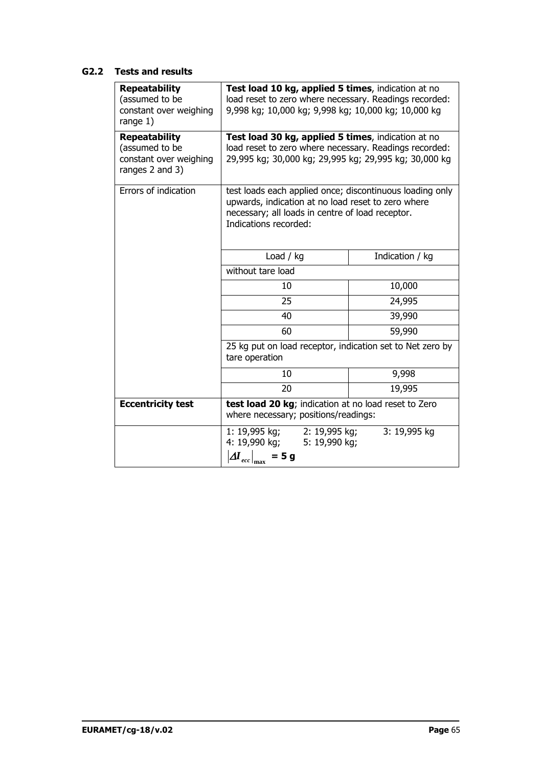### G2.2 Tests and results

| | | |
|---|---|---|
| **Repeatability** (assumed to be constant over weighing range 1) | **Test load 10 kg, applied 5 times**, indication at no load reset to zero where necessary. Readings recorded: 9,998 kg; 10,000 kg; 9,998 kg; 10,000 kg; 10,000 kg | |
| **Repeatability** (assumed to be constant over weighing ranges 2 and 3) | **Test load 30 kg, applied 5 times**, indication at no load reset to zero where necessary. Readings recorded: 29,995 kg; 30,000 kg; 29,995 kg; 29,995 kg; 30,000 kg | |
| Errors of indication | test loads each applied once; discontinuous loading only upwards, indication at no load reset to zero where necessary; all loads in centre of load receptor. Indications recorded: | |
| | Load / kg | Indication / kg |
| | without tare load | |
| | 10 | 10,000 |
| | 25 | 24,995 |
| | 40 | 39,990 |
| | 60 | 59,990 |
| | 25 kg put on load receptor, indication set to Net zero by tare operation | |
| | 10 | 9,998 |
| | 20 | 19,995 |
| **Eccentricity test** | **test load 20 kg**; indication at no load reset to Zero where necessary; positions/readings: | |
| | 1: 19,995 kg; 2: 19,995 kg; 3: 19,995 kg<br>4: 19,990 kg; 5: 19,990 kg;<br>$\left\|\Delta I_{ecc}\right\|_{\max}$ **= 5 g** | |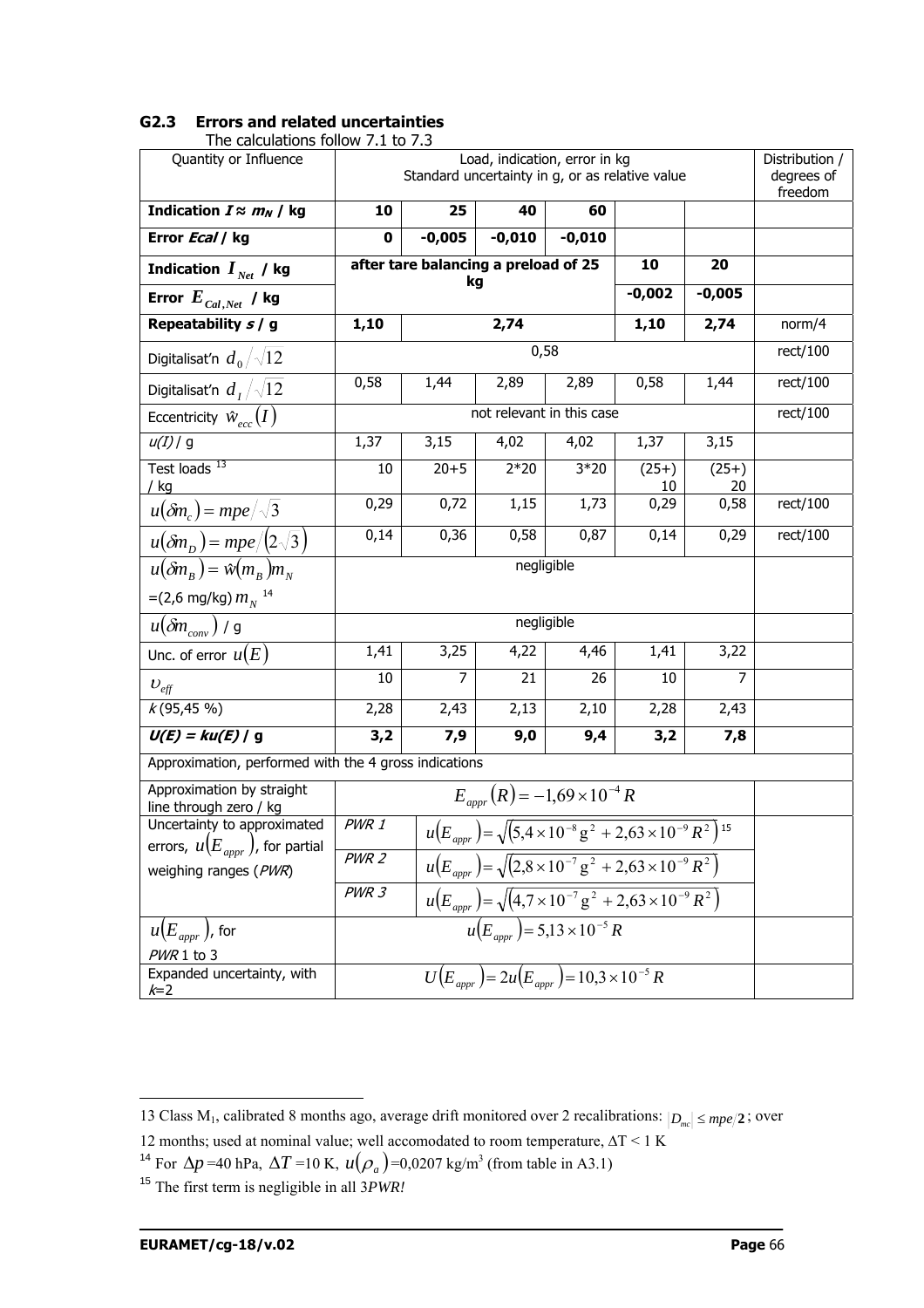## G2.3 Errors and related uncertainties

The calculations follow 7.1 to 7.3

| Quantity or Influence | Load, indication, error in kg<br>Standard uncertainty in g, or as relative value | | | | | | Distribution / degrees of freedom |
|---|---|---|---|---|---|---|---|
| **Indication $I \approx m_N$ / kg** | **10** | **25** | **40** | **60** | | | |
| **Error $Ecal$ / kg** | **0** | **-0,005** | **-0,010** | **-0,010** | | | |
| **Indication $I_{Net}$ / kg** | **after tare balancing a preload of 25 kg** | | | | **10** | **20** | |
| **Error $E_{Cal,Net}$ / kg** | | | | | **-0,002** | **-0,005** | |
| **Repeatability $s$ / g** | **1,10** | **2,74** | | | **1,10** | **2,74** | norm/4 |
| Digitalisat'n $d_0/\sqrt{12}$ | 0,58 | | | | | | rect/100 |
| Digitalisat'n $d_I/\sqrt{12}$ | 0,58 | 1,44 | 2,89 | 2,89 | 0,58 | 1,44 | rect/100 |
| Eccentricity $\hat{w}_{ecc}(I)$ | not relevant in this case | | | | | | rect/100 |
| $u(I)$ / g | 1,37 | 3,15 | 4,02 | 4,02 | 1,37 | 3,15 | |
| Test loads [13] / kg | 10 | 20+5 | 2*20 | 3*20 | (25+) 10 | (25+) 20 | |
| $u(\delta m_c) = mpe/\sqrt{3}$ | 0,29 | 0,72 | 1,15 | 1,73 | 0,29 | 0,58 | rect/100 |
| $u(\delta m_D) = mpe/(2\sqrt{3})$ | 0,14 | 0,36 | 0,58 | 0,87 | 0,14 | 0,29 | rect/100 |
| $u(\delta m_B) = \hat{w}(m_B)m_N$ =(2,6 mg/kg) $m_N$ [14] | negligible | | | | | | |
| $u(\delta m_{conv})$ / g | negligible | | | | | | |
| Unc. of error $u(E)$ | 1,41 | 3,25 | 4,22 | 4,46 | 1,41 | 3,22 | |
| $\upsilon_{eff}$ | 10 | 7 | 21 | 26 | 10 | 7 | |
| $k$ (95,45 %) | 2,28 | 2,43 | 2,13 | 2,10 | 2,28 | 2,43 | |
| **$U(E) = ku(E)$ / g** | **3,2** | **7,9** | **9,0** | **9,4** | **3,2** | **7,8** | |
| Approximation, performed with the 4 gross indications | | | | | | | |
| Approximation by straight line through zero / kg | $E_{appr}(R) = -1{,}69 \times 10^{-4} R$ | | | | | | |
| Uncertainty to approximated errors, $u(E_{appr})$, for partial weighing ranges (*PWR*) | *PWR 1* | $u(E_{appr}) = \sqrt{\left(5{,}4 \times 10^{-8}\,\mathrm{g}^2 + 2{,}63 \times 10^{-9} R^2\right)}$ [15] | | | | | |
| | *PWR 2* | $u(E_{appr}) = \sqrt{\left(2{,}8 \times 10^{-7}\,\mathrm{g}^2 + 2{,}63 \times 10^{-9} R^2\right)}$ | | | | | |
| | *PWR 3* | $u(E_{appr}) = \sqrt{\left(4{,}7 \times 10^{-7}\,\mathrm{g}^2 + 2{,}63 \times 10^{-9} R^2\right)}$ | | | | | |
| $u(E_{appr})$, for *PWR* 1 to 3 | $u(E_{appr}) = 5{,}13 \times 10^{-5} R$ | | | | | | |
| Expanded uncertainty, with $k$=2 | $U(E_{appr}) = 2u(E_{appr}) = 10{,}3 \times 10^{-5} R$ | | | | | | |

---

13 Class $M_1$, calibrated 8 months ago, average drift monitored over 2 recalibrations: $|D_{mc}| \le mpe/2$; over 12 months; used at nominal value; well accomodated to room temperature, $\Delta T < 1$ K

14 For $\Delta p$ =40 hPa, $\Delta T$ =10 K, $u(\rho_a)$=0,0207 kg/m³ (from table in A3.1)

15 The first term is negligible in all 3*PWR!*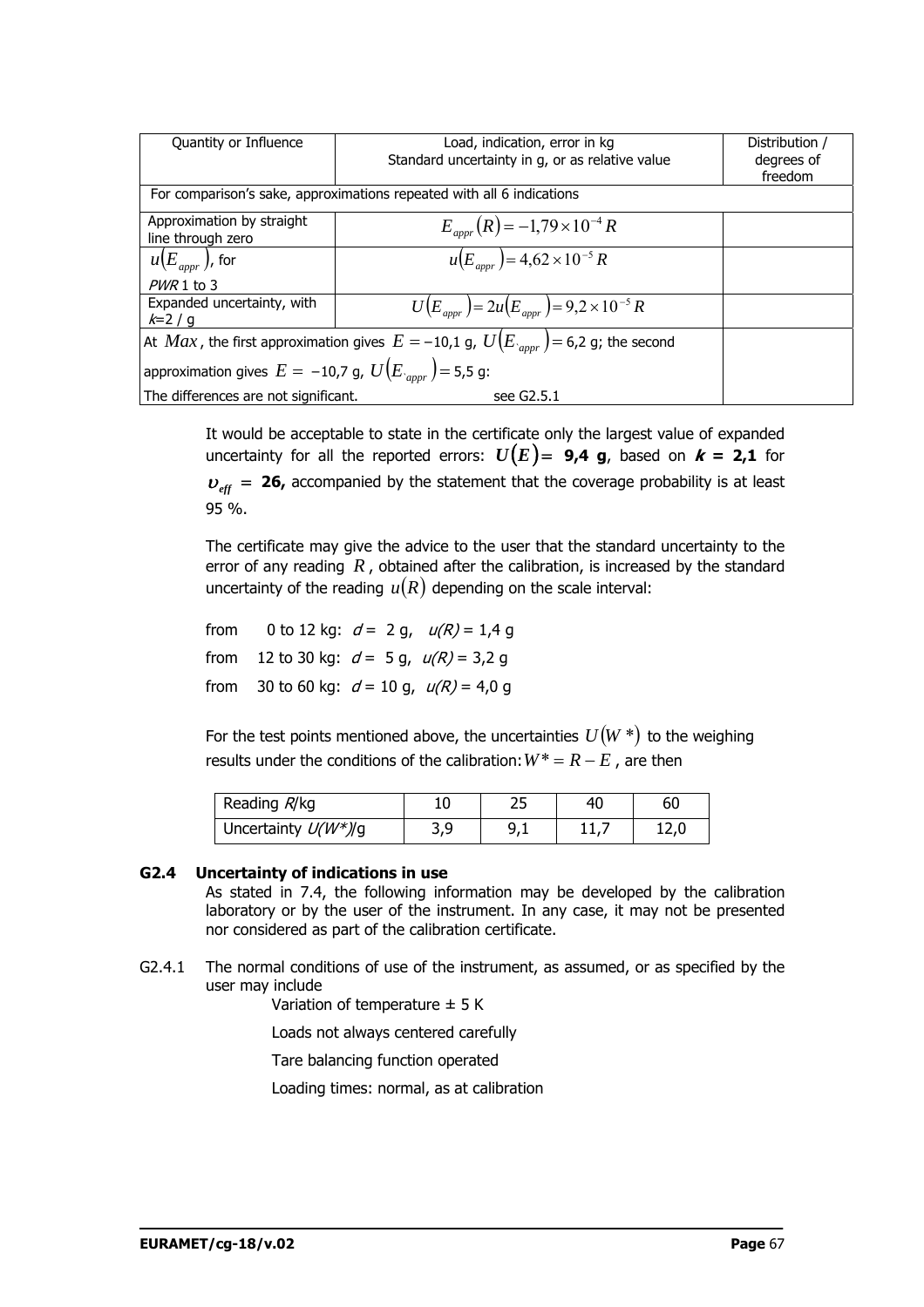| Quantity or Influence | Load, indication, error in kg<br>Standard uncertainty in g, or as relative value | Distribution / degrees of freedom |
|---|---|---|
| For comparison's sake, approximations repeated with all 6 indications | | |
| Approximation by straight line through zero | $E_{appr}(R) = -1{,}79 \times 10^{-4} R$ | |
| $u(E_{appr})$, for *PWR* 1 to 3 | $u(E_{appr}) = 4{,}62 \times 10^{-5} R$ | |
| Expanded uncertainty, with *k*=2 / g | $U(E_{appr}) = 2u(E_{appr}) = 9{,}2 \times 10^{-5} R$ | |
| At $Max$, the first approximation gives $E = -10{,}1$ g, $U(E_{appr}) = 6{,}2$ g; the second approximation gives $E = -10{,}7$ g, $U(E_{appr}) = 5{,}5$ g: The differences are not significant. see G2.5.1 | | |

It would be acceptable to state in the certificate only the largest value of expanded uncertainty for all the reported errors: $\boldsymbol{U(E)} =$ **9,4 g**, based on $\boldsymbol{k}$ **= 2,1** for $\boldsymbol{\upsilon_{eff}}$ **= 26,** accompanied by the statement that the coverage probability is at least 95 %.

The certificate may give the advice to the user that the standard uncertainty to the error of any reading $R$, obtained after the calibration, is increased by the standard uncertainty of the reading $u(R)$ depending on the scale interval:

from 0 to 12 kg: $d$ = 2 g, $u(R)$ = 1,4 g

from 12 to 30 kg: $d$ = 5 g, $u(R)$ = 3,2 g

from 30 to 60 kg: $d$ = 10 g, $u(R)$ = 4,0 g

For the test points mentioned above, the uncertainties $U(W^*)$ to the weighing results under the conditions of the calibration: $W^* = R - E$, are then

| Reading *R*/kg | 10 | 25 | 40 | 60 |
|---|---|---|---|---|
| Uncertainty *U(W\*)*/g | 3,9 | 9,1 | 11,7 | 12,0 |

### G2.4 Uncertainty of indications in use

As stated in 7.4, the following information may be developed by the calibration laboratory or by the user of the instrument. In any case, it may not be presented nor considered as part of the calibration certificate.

G2.4.1 The normal conditions of use of the instrument, as assumed, or as specified by the user may include

Variation of temperature ± 5 K

Loads not always centered carefully

Tare balancing function operated

Loading times: normal, as at calibration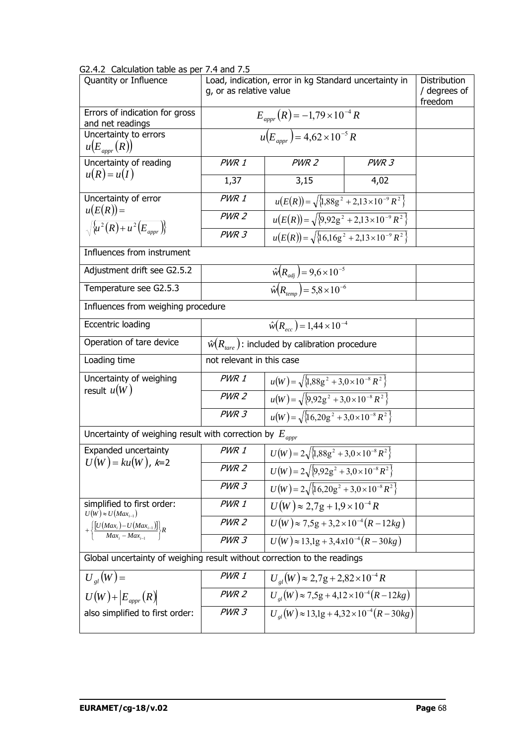G2.4.2 Calculation table as per 7.4 and 7.5

| Quantity or Influence | Load, indication, error in kg Standard uncertainty in g, or as relative value | | | Distribution / degrees of freedom |
|---|---|---|---|---|
| Errors of indication for gross and net readings | $E_{appr}(R) = -1{,}79 \times 10^{-4} R$ | | | |
| Uncertainty to errors $u(E_{appr}(R))$ | $u(E_{appr}) = 4{,}62 \times 10^{-5} R$ | | | |
| Uncertainty of reading $u(R) = u(I)$ | *PWR 1* | *PWR 2* | *PWR 3* | |
| | 1,37 | 3,15 | 4,02 | |
| Uncertainty of error $u(E(R)) = \sqrt{\{u^2(R) + u^2(E_{appr})\}}$ | *PWR 1* | $u(E(R)) = \sqrt{\{1{,}88\text{g}^2 + 2{,}13 \times 10^{-9} R^2\}}$ | | |
| | *PWR 2* | $u(E(R)) = \sqrt{\{9{,}92\text{g}^2 + 2{,}13 \times 10^{-9} R^2\}}$ | | |
| | *PWR 3* | $u(E(R)) = \sqrt{\{16{,}16\text{g}^2 + 2{,}13 \times 10^{-9} R^2\}}$ | | |
| Influences from instrument | | | | |
| Adjustment drift see G2.5.2 | $\hat{w}(R_{adj}) = 9{,}6 \times 10^{-5}$ | | | |
| Temperature see G2.5.3 | $\hat{w}(R_{temp}) = 5{,}8 \times 10^{-6}$ | | | |
| Influences from weighing procedure | | | | |
| Eccentric loading | $\hat{w}(R_{ecc}) = 1{,}44 \times 10^{-4}$ | | | |
| Operation of tare device | $\hat{w}(R_{tare})$: included by calibration procedure | | | |
| Loading time | not relevant in this case | | | |
| Uncertainty of weighing result $u(W)$ | *PWR 1* | $u(W) = \sqrt{\{1{,}88\text{g}^2 + 3{,}0 \times 10^{-8} R^2\}}$ | | |
| | *PWR 2* | $u(W) = \sqrt{\{9{,}92\text{g}^2 + 3{,}0 \times 10^{-8} R^2\}}$ | | |
| | *PWR 3* | $u(W) = \sqrt{\{16{,}20\text{g}^2 + 3{,}0 \times 10^{-8} R^2\}}$ | | |
| Uncertainty of weighing result with correction by $E_{appr}$ | | | | |
| Expanded uncertainty $U(W) = ku(W)$, *k*=2 | *PWR 1* | $U(W) = 2\sqrt{\{1{,}88\text{g}^2 + 3{,}0 \times 10^{-8} R^2\}}$ | | |
| | *PWR 2* | $U(W) = 2\sqrt{\{9{,}92\text{g}^2 + 3{,}0 \times 10^{-8} R^2\}}$ | | |
| | *PWR 3* | $U(W) = 2\sqrt{\{16{,}20\text{g}^2 + 3{,}0 \times 10^{-8} R^2\}}$ | | |
| simplified to first order: $U(W) \approx U(Max_{i-1}) + \left\{\frac{[U(Max_i) - U(Max_{i-1})]}{Max_i - Max_{i-1}}\right\} R$ | *PWR 1* | $U(W) \approx 2{,}7\text{g} + 1{,}9 \times 10^{-4} R$ | | |
| | *PWR 2* | $U(W) \approx 7{,}5\text{g} + 3{,}2 \times 10^{-4} (R - 12kg)$ | | |
| | *PWR 3* | $U(W) \approx 13{,}1\text{g} + 3{,}4x10^{-4} (R - 30kg)$ | | |
| Global uncertainty of weighing result without correction to the readings | | | | |
| $U_{gl}(W) = U(W) + \lvert E_{appr}(R) \rvert$ also simplified to first order: | *PWR 1* | $U_{gl}(W) \approx 2{,}7\text{g} + 2{,}82 \times 10^{-4} R$ | | |
| | *PWR 2* | $U_{gl}(W) \approx 7{,}5\text{g} + 4{,}12 \times 10^{-4} (R - 12kg)$ | | |
| | *PWR 3* | $U_{gl}(W) \approx 13{,}1\text{g} + 4{,}32 \times 10^{-4} (R - 30kg)$ | | |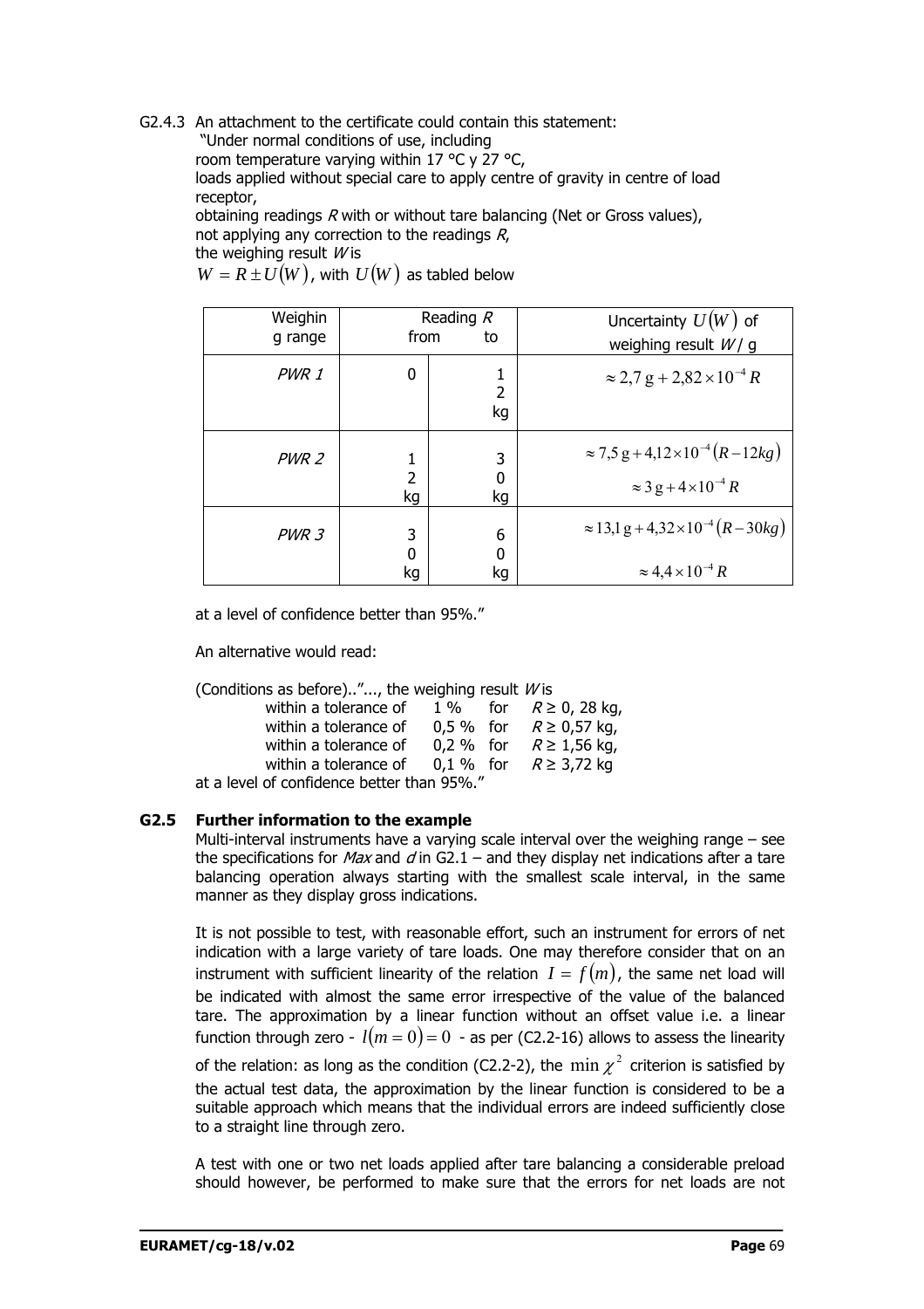G2.4.3 An attachment to the certificate could contain this statement:

"Under normal conditions of use, including

room temperature varying within 17 °C y 27 °C,

loads applied without special care to apply centre of gravity in centre of load receptor,

obtaining readings *R* with or without tare balancing (Net or Gross values),

not applying any correction to the readings *R*,

the weighing result *W* is

$W = R \pm U(W)$, with $U(W)$ as tabled below

| Weighing range | Reading *R* from | to | Uncertainty $U(W)$ of weighing result *W* / g |
|---|---|---|---|
| *PWR 1* | 0 | 12 kg | $\approx 2{,}7\,\text{g} + 2{,}82 \times 10^{-4} R$ |
| *PWR 2* | 12 kg | 30 kg | $\approx 7{,}5\,\text{g} + 4{,}12 \times 10^{-4} (R - 12kg)$ <br> $\approx 3\,\text{g} + 4 \times 10^{-4} R$ |
| *PWR 3* | 30 kg | 60 kg | $\approx 13{,}1\,\text{g} + 4{,}32 \times 10^{-4} (R - 30kg)$ <br> $\approx 4{,}4 \times 10^{-4} R$ |

at a level of confidence better than 95%."

An alternative would read:

(Conditions as before).."..., the weighing result *W* is

within a tolerance of 1 % for $R \geq$ 0, 28 kg,
within a tolerance of 0,5 % for $R \geq$ 0,57 kg,
within a tolerance of 0,2 % for $R \geq$ 1,56 kg,
within a tolerance of 0,1 % for $R \geq$ 3,72 kg

at a level of confidence better than 95%."

### G2.5 Further information to the example

Multi-interval instruments have a varying scale interval over the weighing range – see the specifications for *Max* and *d* in G2.1 – and they display net indications after a tare balancing operation always starting with the smallest scale interval, in the same manner as they display gross indications.

It is not possible to test, with reasonable effort, such an instrument for errors of net indication with a large variety of tare loads. One may therefore consider that on an instrument with sufficient linearity of the relation $I = f(m)$, the same net load will be indicated with almost the same error irrespective of the value of the balanced tare. The approximation by a linear function without an offset value i.e. a linear function through zero - $l(m = 0) = 0$ - as per (C2.2-16) allows to assess the linearity of the relation: as long as the condition (C2.2-2), the $\min \chi^2$ criterion is satisfied by the actual test data, the approximation by the linear function is considered to be a suitable approach which means that the individual errors are indeed sufficiently close to a straight line through zero.

A test with one or two net loads applied after tare balancing a considerable preload should however, be performed to make sure that the errors for net loads are not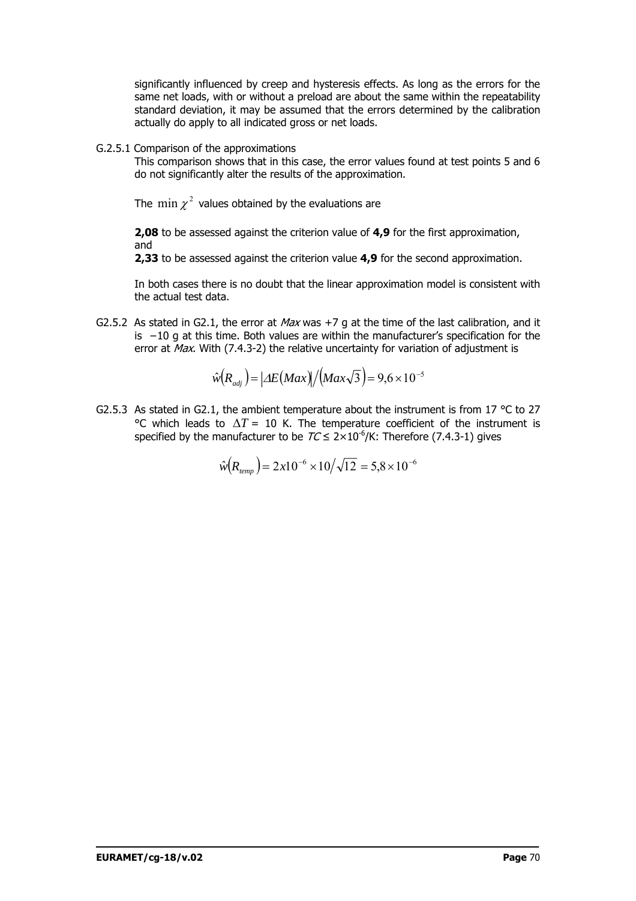significantly influenced by creep and hysteresis effects. As long as the errors for the same net loads, with or without a preload are about the same within the repeatability standard deviation, it may be assumed that the errors determined by the calibration actually do apply to all indicated gross or net loads.

G.2.5.1 Comparison of the approximations

This comparison shows that in this case, the error values found at test points 5 and 6 do not significantly alter the results of the approximation.

The $\min \chi^2$ values obtained by the evaluations are

**2,08** to be assessed against the criterion value of **4,9** for the first approximation, and

**2,33** to be assessed against the criterion value **4,9** for the second approximation.

In both cases there is no doubt that the linear approximation model is consistent with the actual test data.

G2.5.2 As stated in G2.1, the error at *Max* was +7 g at the time of the last calibration, and it is −10 g at this time. Both values are within the manufacturer's specification for the error at *Max*. With (7.4.3-2) the relative uncertainty for variation of adjustment is

$$\hat{w}\left(R_{adj}\right) = \left|\Delta E\left(Max\right)\right| / \left(Max\sqrt{3}\right) = 9{,}6 \times 10^{-5}$$

G2.5.3 As stated in G2.1, the ambient temperature about the instrument is from 17 °C to 27 °C which leads to $\Delta T$ = 10 K. The temperature coefficient of the instrument is specified by the manufacturer to be $TC \leq 2\times10^{-6}$/K: Therefore (7.4.3-1) gives

$$\hat{w}\left(R_{temp}\right) = 2x10^{-6} \times 10 / \sqrt{12} = 5{,}8 \times 10^{-6}$$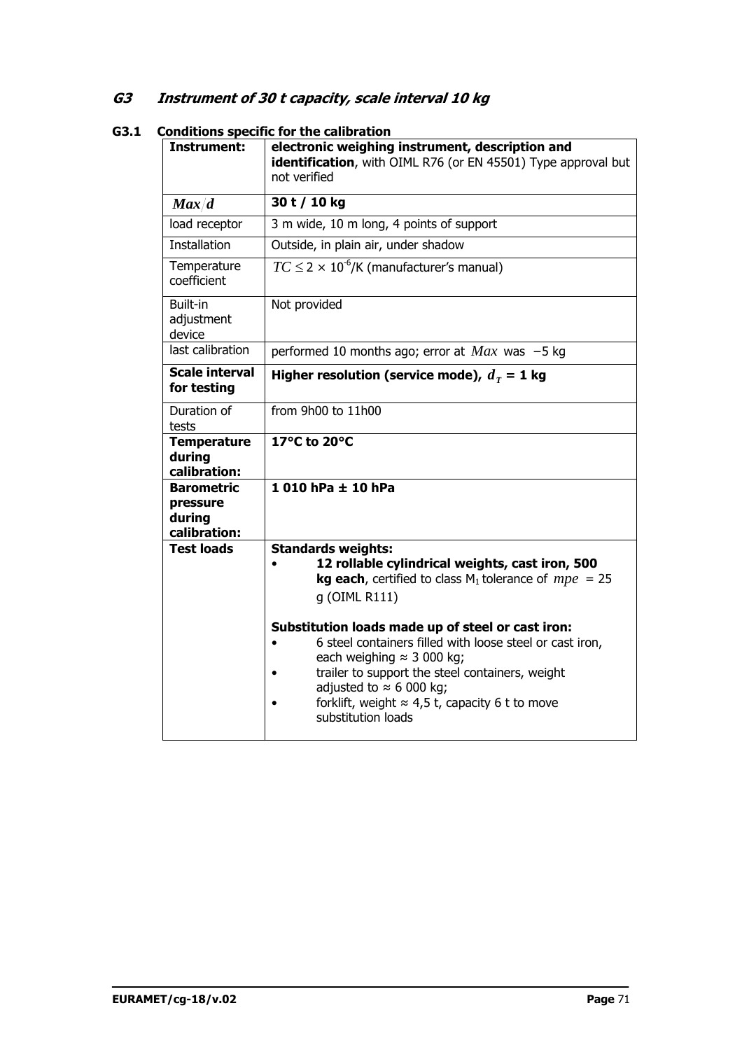## G3 Instrument of 30 t capacity, scale interval 10 kg

### G3.1 Conditions specific for the calibration

| **Instrument:** | **electronic weighing instrument, description and identification**, with OIML R76 (or EN 45501) Type approval but not verified |
|---|---|
| $Max/d$ | **30 t / 10 kg** |
| load receptor | 3 m wide, 10 m long, 4 points of support |
| Installation | Outside, in plain air, under shadow |
| Temperature coefficient | $TC \leq 2 \times 10^{-6}$/K (manufacturer's manual) |
| Built-in adjustment device | Not provided |
| last calibration | performed 10 months ago; error at $Max$ was −5 kg |
| **Scale interval for testing** | **Higher resolution (service mode), $d_T$ = 1 kg** |
| Duration of tests | from 9h00 to 11h00 |
| **Temperature during calibration:** | **17°C to 20°C** |
| **Barometric pressure during calibration:** | **1 010 hPa ± 10 hPa** |
| **Test loads** | **Standards weights:**<br>• **12 rollable cylindrical weights, cast iron, 500 kg each**, certified to class $M_1$ tolerance of $mpe$ = 25 g (OIML R111)<br><br>**Substitution loads made up of steel or cast iron:**<br>• 6 steel containers filled with loose steel or cast iron, each weighing ≈ 3 000 kg;<br>• trailer to support the steel containers, weight adjusted to ≈ 6 000 kg;<br>• forklift, weight ≈ 4,5 t, capacity 6 t to move substitution loads |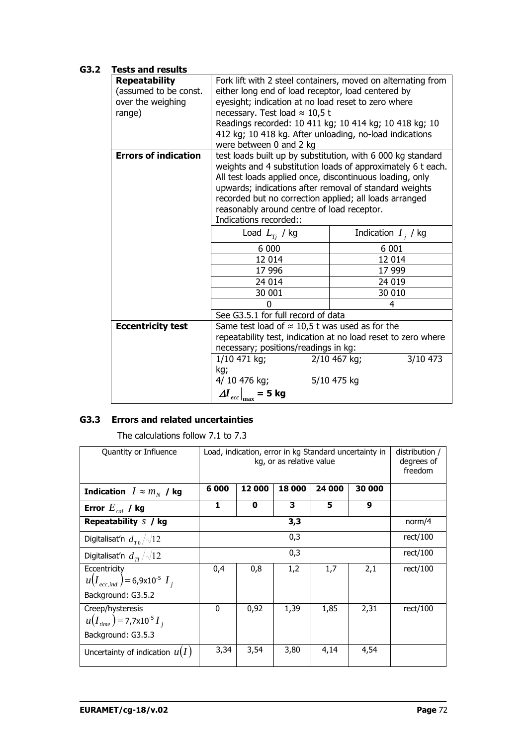### G3.2 Tests and results

| | |
|---|---|
| **Repeatability** (assumed to be const. over the weighing range) | Fork lift with 2 steel containers, moved on alternating from either long end of load receptor, load centered by eyesight; indication at no load reset to zero where necessary. Test load ≈ 10,5 t<br>Readings recorded: 10 411 kg; 10 414 kg; 10 418 kg; 10 412 kg; 10 418 kg. After unloading, no-load indications were between 0 and 2 kg |
| **Errors of indication** | test loads built up by substitution, with 6 000 kg standard weights and 4 substitution loads of approximately 6 t each. All test loads applied once, discontinuous loading, only upwards; indications after removal of standard weights recorded but no correction applied; all loads arranged reasonably around centre of load receptor.<br>Indications recorded::<br>Load $L_{Tj}$ / kg — Indication $I_j$ / kg<br>6 000 — 6 001<br>12 014 — 12 014<br>17 996 — 17 999<br>24 014 — 24 019<br>30 001 — 30 010<br>0 — 4<br>See G3.5.1 for full record of data |
| **Eccentricity test** | Same test load of ≈ 10,5 t was used as for the repeatability test, indication at no load reset to zero where necessary; positions/readings in kg:<br>1/10 471 kg; 2/10 467 kg; 3/10 473 kg;<br>4/ 10 476 kg; 5/10 475 kg<br>$\lvert \Delta I_{ecc} \rvert_{\max}$ = 5 kg |

### G3.3 Errors and related uncertainties

The calculations follow 7.1 to 7.3

| Quantity or Influence | Load, indication, error in kg Standard uncertainty in kg, or as relative value | | | | | distribution / degrees of freedom |
|---|---|---|---|---|---|---|
| **Indication** $I \approx m_N$ **/ kg** | **6 000** | **12 000** | **18 000** | **24 000** | **30 000** | |
| **Error** $E_{cal}$ **/ kg** | **1** | **0** | **3** | **5** | **9** | |
| **Repeatability** $s$ **/ kg** | | | **3,3** | | | norm/4 |
| Digitalisat'n $d_{T0}/\sqrt{12}$ | | | 0,3 | | | rect/100 |
| Digitalisat'n $d_{TI}/\sqrt{12}$ | | | 0,3 | | | rect/100 |
| Eccentricity $u(I_{ecc,ind}) = 6{,}9 \times 10^{-5}\ I_j$ Background: G3.5.2 | 0,4 | 0,8 | 1,2 | 1,7 | 2,1 | rect/100 |
| Creep/hysteresis $u(I_{time}) = 7{,}7 \times 10^{-5}\ I_j$ Background: G3.5.3 | 0 | 0,92 | 1,39 | 1,85 | 2,31 | rect/100 |
| Uncertainty of indication $u(I)$ | 3,34 | 3,54 | 3,80 | 4,14 | 4,54 | |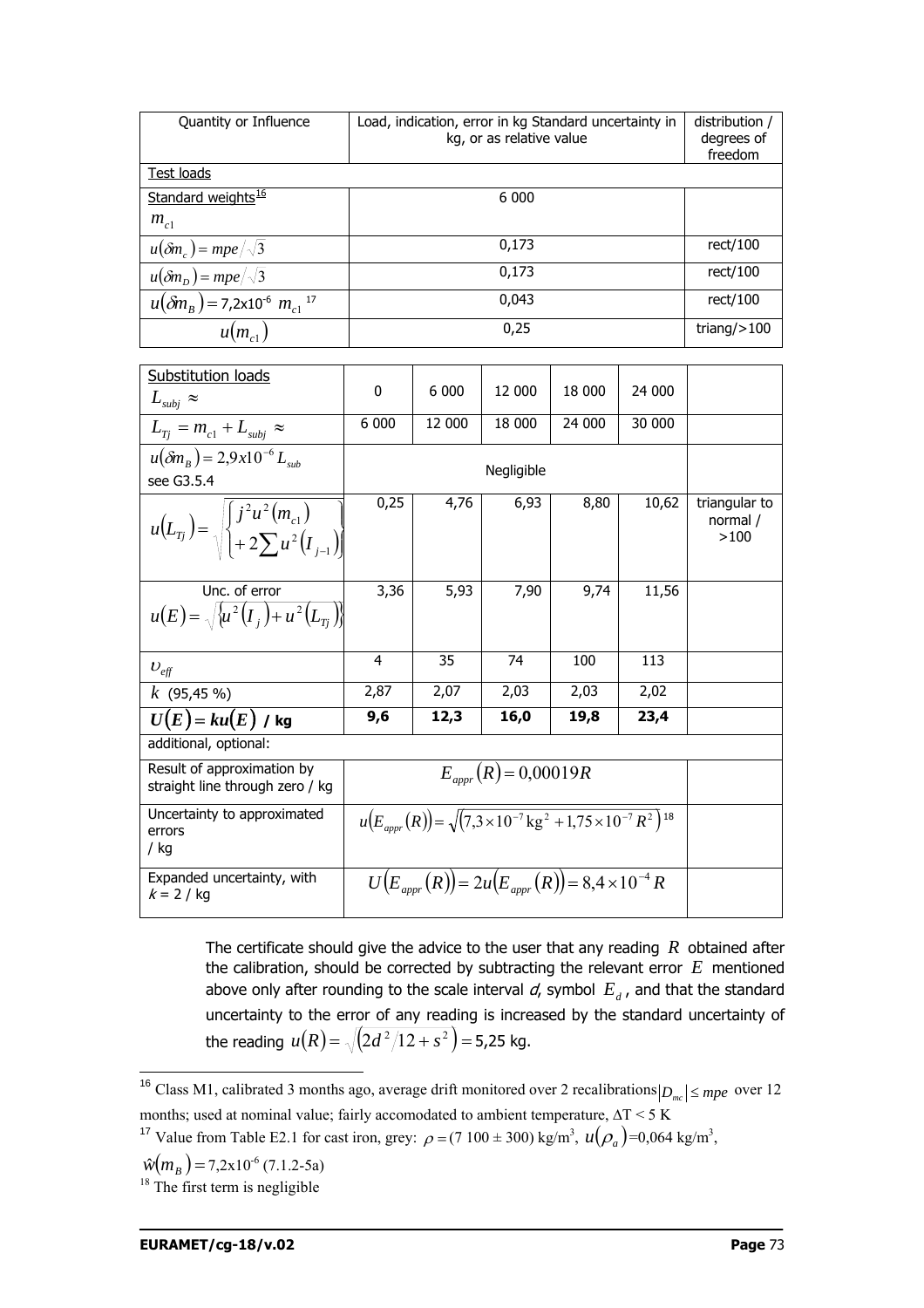| Quantity or Influence | Load, indication, error in kg Standard uncertainty in kg, or as relative value | distribution / degrees of freedom |
|---|---|---|
| Test loads | | |
| Standard weights[16] $m_{c1}$ | 6 000 | |
| $u(\delta m_c) = mpe/\sqrt{3}$ | 0,173 | rect/100 |
| $u(\delta m_D) = mpe/\sqrt{3}$ | 0,173 | rect/100 |
| $u(\delta m_B) = 7{,}2\text{x}10^{-6}\ m_{c1}$ [17] | 0,043 | rect/100 |
| $u(m_{c1})$ | 0,25 | triang/>100 |

| Substitution loads $L_{subj} \approx$ | 0 | 6 000 | 12 000 | 18 000 | 24 000 | |
|---|---|---|---|---|---|---|
| $L_{Tj} = m_{c1} + L_{subj} \approx$ | 6 000 | 12 000 | 18 000 | 24 000 | 30 000 | |
| $u(\delta m_B) = 2{,}9x10^{-6} L_{sub}$ see G3.5.4 | Negligible | | | | | |
| $u(L_{Tj}) = \sqrt{\left\{ j^2 u^2(m_{c1}) + 2\sum u^2(I_{j-1}) \right\}}$ | 0,25 | 4,76 | 6,93 | 8,80 | 10,62 | triangular to normal / >100 |
| Unc. of error $u(E) = \sqrt{\left\{ u^2(I_j) + u^2(L_{Tj}) \right\}}$ | 3,36 | 5,93 | 7,90 | 9,74 | 11,56 | |
| $\upsilon_{eff}$ | 4 | 35 | 74 | 100 | 113 | |
| $k$ (95,45 %) | 2,87 | 2,07 | 2,03 | 2,03 | 2,02 | |
| **$U(E) = ku(E)$ / kg** | **9,6** | **12,3** | **16,0** | **19,8** | **23,4** | |
| additional, optional: | | | | | | |
| Result of approximation by straight line through zero / kg | $E_{appr}(R) = 0{,}00019R$ | | | | | |
| Uncertainty to approximated errors / kg | $u(E_{appr}(R)) = \sqrt{\left(7{,}3\times10^{-7}\,\text{kg}^2 + 1{,}75\times10^{-7} R^2\right)}$ [18] | | | | | |
| Expanded uncertainty, with $k = 2$ / kg | $U(E_{appr}(R)) = 2u(E_{appr}(R)) = 8{,}4\times10^{-4} R$ | | | | | |

The certificate should give the advice to the user that any reading $R$ obtained after the calibration, should be corrected by subtracting the relevant error $E$ mentioned above only after rounding to the scale interval *d*, symbol $E_d$, and that the standard uncertainty to the error of any reading is increased by the standard uncertainty of the reading $u(R) = \sqrt{\left(2d^2/12 + s^2\right)} = 5{,}25$ kg.

---

[16] Class M1, calibrated 3 months ago, average drift monitored over 2 recalibrations $|D_{mc}| \leq mpe$ over 12 months; used at nominal value; fairly accomodated to ambient temperature, $\Delta T < 5$ K

[17] Value from Table E2.1 for cast iron, grey: $\rho = (7\ 100 \pm 300)$ kg/m³, $u(\rho_a)$=0,064 kg/m³, $\hat{w}(m_B) = 7{,}2\text{x}10^{-6}$ (7.1.2-5a)

[18] The first term is negligible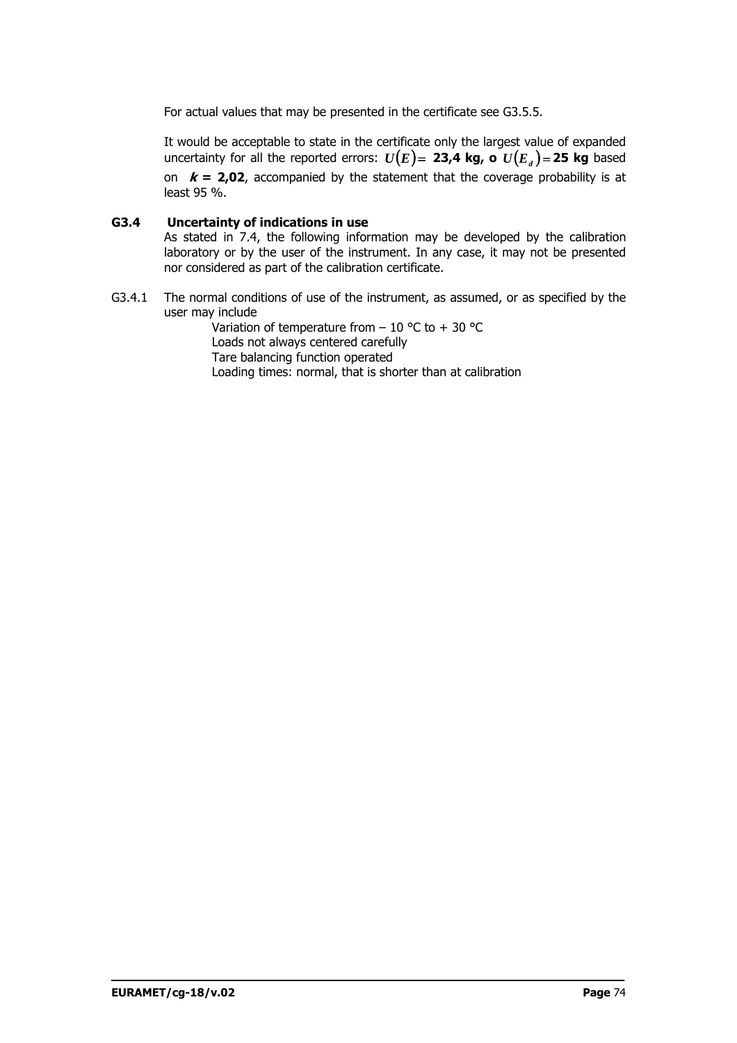For actual values that may be presented in the certificate see G3.5.5.

It would be acceptable to state in the certificate only the largest value of expanded uncertainty for all the reported errors: $U(E) =$ **23,4 kg, o** $U(E_d) =$ **25 kg** based on $\boldsymbol{k} =$ **2,02**, accompanied by the statement that the coverage probability is at least 95 %.

### G3.4 Uncertainty of indications in use

As stated in 7.4, the following information may be developed by the calibration laboratory or by the user of the instrument. In any case, it may not be presented nor considered as part of the calibration certificate.

G3.4.1 The normal conditions of use of the instrument, as assumed, or as specified by the user may include

Variation of temperature from – 10 °C to + 30 °C
Loads not always centered carefully
Tare balancing function operated
Loading times: normal, that is shorter than at calibration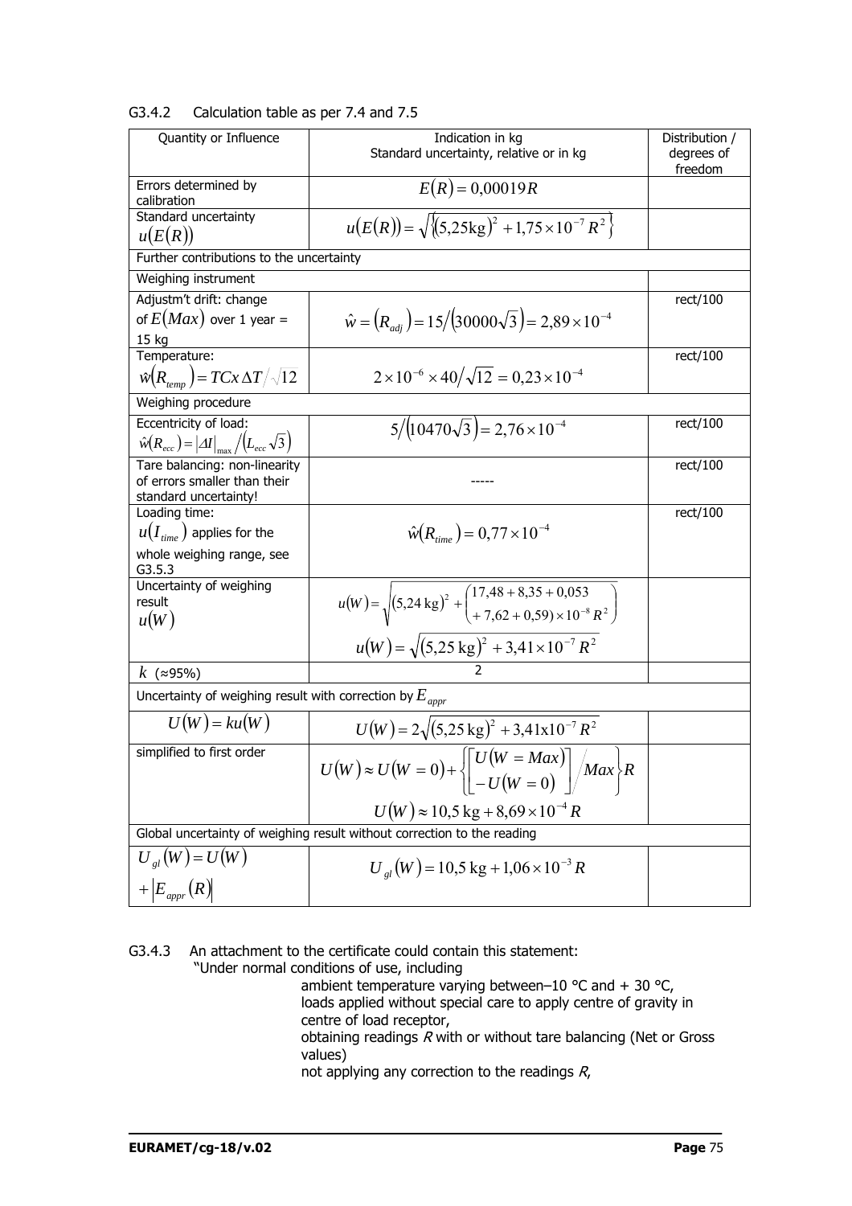G3.4.2 Calculation table as per 7.4 and 7.5

| Quantity or Influence | Indication in kg<br>Standard uncertainty, relative or in kg | Distribution / degrees of freedom |
|---|---|---|
| Errors determined by calibration | $E(R) = 0{,}00019R$ | |
| Standard uncertainty $u(E(R))$ | $u(E(R)) = \sqrt{\{(5{,}25\text{kg})^2 + 1{,}75 \times 10^{-7} R^2\}}$ | |
| Further contributions to the uncertainty | | |
| Weighing instrument | | |
| Adjustm't drift: change of $E(Max)$ over 1 year = 15 kg | $\hat{w} = (R_{adj}) = 15/(30000\sqrt{3}) = 2{,}89 \times 10^{-4}$ | rect/100 |
| Temperature: $\hat{w}(R_{temp}) = TCx\,\Delta T/\sqrt{12}$ | $2 \times 10^{-6} \times 40/\sqrt{12} = 0{,}23 \times 10^{-4}$ | rect/100 |
| Weighing procedure | | |
| Eccentricity of load: $\hat{w}(R_{ecc}) = \|\Delta I\|_{\max}/(L_{ecc}\sqrt{3})$ | $5/(10470\sqrt{3}) = 2{,}76 \times 10^{-4}$ | rect/100 |
| Tare balancing: non-linearity of errors smaller than their standard uncertainty! | ----- | rect/100 |
| Loading time: $u(I_{time})$ applies for the whole weighing range, see G3.5.3 | $\hat{w}(R_{time}) = 0{,}77 \times 10^{-4}$ | rect/100 |
| Uncertainty of weighing result $u(W)$ | $u(W) = \sqrt{(5{,}24\text{ kg})^2 + \begin{pmatrix} 17{,}48 + 8{,}35 + 0{,}053 \\ + 7{,}62 + 0{,}59) \times 10^{-8} R^2 \end{pmatrix}}$<br>$u(W) = \sqrt{(5{,}25\text{ kg})^2 + 3{,}41 \times 10^{-7} R^2}$ | |
| $k$ (≈95%) | 2 | |
| Uncertainty of weighing result with correction by $E_{appr}$ | | |
| $U(W) = ku(W)$ | $U(W) = 2\sqrt{(5{,}25\text{ kg})^2 + 3{,}41\text{x}10^{-7} R^2}$ | |
| simplified to first order | $U(W) \approx U(W=0) + \left\{ \begin{bmatrix} U(W = Max) \\ -U(W=0) \end{bmatrix} / Max \right\} R$<br>$U(W) \approx 10{,}5\text{ kg} + 8{,}69 \times 10^{-4} R$ | |
| Global uncertainty of weighing result without correction to the reading | | |
| $U_{gl}(W) = U(W) + \|E_{appr}(R)\|$ | $U_{gl}(W) = 10{,}5\text{ kg} + 1{,}06 \times 10^{-3} R$ | |

G3.4.3 An attachment to the certificate could contain this statement:

"Under normal conditions of use, including

ambient temperature varying between–10 °C and + 30 °C,
loads applied without special care to apply centre of gravity in centre of load receptor,
obtaining readings *R* with or without tare balancing (Net or Gross values)
not applying any correction to the readings *R*,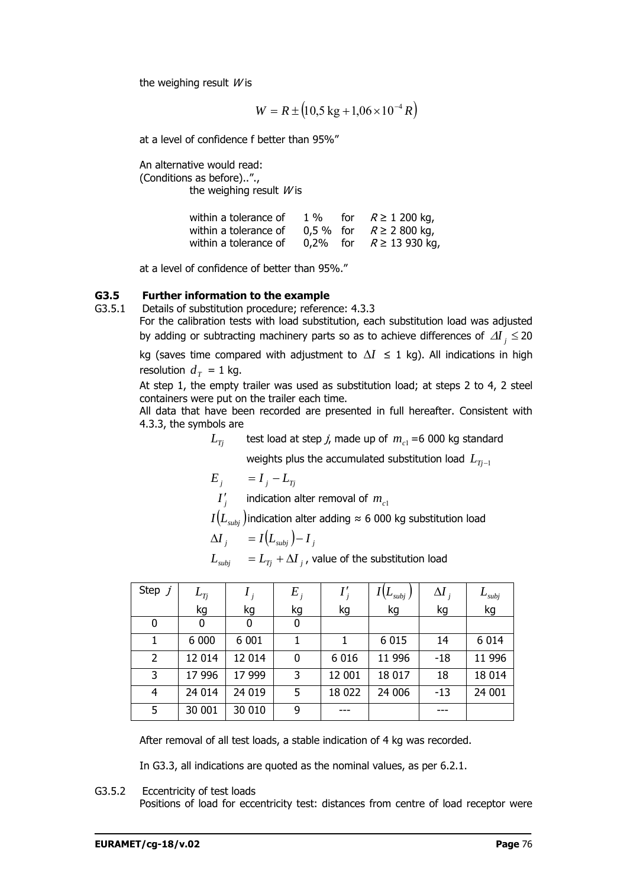the weighing result *W* is

$$W = R \pm \left(10{,}5\,\text{kg} + 1{,}06 \times 10^{-4} R\right)$$

at a level of confidence f better than 95%"

An alternative would read:
(Conditions as before).."., 
the weighing result *W* is

| | | | |
|---|---|---|---|
| within a tolerance of | 1 % | for | $R \geq 1\,200$ kg, |
| within a tolerance of | 0,5 % | for | $R \geq 2\,800$ kg, |
| within a tolerance of | 0,2% | for | $R \geq 13\,930$ kg, |

at a level of confidence of better than 95%."

### G3.5 Further information to the example

G3.5.1 Details of substitution procedure; reference: 4.3.3

For the calibration tests with load substitution, each substitution load was adjusted by adding or subtracting machinery parts so as to achieve differences of $\Delta I_j \leq 20$ kg (saves time compared with adjustment to $\Delta I \leq 1$ kg). All indications in high resolution $d_T = 1$ kg.

At step 1, the empty trailer was used as substitution load; at steps 2 to 4, 2 steel containers were put on the trailer each time.

All data that have been recorded are presented in full hereafter. Consistent with 4.3.3, the symbols are

$L_{Tj}$ test load at step *j*, made up of $m_{c1}$ =6 000 kg standard weights plus the accumulated substitution load $L_{Tj-1}$

$E_j \quad = I_j - L_{Tj}$

$I'_j$ indication alter removal of $m_{c1}$

$I(L_{subj})$ indication alter adding ≈ 6 000 kg substitution load

$\Delta I_j \quad = I(L_{subj}) - I_j$

$L_{subj} \quad = L_{Tj} + \Delta I_j$, value of the substitution load

| Step $j$ | $L_{Tj}$ kg | $I_j$ kg | $E_j$ kg | $I'_j$ kg | $I(L_{subj})$ kg | $\Delta I_j$ kg | $L_{subj}$ kg |
|---|---|---|---|---|---|---|---|
| 0 | 0 | 0 | 0 | | | | |
| 1 | 6 000 | 6 001 | 1 | 1 | 6 015 | 14 | 6 014 |
| 2 | 12 014 | 12 014 | 0 | 6 016 | 11 996 | -18 | 11 996 |
| 3 | 17 996 | 17 999 | 3 | 12 001 | 18 017 | 18 | 18 014 |
| 4 | 24 014 | 24 019 | 5 | 18 022 | 24 006 | -13 | 24 001 |
| 5 | 30 001 | 30 010 | 9 | --- | | --- | |

After removal of all test loads, a stable indication of 4 kg was recorded.

In G3.3, all indications are quoted as the nominal values, as per 6.2.1.

G3.5.2 Eccentricity of test loads

Positions of load for eccentricity test: distances from centre of load receptor were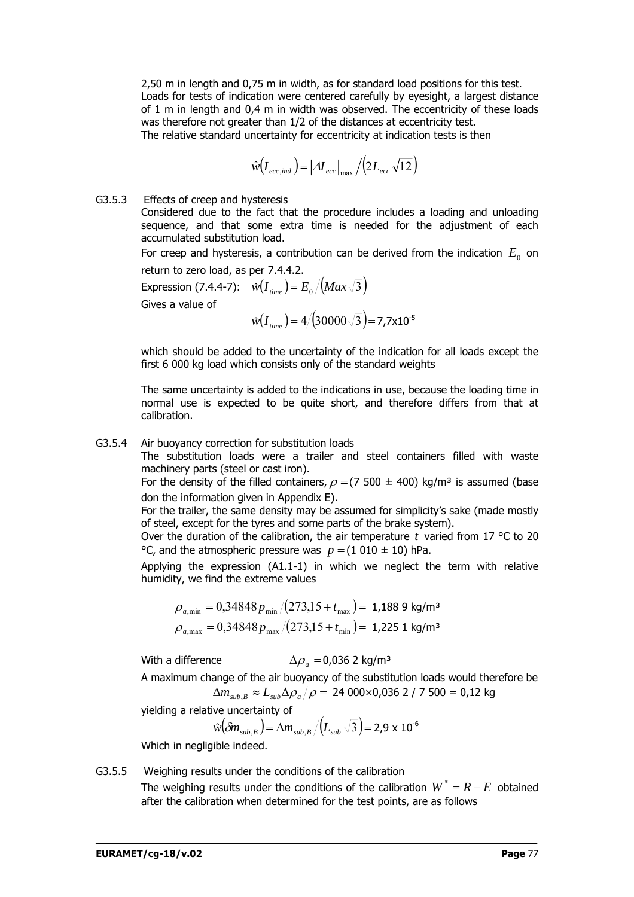2,50 m in length and 0,75 m in width, as for standard load positions for this test. Loads for tests of indication were centered carefully by eyesight, a largest distance of 1 m in length and 0,4 m in width was observed. The eccentricity of these loads was therefore not greater than 1/2 of the distances at eccentricity test.
The relative standard uncertainty for eccentricity at indication tests is then

$$\hat{w}\left(I_{ecc,ind}\right) = \left|\Delta I_{ecc}\right|_{\max} / \left(2L_{ecc}\sqrt{12}\right)$$

G3.5.3 Effects of creep and hysteresis

Considered due to the fact that the procedure includes a loading and unloading sequence, and that some extra time is needed for the adjustment of each accumulated substitution load.

For creep and hysteresis, a contribution can be derived from the indication $E_0$ on return to zero load, as per 7.4.4.2.

Expression (7.4.4-7): $\hat{w}\left(I_{time}\right) = E_0 / \left(Max\sqrt{3}\right)$

Gives a value of

$$\hat{w}\left(I_{time}\right) = 4 / \left(30000\sqrt{3}\right) = 7{,}7\text{x}10^{-5}$$

which should be added to the uncertainty of the indication for all loads except the first 6 000 kg load which consists only of the standard weights

The same uncertainty is added to the indications in use, because the loading time in normal use is expected to be quite short, and therefore differs from that at calibration.

G3.5.4 Air buoyancy correction for substitution loads

The substitution loads were a trailer and steel containers filled with waste machinery parts (steel or cast iron).

For the density of the filled containers, $\rho =$(7 500 ± 400) kg/m³ is assumed (base don the information given in Appendix E).

For the trailer, the same density may be assumed for simplicity's sake (made mostly of steel, except for the tyres and some parts of the brake system).

Over the duration of the calibration, the air temperature $t$ varied from 17 °C to 20 °C, and the atmospheric pressure was $p =$(1 010 ± 10) hPa.

Applying the expression (A1.1-1) in which we neglect the term with relative humidity, we find the extreme values

$$\rho_{a,\min} = 0{,}34848\, p_{\min} / \left(273{,}15 + t_{\max}\right) = 1{,}188\ 9 \text{ kg/m}^3$$

$$\rho_{a,\max} = 0{,}34848\, p_{\max} / \left(273{,}15 + t_{\min}\right) = 1{,}225\ 1 \text{ kg/m}^3$$

With a difference $\Delta\rho_a = 0{,}036\ 2$ kg/m³

A maximum change of the air buoyancy of the substitution loads would therefore be

$$\Delta m_{sub,B} \approx L_{sub}\Delta\rho_a / \rho = 24\ 000 \times 0{,}036\ 2 / 7\ 500 = 0{,}12 \text{ kg}$$

yielding a relative uncertainty of

$$\hat{w}\left(\delta m_{sub,B}\right) = \Delta m_{sub,B} / \left(L_{sub}\sqrt{3}\right) = 2{,}9 \times 10^{-6}$$

Which in negligible indeed.

G3.5.5 Weighing results under the conditions of the calibration

The weighing results under the conditions of the calibration $W^* = R - E$ obtained after the calibration when determined for the test points, are as follows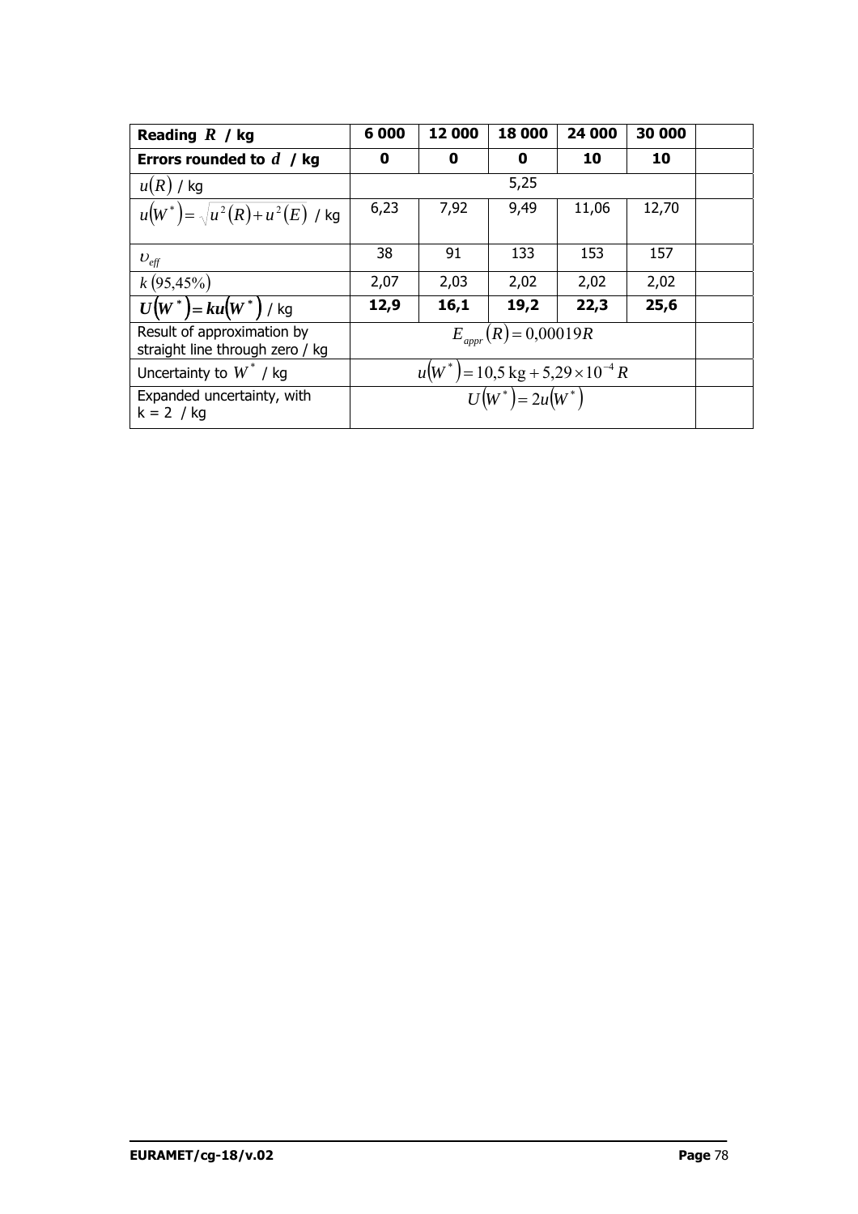| Reading $R$ / kg | 6 000 | 12 000 | 18 000 | 24 000 | 30 000 | |
|---|---|---|---|---|---|---|
| **Errors rounded to $d$ / kg** | **0** | **0** | **0** | **10** | **10** | |
| $u(R)$ / kg | 5,25 | | | | | |
| $u(W^*) = \sqrt{u^2(R) + u^2(E)}$ / kg | 6,23 | 7,92 | 9,49 | 11,06 | 12,70 | |
| $\upsilon_{eff}$ | 38 | 91 | 133 | 153 | 157 | |
| $k\,(95{,}45\%)$ | 2,07 | 2,03 | 2,02 | 2,02 | 2,02 | |
| $\boldsymbol{U(W^*) = ku(W^*)}$ / kg | **12,9** | **16,1** | **19,2** | **22,3** | **25,6** | |
| Result of approximation by straight line through zero / kg | $E_{appr}(R) = 0{,}00019R$ | | | | | |
| Uncertainty to $W^*$ / kg | $u(W^*) = 10{,}5\text{ kg} + 5{,}29 \times 10^{-4} R$ | | | | | |
| Expanded uncertainty, with k = 2 / kg | $U(W^*) = 2u(W^*)$ | | | | | |